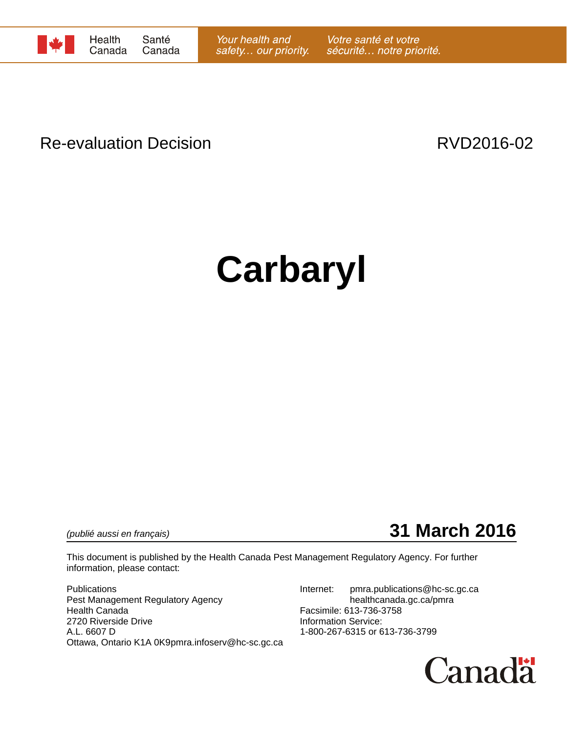Health Canada | Santé Canada

*Your health and safety… our priority.* *Votre santé et votre sécurité… notre priorité.*

Re-evaluation Decision RVD2016-02

# Carbaryl

*(publié aussi en français)*

**31 March 2016**

This document is published by the Health Canada Pest Management Regulatory Agency. For further information, please contact:

Publications
Pest Management Regulatory Agency
Health Canada
2720 Riverside Drive
A.L. 6607 D
Ottawa, Ontario K1A 0K9pmra.infoserv@hc-sc.gc.ca

Internet: pmra.publications@hc-sc.gc.ca
healthcanada.gc.ca/pmra
Facsimile: 613-736-3758
Information Service:
1-800-267-6315 or 613-736-3799

Canada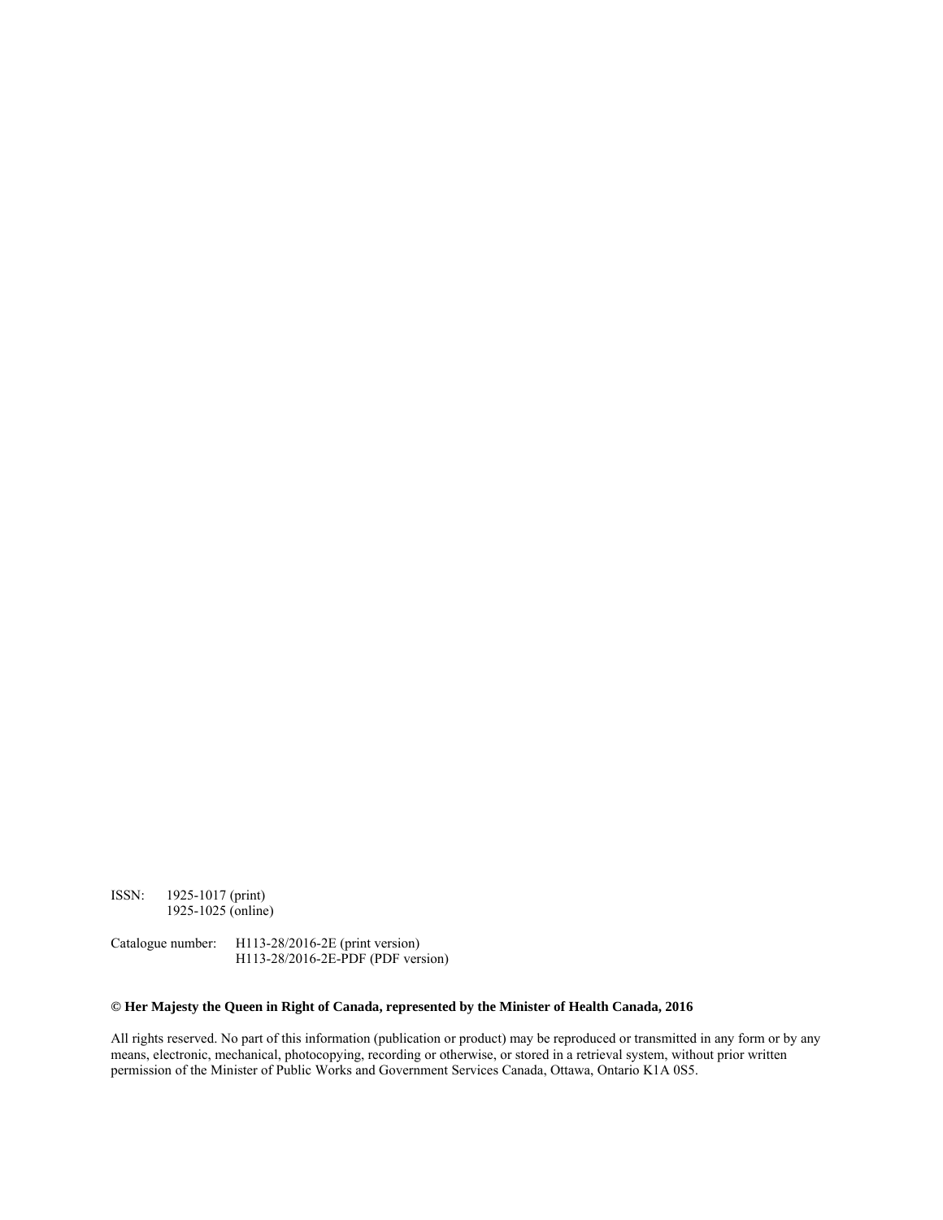ISSN: 1925-1017 (print)
1925-1025 (online)

Catalogue number: H113-28/2016-2E (print version)
H113-28/2016-2E-PDF (PDF version)

**© Her Majesty the Queen in Right of Canada, represented by the Minister of Health Canada, 2016**

All rights reserved. No part of this information (publication or product) may be reproduced or transmitted in any form or by any means, electronic, mechanical, photocopying, recording or otherwise, or stored in a retrieval system, without prior written permission of the Minister of Public Works and Government Services Canada, Ottawa, Ontario K1A 0S5.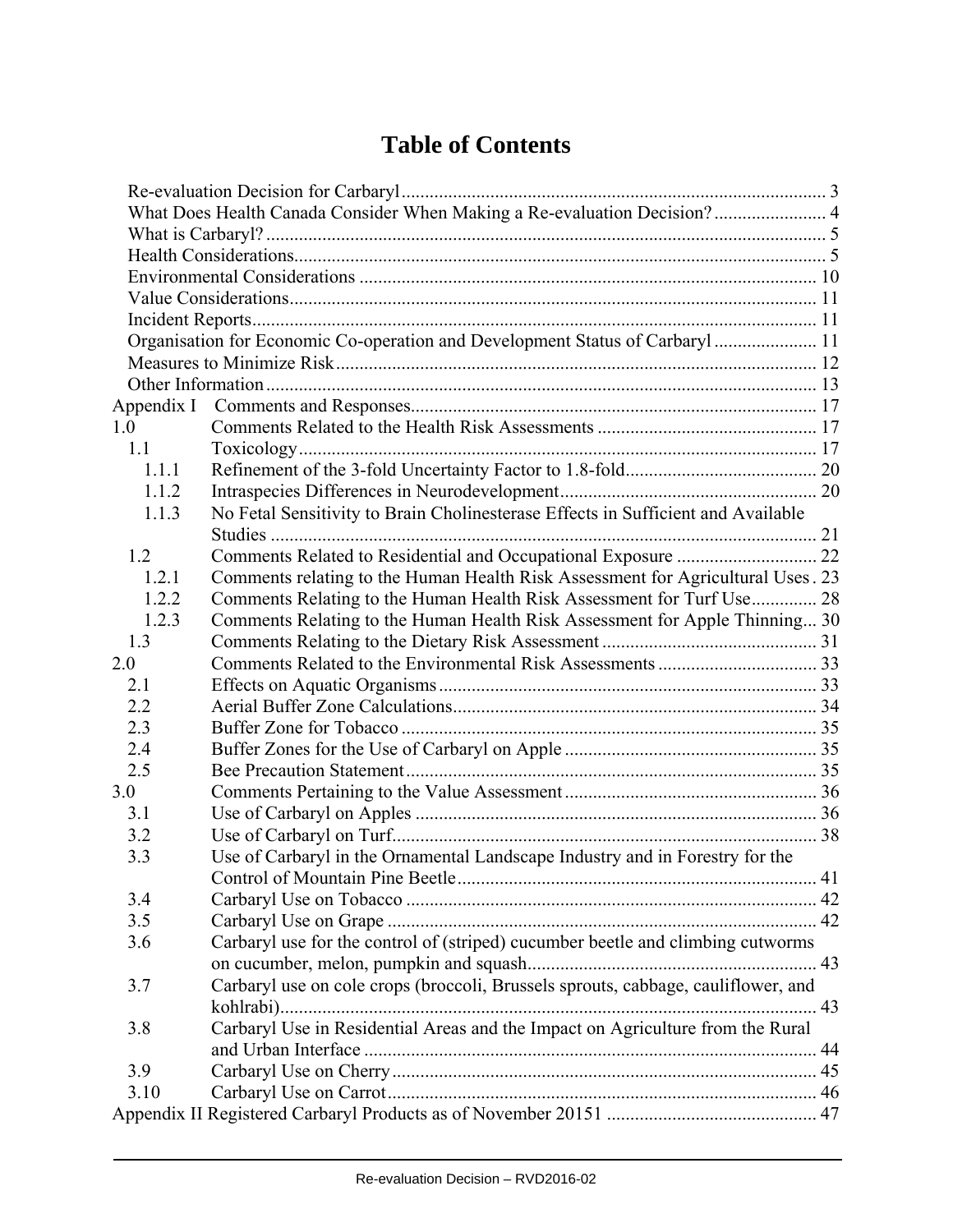# Table of Contents

Re-evaluation Decision for Carbaryl .......... 3
What Does Health Canada Consider When Making a Re-evaluation Decision? .......... 4
What is Carbaryl? .......... 5
Health Considerations .......... 5
Environmental Considerations .......... 10
Value Considerations .......... 11
Incident Reports .......... 11
Organisation for Economic Co-operation and Development Status of Carbaryl .......... 11
Measures to Minimize Risk .......... 12
Other Information .......... 13

Appendix I Comments and Responses .......... 17

1.0 Comments Related to the Health Risk Assessments .......... 17
- 1.1 Toxicology .......... 17
  - 1.1.1 Refinement of the 3-fold Uncertainty Factor to 1.8-fold .......... 20
  - 1.1.2 Intraspecies Differences in Neurodevelopment .......... 20
  - 1.1.3 No Fetal Sensitivity to Brain Cholinesterase Effects in Sufficient and Available Studies .......... 21
- 1.2 Comments Related to Residential and Occupational Exposure .......... 22
  - 1.2.1 Comments relating to the Human Health Risk Assessment for Agricultural Uses .......... 23
  - 1.2.2 Comments Relating to the Human Health Risk Assessment for Turf Use .......... 28
  - 1.2.3 Comments Relating to the Human Health Risk Assessment for Apple Thinning .......... 30
- 1.3 Comments Relating to the Dietary Risk Assessment .......... 31

2.0 Comments Related to the Environmental Risk Assessments .......... 33
- 2.1 Effects on Aquatic Organisms .......... 33
- 2.2 Aerial Buffer Zone Calculations .......... 34
- 2.3 Buffer Zone for Tobacco .......... 35
- 2.4 Buffer Zones for the Use of Carbaryl on Apple .......... 35
- 2.5 Bee Precaution Statement .......... 35

3.0 Comments Pertaining to the Value Assessment .......... 36
- 3.1 Use of Carbaryl on Apples .......... 36
- 3.2 Use of Carbaryl on Turf .......... 38
- 3.3 Use of Carbaryl in the Ornamental Landscape Industry and in Forestry for the Control of Mountain Pine Beetle .......... 41
- 3.4 Carbaryl Use on Tobacco .......... 42
- 3.5 Carbaryl Use on Grape .......... 42
- 3.6 Carbaryl use for the control of (striped) cucumber beetle and climbing cutworms on cucumber, melon, pumpkin and squash .......... 43
- 3.7 Carbaryl use on cole crops (broccoli, Brussels sprouts, cabbage, cauliflower, and kohlrabi) .......... 43
- 3.8 Carbaryl Use in Residential Areas and the Impact on Agriculture from the Rural and Urban Interface .......... 44
- 3.9 Carbaryl Use on Cherry .......... 45
- 3.10 Carbaryl Use on Carrot .......... 46

Appendix II Registered Carbaryl Products as of November 20151 .......... 47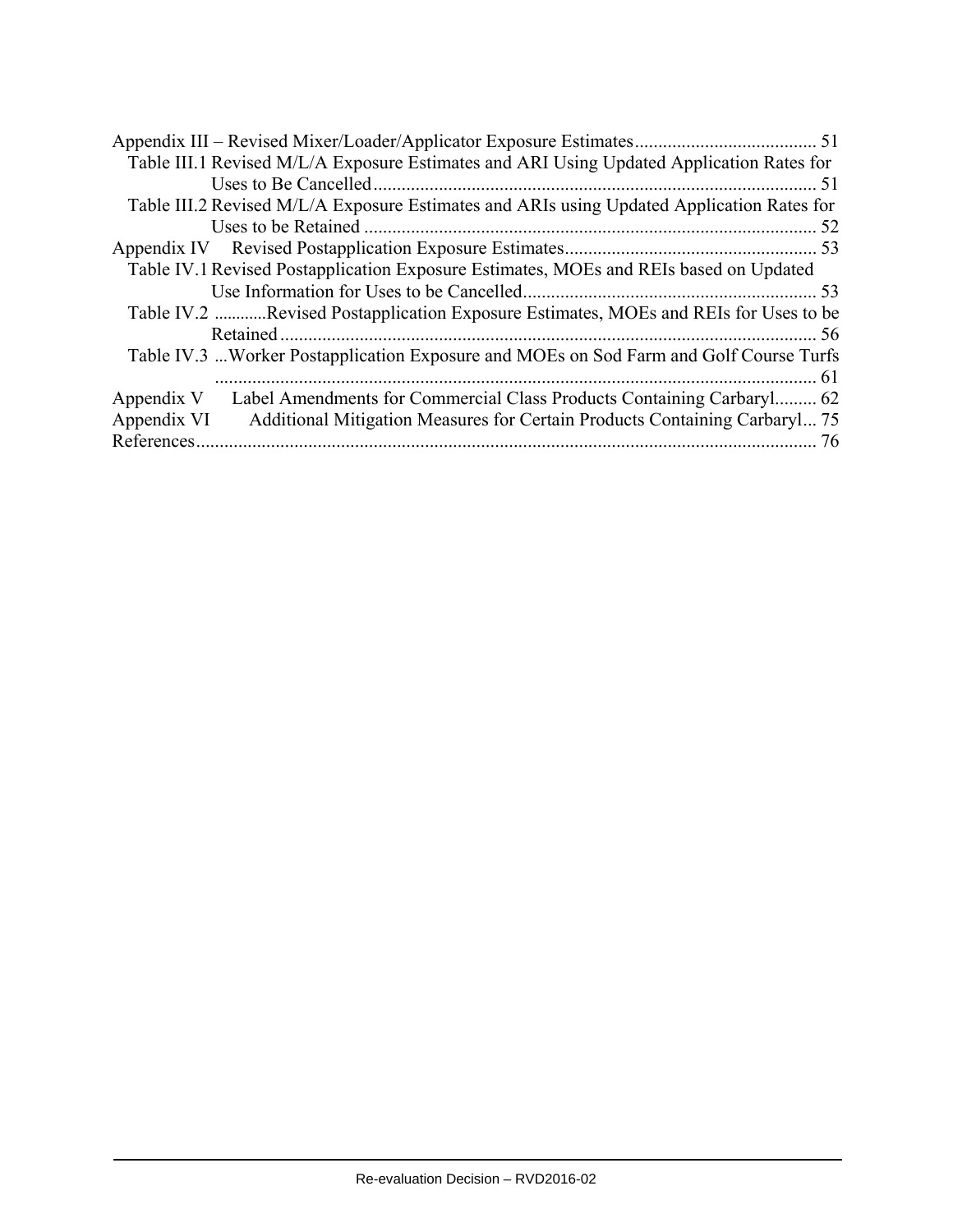Appendix III – Revised Mixer/Loader/Applicator Exposure Estimates....................................... 51

Table III.1 Revised M/L/A Exposure Estimates and ARI Using Updated Application Rates for Uses to Be Cancelled............................................................................................. 51

Table III.2 Revised M/L/A Exposure Estimates and ARIs using Updated Application Rates for Uses to be Retained ............................................................................................... 52

Appendix IV Revised Postapplication Exposure Estimates...................................................... 53

Table IV.1 Revised Postapplication Exposure Estimates, MOEs and REIs based on Updated Use Information for Uses to be Cancelled.............................................................. 53

Table IV.2 ............Revised Postapplication Exposure Estimates, MOEs and REIs for Uses to be Retained.................................................................................................................. 56

Table IV.3 ...Worker Postapplication Exposure and MOEs on Sod Farm and Golf Course Turfs ................................................................................................................................ 61

Appendix V Label Amendments for Commercial Class Products Containing Carbaryl......... 62

Appendix VI Additional Mitigation Measures for Certain Products Containing Carbaryl... 75

References.................................................................................................................................... 76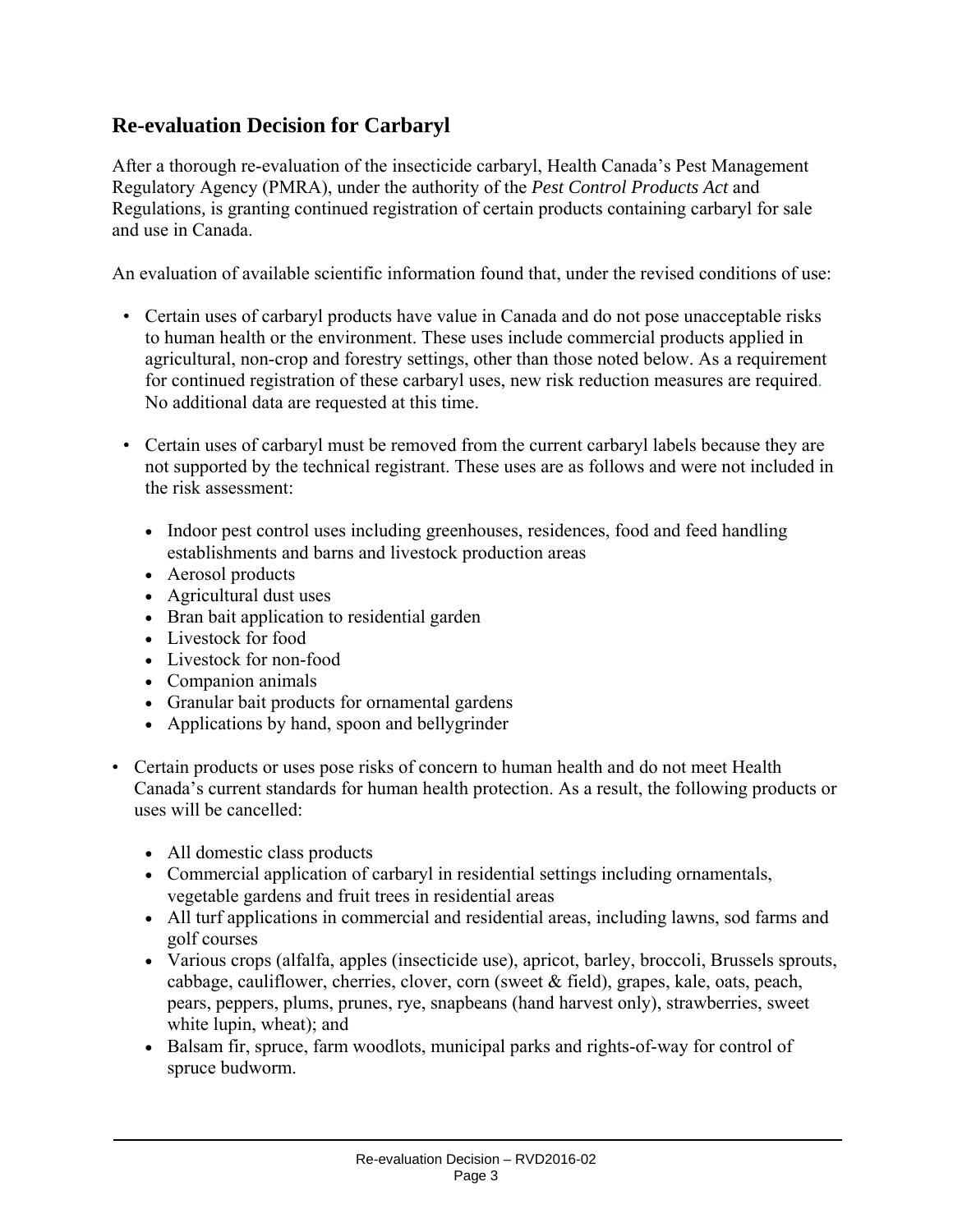## Re-evaluation Decision for Carbaryl

After a thorough re-evaluation of the insecticide carbaryl, Health Canada's Pest Management Regulatory Agency (PMRA), under the authority of the *Pest Control Products Act* and Regulations, is granting continued registration of certain products containing carbaryl for sale and use in Canada.

An evaluation of available scientific information found that, under the revised conditions of use:

- Certain uses of carbaryl products have value in Canada and do not pose unacceptable risks to human health or the environment. These uses include commercial products applied in agricultural, non-crop and forestry settings, other than those noted below. As a requirement for continued registration of these carbaryl uses, new risk reduction measures are required. No additional data are requested at this time.

- Certain uses of carbaryl must be removed from the current carbaryl labels because they are not supported by the technical registrant. These uses are as follows and were not included in the risk assessment:
  - Indoor pest control uses including greenhouses, residences, food and feed handling establishments and barns and livestock production areas
  - Aerosol products
  - Agricultural dust uses
  - Bran bait application to residential garden
  - Livestock for food
  - Livestock for non-food
  - Companion animals
  - Granular bait products for ornamental gardens
  - Applications by hand, spoon and bellygrinder

- Certain products or uses pose risks of concern to human health and do not meet Health Canada's current standards for human health protection. As a result, the following products or uses will be cancelled:
  - All domestic class products
  - Commercial application of carbaryl in residential settings including ornamentals, vegetable gardens and fruit trees in residential areas
  - All turf applications in commercial and residential areas, including lawns, sod farms and golf courses
  - Various crops (alfalfa, apples (insecticide use), apricot, barley, broccoli, Brussels sprouts, cabbage, cauliflower, cherries, clover, corn (sweet & field), grapes, kale, oats, peach, pears, peppers, plums, prunes, rye, snapbeans (hand harvest only), strawberries, sweet white lupin, wheat); and
  - Balsam fir, spruce, farm woodlots, municipal parks and rights-of-way for control of spruce budworm.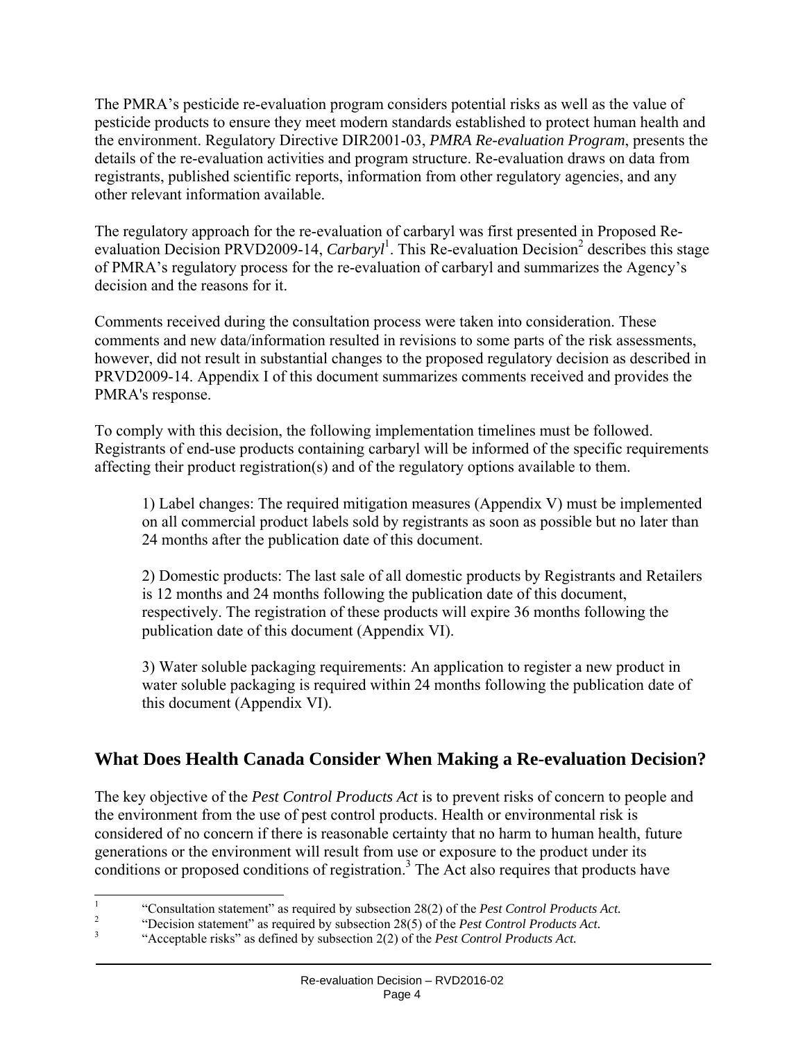The PMRA's pesticide re-evaluation program considers potential risks as well as the value of pesticide products to ensure they meet modern standards established to protect human health and the environment. Regulatory Directive DIR2001-03, *PMRA Re-evaluation Program*, presents the details of the re-evaluation activities and program structure. Re-evaluation draws on data from registrants, published scientific reports, information from other regulatory agencies, and any other relevant information available.

The regulatory approach for the re-evaluation of carbaryl was first presented in Proposed Re-evaluation Decision PRVD2009-14, *Carbaryl*[1]. This Re-evaluation Decision[2] describes this stage of PMRA's regulatory process for the re-evaluation of carbaryl and summarizes the Agency's decision and the reasons for it.

Comments received during the consultation process were taken into consideration. These comments and new data/information resulted in revisions to some parts of the risk assessments, however, did not result in substantial changes to the proposed regulatory decision as described in PRVD2009-14. Appendix I of this document summarizes comments received and provides the PMRA's response.

To comply with this decision, the following implementation timelines must be followed. Registrants of end-use products containing carbaryl will be informed of the specific requirements affecting their product registration(s) and of the regulatory options available to them.

1) Label changes: The required mitigation measures (Appendix V) must be implemented on all commercial product labels sold by registrants as soon as possible but no later than 24 months after the publication date of this document.

2) Domestic products: The last sale of all domestic products by Registrants and Retailers is 12 months and 24 months following the publication date of this document, respectively. The registration of these products will expire 36 months following the publication date of this document (Appendix VI).

3) Water soluble packaging requirements: An application to register a new product in water soluble packaging is required within 24 months following the publication date of this document (Appendix VI).

## What Does Health Canada Consider When Making a Re-evaluation Decision?

The key objective of the *Pest Control Products Act* is to prevent risks of concern to people and the environment from the use of pest control products. Health or environmental risk is considered of no concern if there is reasonable certainty that no harm to human health, future generations or the environment will result from use or exposure to the product under its conditions or proposed conditions of registration.[3] The Act also requires that products have

---

[1] "Consultation statement" as required by subsection 28(2) of the *Pest Control Products Act.*

[2] "Decision statement" as required by subsection 28(5) of the *Pest Control Products Act*.

[3] "Acceptable risks" as defined by subsection 2(2) of the *Pest Control Products Act.*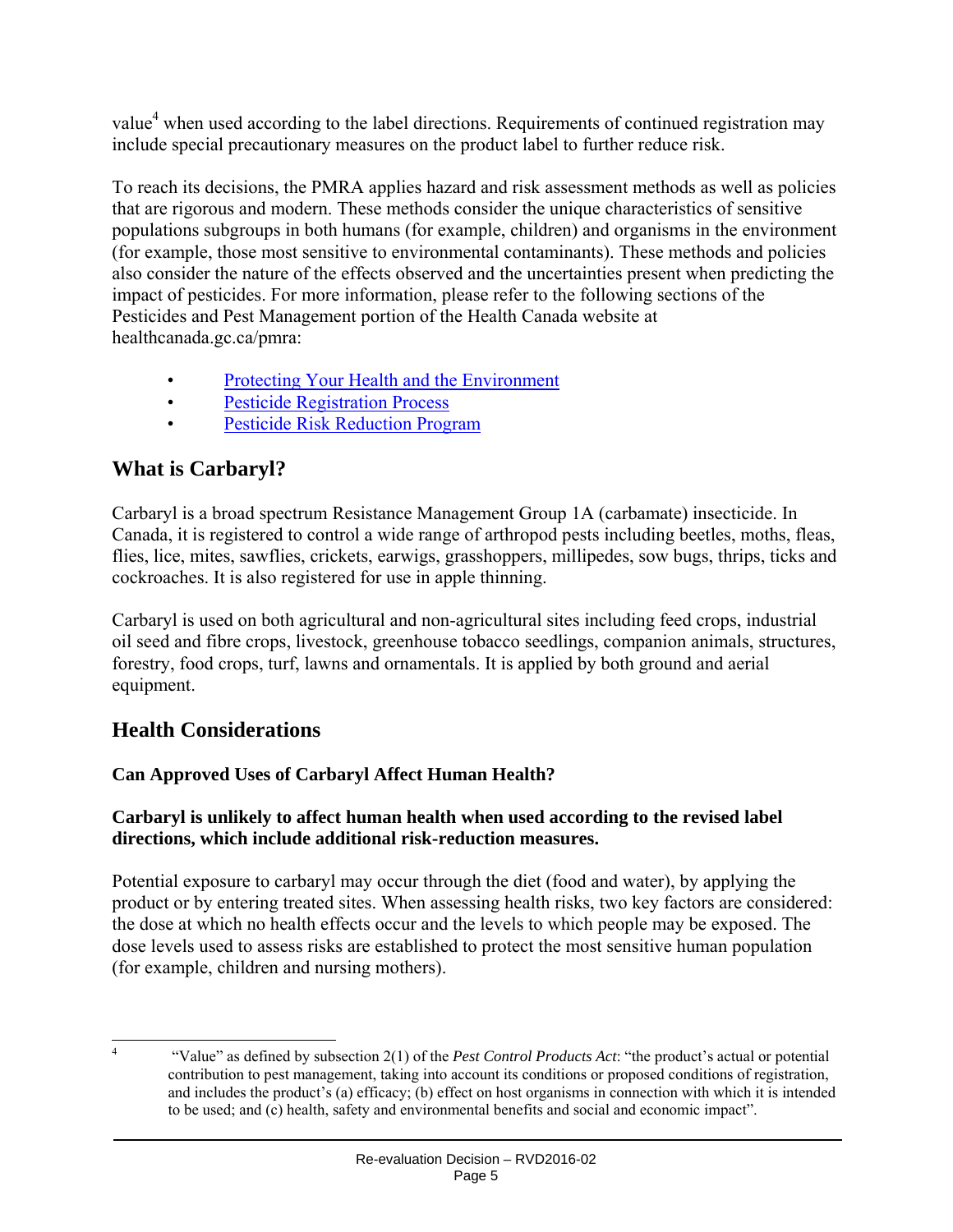value[4] when used according to the label directions. Requirements of continued registration may include special precautionary measures on the product label to further reduce risk.

To reach its decisions, the PMRA applies hazard and risk assessment methods as well as policies that are rigorous and modern. These methods consider the unique characteristics of sensitive populations subgroups in both humans (for example, children) and organisms in the environment (for example, those most sensitive to environmental contaminants). These methods and policies also consider the nature of the effects observed and the uncertainties present when predicting the impact of pesticides. For more information, please refer to the following sections of the Pesticides and Pest Management portion of the Health Canada website at healthcanada.gc.ca/pmra:

- Protecting Your Health and the Environment
- Pesticide Registration Process
- Pesticide Risk Reduction Program

## What is Carbaryl?

Carbaryl is a broad spectrum Resistance Management Group 1A (carbamate) insecticide. In Canada, it is registered to control a wide range of arthropod pests including beetles, moths, fleas, flies, lice, mites, sawflies, crickets, earwigs, grasshoppers, millipedes, sow bugs, thrips, ticks and cockroaches. It is also registered for use in apple thinning.

Carbaryl is used on both agricultural and non-agricultural sites including feed crops, industrial oil seed and fibre crops, livestock, greenhouse tobacco seedlings, companion animals, structures, forestry, food crops, turf, lawns and ornamentals. It is applied by both ground and aerial equipment.

## Health Considerations

### Can Approved Uses of Carbaryl Affect Human Health?

**Carbaryl is unlikely to affect human health when used according to the revised label directions, which include additional risk-reduction measures.**

Potential exposure to carbaryl may occur through the diet (food and water), by applying the product or by entering treated sites. When assessing health risks, two key factors are considered: the dose at which no health effects occur and the levels to which people may be exposed. The dose levels used to assess risks are established to protect the most sensitive human population (for example, children and nursing mothers).

[4] "Value" as defined by subsection 2(1) of the *Pest Control Products Act*: "the product's actual or potential contribution to pest management, taking into account its conditions or proposed conditions of registration, and includes the product's (a) efficacy; (b) effect on host organisms in connection with which it is intended to be used; and (c) health, safety and environmental benefits and social and economic impact".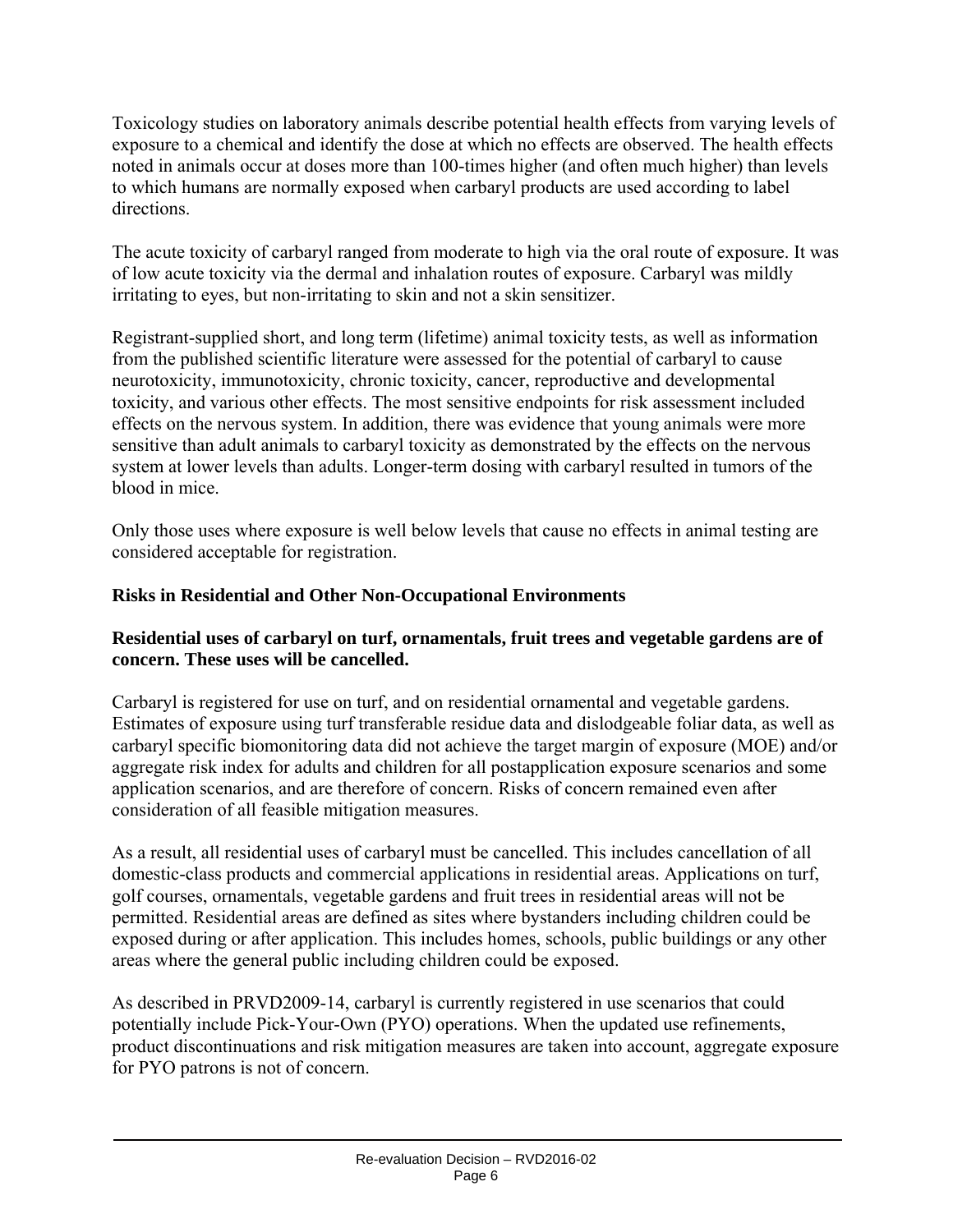Toxicology studies on laboratory animals describe potential health effects from varying levels of exposure to a chemical and identify the dose at which no effects are observed. The health effects noted in animals occur at doses more than 100-times higher (and often much higher) than levels to which humans are normally exposed when carbaryl products are used according to label directions.

The acute toxicity of carbaryl ranged from moderate to high via the oral route of exposure. It was of low acute toxicity via the dermal and inhalation routes of exposure. Carbaryl was mildly irritating to eyes, but non-irritating to skin and not a skin sensitizer.

Registrant-supplied short, and long term (lifetime) animal toxicity tests, as well as information from the published scientific literature were assessed for the potential of carbaryl to cause neurotoxicity, immunotoxicity, chronic toxicity, cancer, reproductive and developmental toxicity, and various other effects. The most sensitive endpoints for risk assessment included effects on the nervous system. In addition, there was evidence that young animals were more sensitive than adult animals to carbaryl toxicity as demonstrated by the effects on the nervous system at lower levels than adults. Longer-term dosing with carbaryl resulted in tumors of the blood in mice.

Only those uses where exposure is well below levels that cause no effects in animal testing are considered acceptable for registration.

### Risks in Residential and Other Non-Occupational Environments

**Residential uses of carbaryl on turf, ornamentals, fruit trees and vegetable gardens are of concern. These uses will be cancelled.**

Carbaryl is registered for use on turf, and on residential ornamental and vegetable gardens. Estimates of exposure using turf transferable residue data and dislodgeable foliar data, as well as carbaryl specific biomonitoring data did not achieve the target margin of exposure (MOE) and/or aggregate risk index for adults and children for all postapplication exposure scenarios and some application scenarios, and are therefore of concern. Risks of concern remained even after consideration of all feasible mitigation measures.

As a result, all residential uses of carbaryl must be cancelled. This includes cancellation of all domestic-class products and commercial applications in residential areas. Applications on turf, golf courses, ornamentals, vegetable gardens and fruit trees in residential areas will not be permitted. Residential areas are defined as sites where bystanders including children could be exposed during or after application. This includes homes, schools, public buildings or any other areas where the general public including children could be exposed.

As described in PRVD2009-14, carbaryl is currently registered in use scenarios that could potentially include Pick-Your-Own (PYO) operations. When the updated use refinements, product discontinuations and risk mitigation measures are taken into account, aggregate exposure for PYO patrons is not of concern.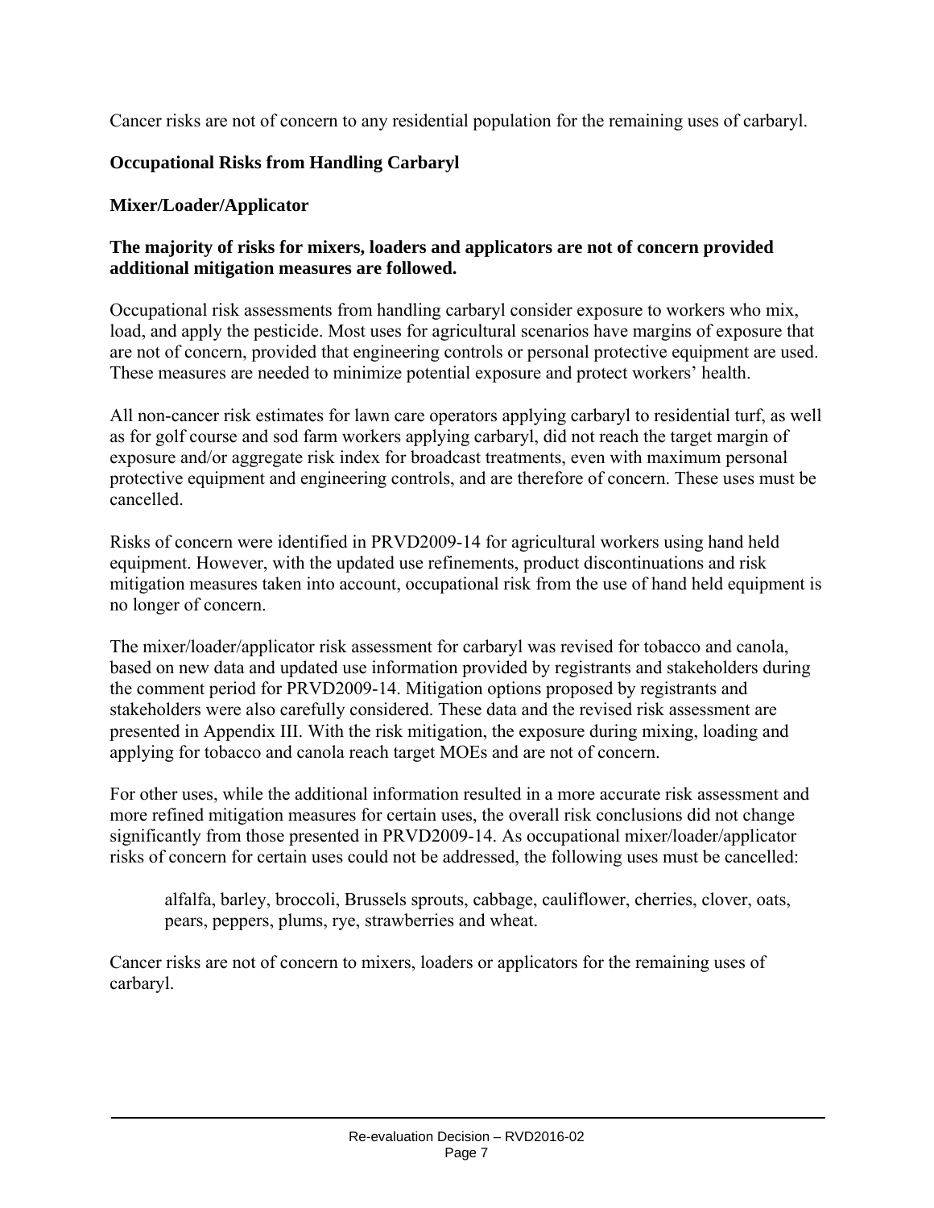Cancer risks are not of concern to any residential population for the remaining uses of carbaryl.

### Occupational Risks from Handling Carbaryl

#### Mixer/Loader/Applicator

**The majority of risks for mixers, loaders and applicators are not of concern provided additional mitigation measures are followed.**

Occupational risk assessments from handling carbaryl consider exposure to workers who mix, load, and apply the pesticide. Most uses for agricultural scenarios have margins of exposure that are not of concern, provided that engineering controls or personal protective equipment are used. These measures are needed to minimize potential exposure and protect workers' health.

All non-cancer risk estimates for lawn care operators applying carbaryl to residential turf, as well as for golf course and sod farm workers applying carbaryl, did not reach the target margin of exposure and/or aggregate risk index for broadcast treatments, even with maximum personal protective equipment and engineering controls, and are therefore of concern. These uses must be cancelled.

Risks of concern were identified in PRVD2009-14 for agricultural workers using hand held equipment. However, with the updated use refinements, product discontinuations and risk mitigation measures taken into account, occupational risk from the use of hand held equipment is no longer of concern.

The mixer/loader/applicator risk assessment for carbaryl was revised for tobacco and canola, based on new data and updated use information provided by registrants and stakeholders during the comment period for PRVD2009-14. Mitigation options proposed by registrants and stakeholders were also carefully considered. These data and the revised risk assessment are presented in Appendix III. With the risk mitigation, the exposure during mixing, loading and applying for tobacco and canola reach target MOEs and are not of concern.

For other uses, while the additional information resulted in a more accurate risk assessment and more refined mitigation measures for certain uses, the overall risk conclusions did not change significantly from those presented in PRVD2009-14. As occupational mixer/loader/applicator risks of concern for certain uses could not be addressed, the following uses must be cancelled:

> alfalfa, barley, broccoli, Brussels sprouts, cabbage, cauliflower, cherries, clover, oats, pears, peppers, plums, rye, strawberries and wheat.

Cancer risks are not of concern to mixers, loaders or applicators for the remaining uses of carbaryl.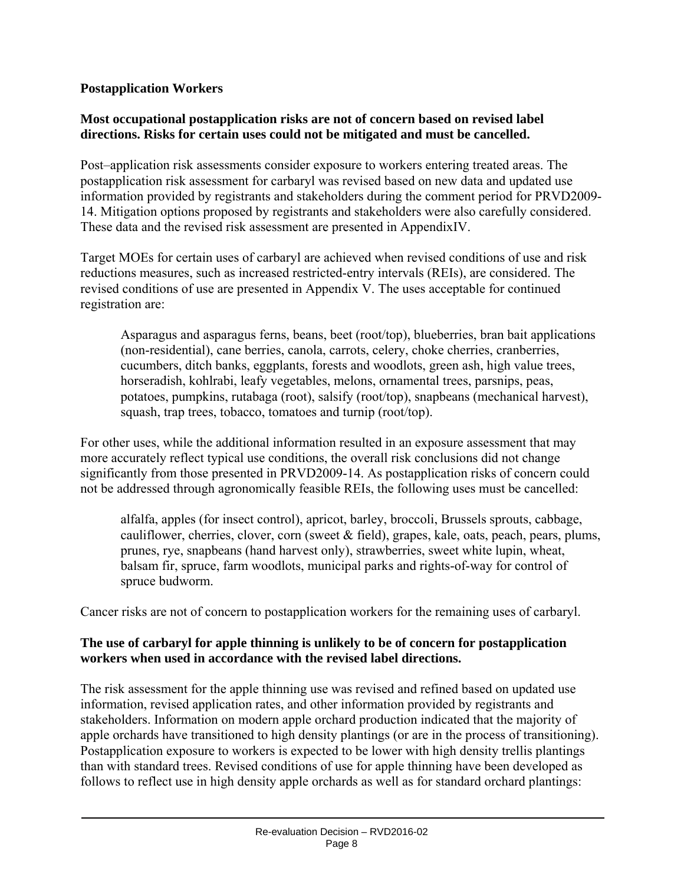**Postapplication Workers**

**Most occupational postapplication risks are not of concern based on revised label directions. Risks for certain uses could not be mitigated and must be cancelled.**

Post–application risk assessments consider exposure to workers entering treated areas. The postapplication risk assessment for carbaryl was revised based on new data and updated use information provided by registrants and stakeholders during the comment period for PRVD2009-14. Mitigation options proposed by registrants and stakeholders were also carefully considered. These data and the revised risk assessment are presented in AppendixIV.

Target MOEs for certain uses of carbaryl are achieved when revised conditions of use and risk reductions measures, such as increased restricted-entry intervals (REIs), are considered. The revised conditions of use are presented in Appendix V. The uses acceptable for continued registration are:

> Asparagus and asparagus ferns, beans, beet (root/top), blueberries, bran bait applications (non-residential), cane berries, canola, carrots, celery, choke cherries, cranberries, cucumbers, ditch banks, eggplants, forests and woodlots, green ash, high value trees, horseradish, kohlrabi, leafy vegetables, melons, ornamental trees, parsnips, peas, potatoes, pumpkins, rutabaga (root), salsify (root/top), snapbeans (mechanical harvest), squash, trap trees, tobacco, tomatoes and turnip (root/top).

For other uses, while the additional information resulted in an exposure assessment that may more accurately reflect typical use conditions, the overall risk conclusions did not change significantly from those presented in PRVD2009-14. As postapplication risks of concern could not be addressed through agronomically feasible REIs, the following uses must be cancelled:

> alfalfa, apples (for insect control), apricot, barley, broccoli, Brussels sprouts, cabbage, cauliflower, cherries, clover, corn (sweet & field), grapes, kale, oats, peach, pears, plums, prunes, rye, snapbeans (hand harvest only), strawberries, sweet white lupin, wheat, balsam fir, spruce, farm woodlots, municipal parks and rights-of-way for control of spruce budworm.

Cancer risks are not of concern to postapplication workers for the remaining uses of carbaryl.

**The use of carbaryl for apple thinning is unlikely to be of concern for postapplication workers when used in accordance with the revised label directions.**

The risk assessment for the apple thinning use was revised and refined based on updated use information, revised application rates, and other information provided by registrants and stakeholders. Information on modern apple orchard production indicated that the majority of apple orchards have transitioned to high density plantings (or are in the process of transitioning). Postapplication exposure to workers is expected to be lower with high density trellis plantings than with standard trees. Revised conditions of use for apple thinning have been developed as follows to reflect use in high density apple orchards as well as for standard orchard plantings: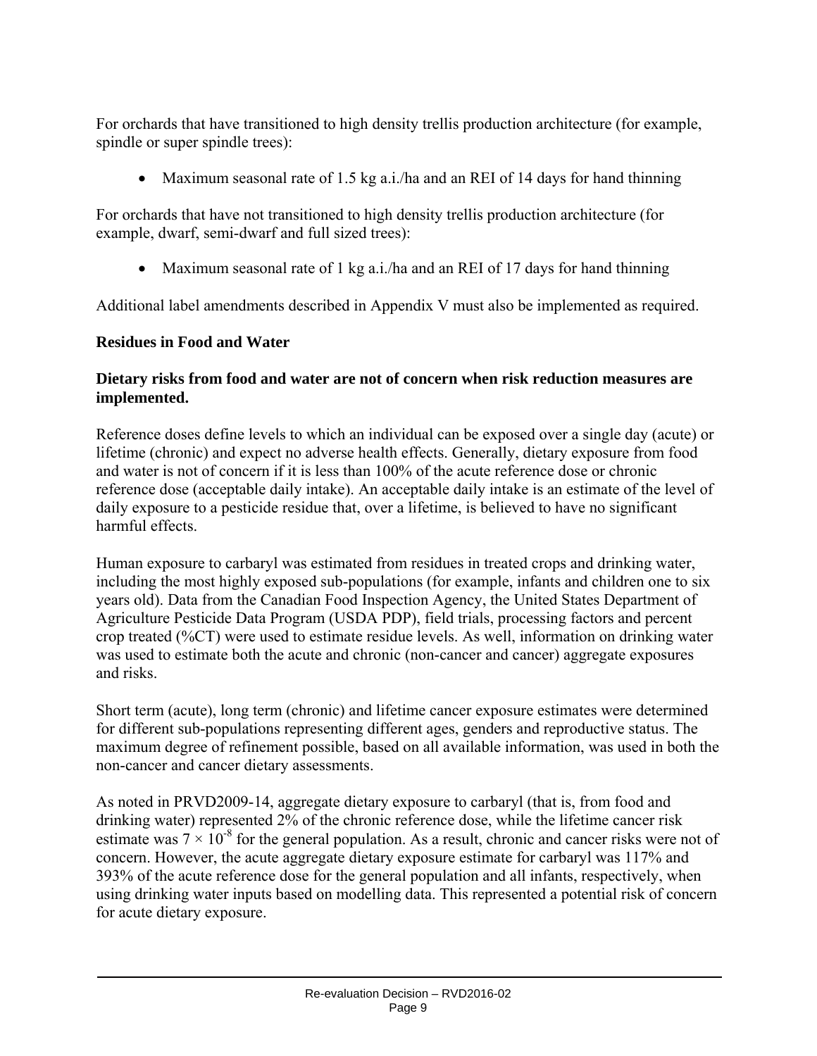For orchards that have transitioned to high density trellis production architecture (for example, spindle or super spindle trees):

- Maximum seasonal rate of 1.5 kg a.i./ha and an REI of 14 days for hand thinning

For orchards that have not transitioned to high density trellis production architecture (for example, dwarf, semi-dwarf and full sized trees):

- Maximum seasonal rate of 1 kg a.i./ha and an REI of 17 days for hand thinning

Additional label amendments described in Appendix V must also be implemented as required.

### Residues in Food and Water

**Dietary risks from food and water are not of concern when risk reduction measures are implemented.**

Reference doses define levels to which an individual can be exposed over a single day (acute) or lifetime (chronic) and expect no adverse health effects. Generally, dietary exposure from food and water is not of concern if it is less than 100% of the acute reference dose or chronic reference dose (acceptable daily intake). An acceptable daily intake is an estimate of the level of daily exposure to a pesticide residue that, over a lifetime, is believed to have no significant harmful effects.

Human exposure to carbaryl was estimated from residues in treated crops and drinking water, including the most highly exposed sub-populations (for example, infants and children one to six years old). Data from the Canadian Food Inspection Agency, the United States Department of Agriculture Pesticide Data Program (USDA PDP), field trials, processing factors and percent crop treated (%CT) were used to estimate residue levels. As well, information on drinking water was used to estimate both the acute and chronic (non-cancer and cancer) aggregate exposures and risks.

Short term (acute), long term (chronic) and lifetime cancer exposure estimates were determined for different sub-populations representing different ages, genders and reproductive status. The maximum degree of refinement possible, based on all available information, was used in both the non-cancer and cancer dietary assessments.

As noted in PRVD2009-14, aggregate dietary exposure to carbaryl (that is, from food and drinking water) represented 2% of the chronic reference dose, while the lifetime cancer risk estimate was $7 \times 10^{-8}$ for the general population. As a result, chronic and cancer risks were not of concern. However, the acute aggregate dietary exposure estimate for carbaryl was 117% and 393% of the acute reference dose for the general population and all infants, respectively, when using drinking water inputs based on modelling data. This represented a potential risk of concern for acute dietary exposure.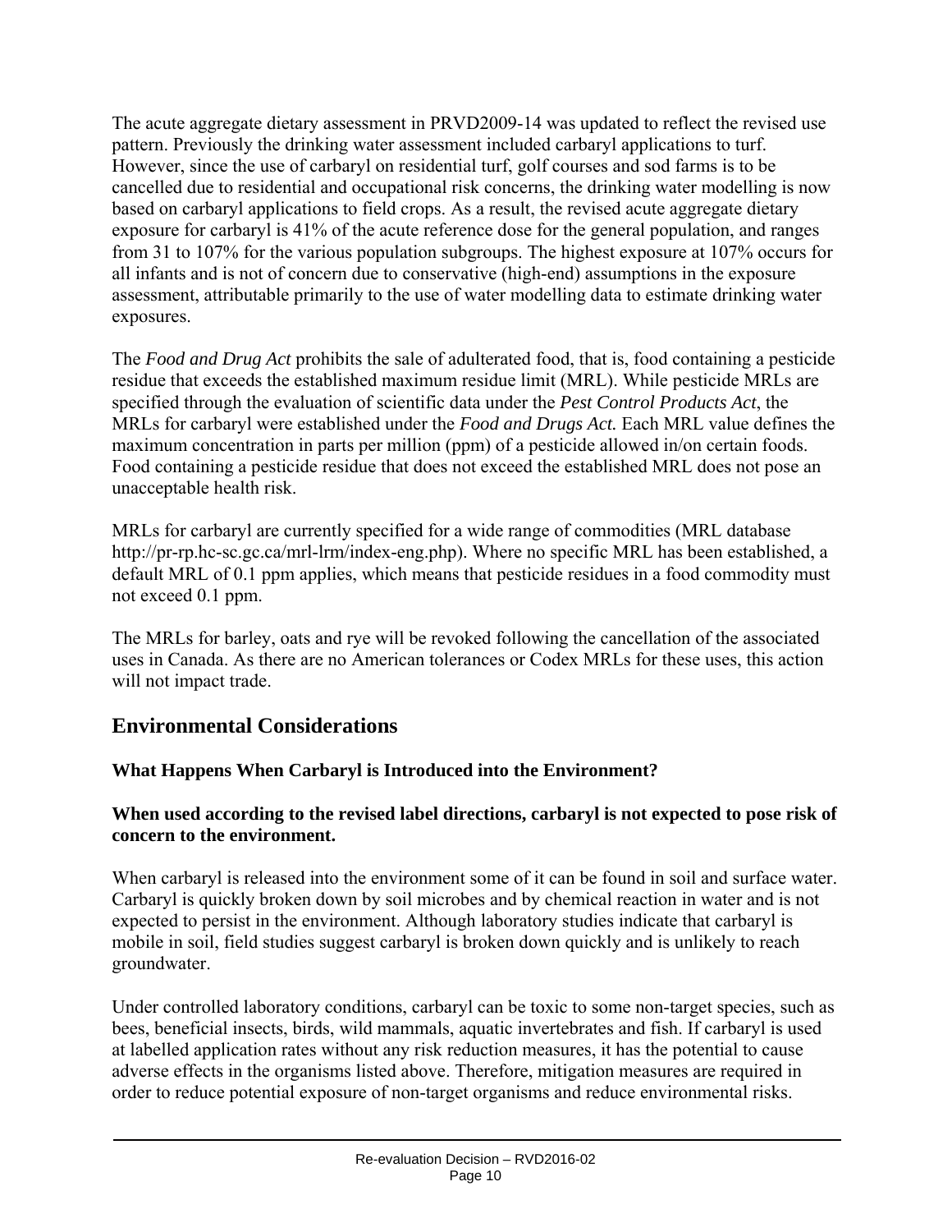The acute aggregate dietary assessment in PRVD2009-14 was updated to reflect the revised use pattern. Previously the drinking water assessment included carbaryl applications to turf. However, since the use of carbaryl on residential turf, golf courses and sod farms is to be cancelled due to residential and occupational risk concerns, the drinking water modelling is now based on carbaryl applications to field crops. As a result, the revised acute aggregate dietary exposure for carbaryl is 41% of the acute reference dose for the general population, and ranges from 31 to 107% for the various population subgroups. The highest exposure at 107% occurs for all infants and is not of concern due to conservative (high-end) assumptions in the exposure assessment, attributable primarily to the use of water modelling data to estimate drinking water exposures.

The *Food and Drug Act* prohibits the sale of adulterated food, that is, food containing a pesticide residue that exceeds the established maximum residue limit (MRL). While pesticide MRLs are specified through the evaluation of scientific data under the *Pest Control Products Act*, the MRLs for carbaryl were established under the *Food and Drugs Act.* Each MRL value defines the maximum concentration in parts per million (ppm) of a pesticide allowed in/on certain foods. Food containing a pesticide residue that does not exceed the established MRL does not pose an unacceptable health risk.

MRLs for carbaryl are currently specified for a wide range of commodities (MRL database http://pr-rp.hc-sc.gc.ca/mrl-lrm/index-eng.php). Where no specific MRL has been established, a default MRL of 0.1 ppm applies, which means that pesticide residues in a food commodity must not exceed 0.1 ppm.

The MRLs for barley, oats and rye will be revoked following the cancellation of the associated uses in Canada. As there are no American tolerances or Codex MRLs for these uses, this action will not impact trade.

## Environmental Considerations

### What Happens When Carbaryl is Introduced into the Environment?

**When used according to the revised label directions, carbaryl is not expected to pose risk of concern to the environment.**

When carbaryl is released into the environment some of it can be found in soil and surface water. Carbaryl is quickly broken down by soil microbes and by chemical reaction in water and is not expected to persist in the environment. Although laboratory studies indicate that carbaryl is mobile in soil, field studies suggest carbaryl is broken down quickly and is unlikely to reach groundwater.

Under controlled laboratory conditions, carbaryl can be toxic to some non-target species, such as bees, beneficial insects, birds, wild mammals, aquatic invertebrates and fish. If carbaryl is used at labelled application rates without any risk reduction measures, it has the potential to cause adverse effects in the organisms listed above. Therefore, mitigation measures are required in order to reduce potential exposure of non-target organisms and reduce environmental risks.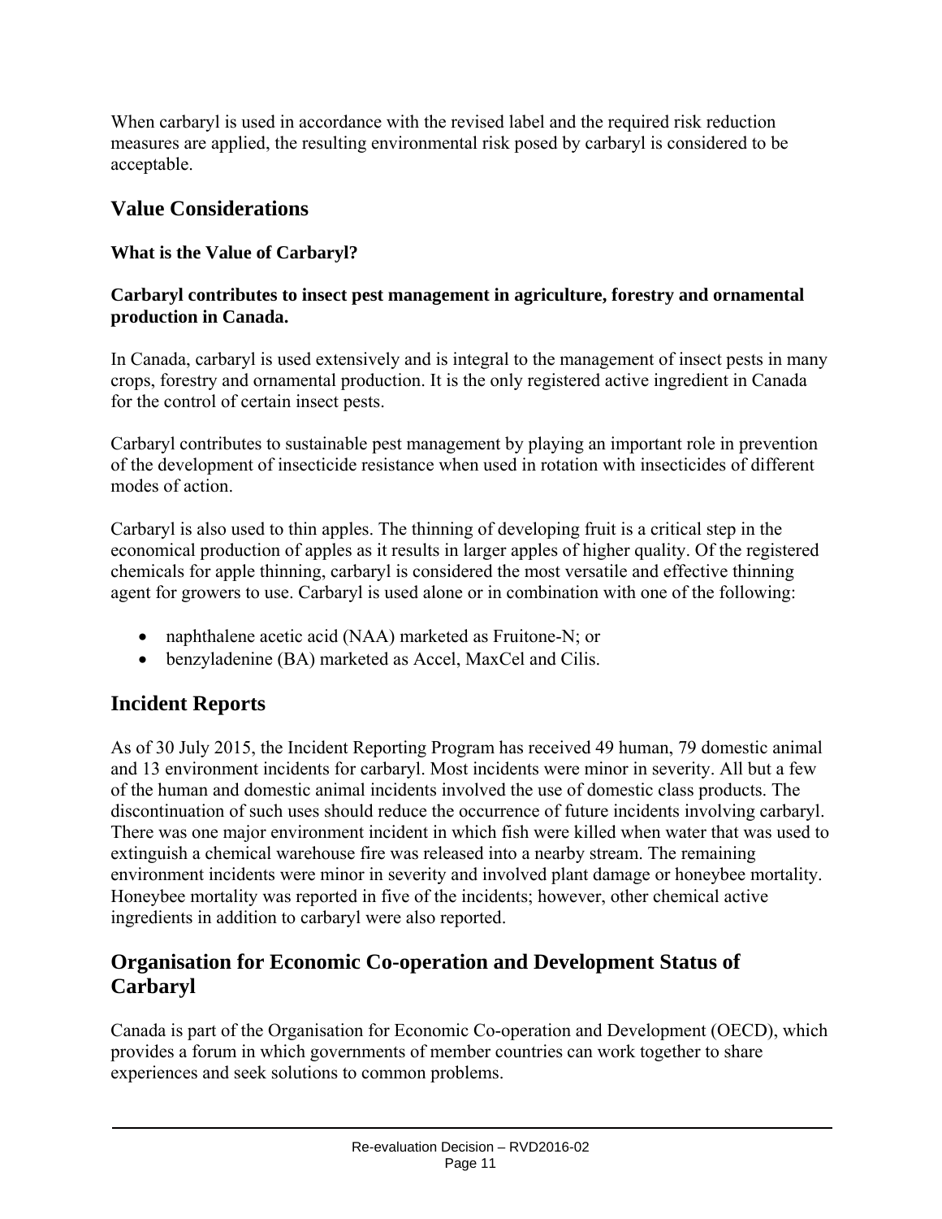When carbaryl is used in accordance with the revised label and the required risk reduction measures are applied, the resulting environmental risk posed by carbaryl is considered to be acceptable.

## Value Considerations

### What is the Value of Carbaryl?

**Carbaryl contributes to insect pest management in agriculture, forestry and ornamental production in Canada.**

In Canada, carbaryl is used extensively and is integral to the management of insect pests in many crops, forestry and ornamental production. It is the only registered active ingredient in Canada for the control of certain insect pests.

Carbaryl contributes to sustainable pest management by playing an important role in prevention of the development of insecticide resistance when used in rotation with insecticides of different modes of action.

Carbaryl is also used to thin apples. The thinning of developing fruit is a critical step in the economical production of apples as it results in larger apples of higher quality. Of the registered chemicals for apple thinning, carbaryl is considered the most versatile and effective thinning agent for growers to use. Carbaryl is used alone or in combination with one of the following:

- naphthalene acetic acid (NAA) marketed as Fruitone-N; or
- benzyladenine (BA) marketed as Accel, MaxCel and Cilis.

## Incident Reports

As of 30 July 2015, the Incident Reporting Program has received 49 human, 79 domestic animal and 13 environment incidents for carbaryl. Most incidents were minor in severity. All but a few of the human and domestic animal incidents involved the use of domestic class products. The discontinuation of such uses should reduce the occurrence of future incidents involving carbaryl. There was one major environment incident in which fish were killed when water that was used to extinguish a chemical warehouse fire was released into a nearby stream. The remaining environment incidents were minor in severity and involved plant damage or honeybee mortality. Honeybee mortality was reported in five of the incidents; however, other chemical active ingredients in addition to carbaryl were also reported.

## Organisation for Economic Co-operation and Development Status of Carbaryl

Canada is part of the Organisation for Economic Co-operation and Development (OECD), which provides a forum in which governments of member countries can work together to share experiences and seek solutions to common problems.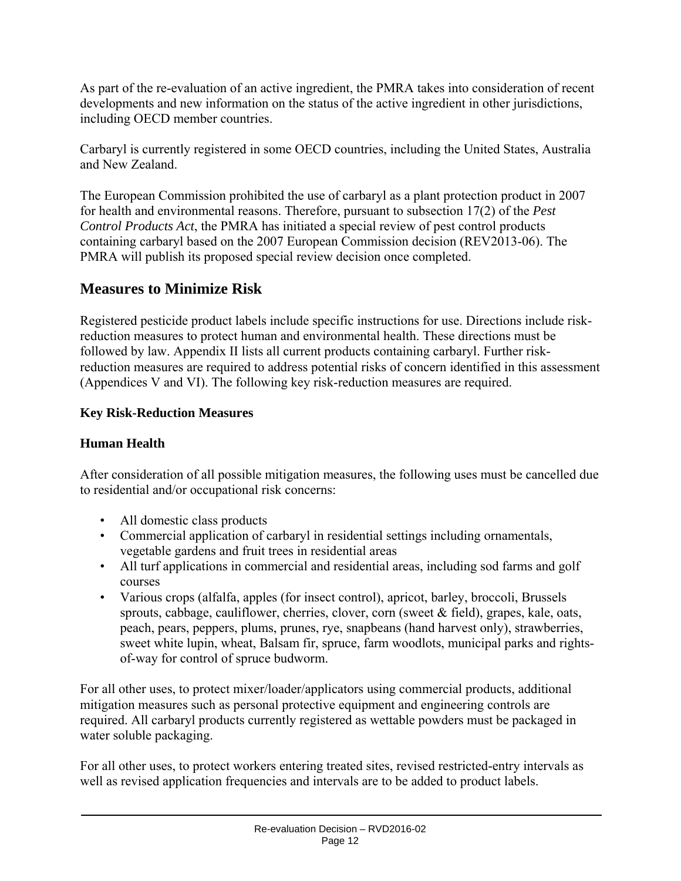As part of the re-evaluation of an active ingredient, the PMRA takes into consideration of recent developments and new information on the status of the active ingredient in other jurisdictions, including OECD member countries.

Carbaryl is currently registered in some OECD countries, including the United States, Australia and New Zealand.

The European Commission prohibited the use of carbaryl as a plant protection product in 2007 for health and environmental reasons. Therefore, pursuant to subsection 17(2) of the *Pest Control Products Act*, the PMRA has initiated a special review of pest control products containing carbaryl based on the 2007 European Commission decision (REV2013-06). The PMRA will publish its proposed special review decision once completed.

## Measures to Minimize Risk

Registered pesticide product labels include specific instructions for use. Directions include risk-reduction measures to protect human and environmental health. These directions must be followed by law. Appendix II lists all current products containing carbaryl. Further risk-reduction measures are required to address potential risks of concern identified in this assessment (Appendices V and VI). The following key risk-reduction measures are required.

### Key Risk-Reduction Measures

### Human Health

After consideration of all possible mitigation measures, the following uses must be cancelled due to residential and/or occupational risk concerns:

- All domestic class products
- Commercial application of carbaryl in residential settings including ornamentals, vegetable gardens and fruit trees in residential areas
- All turf applications in commercial and residential areas, including sod farms and golf courses
- Various crops (alfalfa, apples (for insect control), apricot, barley, broccoli, Brussels sprouts, cabbage, cauliflower, cherries, clover, corn (sweet & field), grapes, kale, oats, peach, pears, peppers, plums, prunes, rye, snapbeans (hand harvest only), strawberries, sweet white lupin, wheat, Balsam fir, spruce, farm woodlots, municipal parks and rights-of-way for control of spruce budworm.

For all other uses, to protect mixer/loader/applicators using commercial products, additional mitigation measures such as personal protective equipment and engineering controls are required. All carbaryl products currently registered as wettable powders must be packaged in water soluble packaging.

For all other uses, to protect workers entering treated sites, revised restricted-entry intervals as well as revised application frequencies and intervals are to be added to product labels.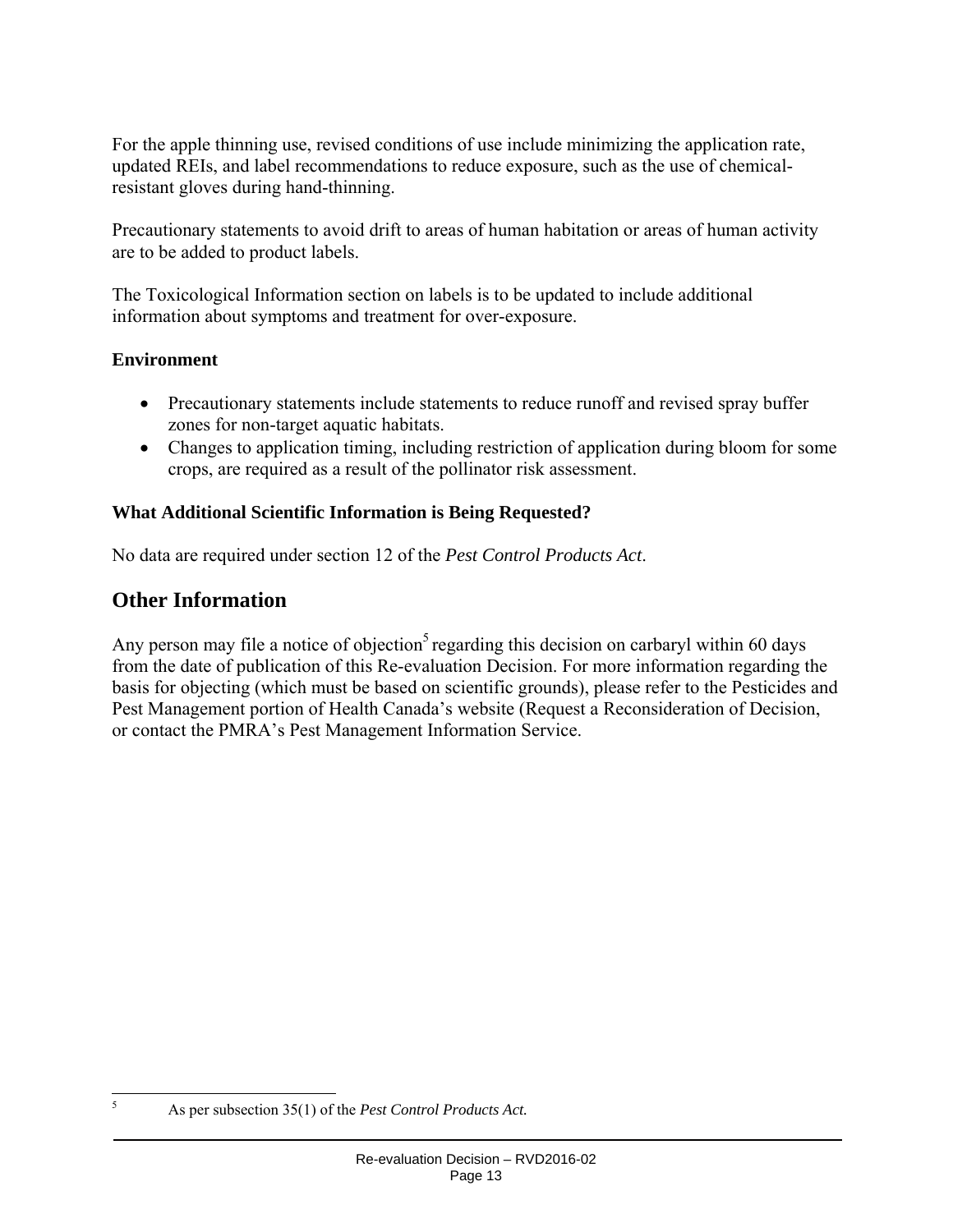For the apple thinning use, revised conditions of use include minimizing the application rate, updated REIs, and label recommendations to reduce exposure, such as the use of chemical-resistant gloves during hand-thinning.

Precautionary statements to avoid drift to areas of human habitation or areas of human activity are to be added to product labels.

The Toxicological Information section on labels is to be updated to include additional information about symptoms and treatment for over-exposure.

**Environment**

- Precautionary statements include statements to reduce runoff and revised spray buffer zones for non-target aquatic habitats.
- Changes to application timing, including restriction of application during bloom for some crops, are required as a result of the pollinator risk assessment.

**What Additional Scientific Information is Being Requested?**

No data are required under section 12 of the *Pest Control Products Act*.

## Other Information

Any person may file a notice of objection[5] regarding this decision on carbaryl within 60 days from the date of publication of this Re-evaluation Decision. For more information regarding the basis for objecting (which must be based on scientific grounds), please refer to the Pesticides and Pest Management portion of Health Canada's website (Request a Reconsideration of Decision, or contact the PMRA's Pest Management Information Service.

---

[5] As per subsection 35(1) of the *Pest Control Products Act.*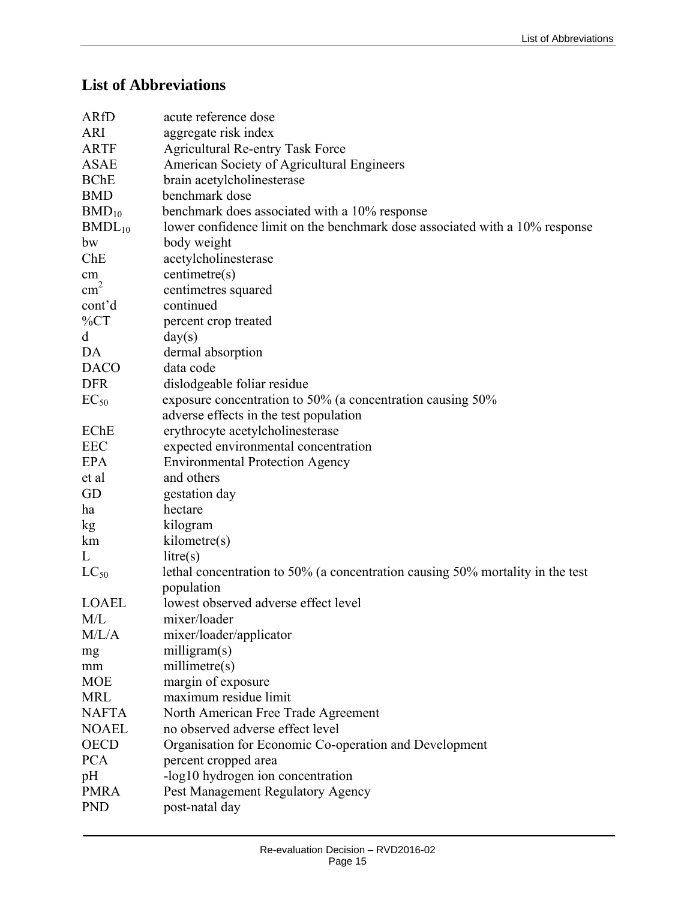## List of Abbreviations

| | |
|---|---|
| ARfD | acute reference dose |
| ARI | aggregate risk index |
| ARTF | Agricultural Re-entry Task Force |
| ASAE | American Society of Agricultural Engineers |
| BChE | brain acetylcholinesterase |
| BMD | benchmark dose |
| $BMD_{10}$ | benchmark does associated with a 10% response |
| $BMDL_{10}$ | lower confidence limit on the benchmark dose associated with a 10% response |
| bw | body weight |
| ChE | acetylcholinesterase |
| cm | centimetre(s) |
| $cm^2$ | centimetres squared |
| cont'd | continued |
| %CT | percent crop treated |
| d | day(s) |
| DA | dermal absorption |
| DACO | data code |
| DFR | dislodgeable foliar residue |
| $EC_{50}$ | exposure concentration to 50% (a concentration causing 50% adverse effects in the test population |
| EChE | erythrocyte acetylcholinesterase |
| EEC | expected environmental concentration |
| EPA | Environmental Protection Agency |
| et al | and others |
| GD | gestation day |
| ha | hectare |
| kg | kilogram |
| km | kilometre(s) |
| L | litre(s) |
| $LC_{50}$ | lethal concentration to 50% (a concentration causing 50% mortality in the test population |
| LOAEL | lowest observed adverse effect level |
| M/L | mixer/loader |
| M/L/A | mixer/loader/applicator |
| mg | milligram(s) |
| mm | millimetre(s) |
| MOE | margin of exposure |
| MRL | maximum residue limit |
| NAFTA | North American Free Trade Agreement |
| NOAEL | no observed adverse effect level |
| OECD | Organisation for Economic Co-operation and Development |
| PCA | percent cropped area |
| pH | -log10 hydrogen ion concentration |
| PMRA | Pest Management Regulatory Agency |
| PND | post-natal day |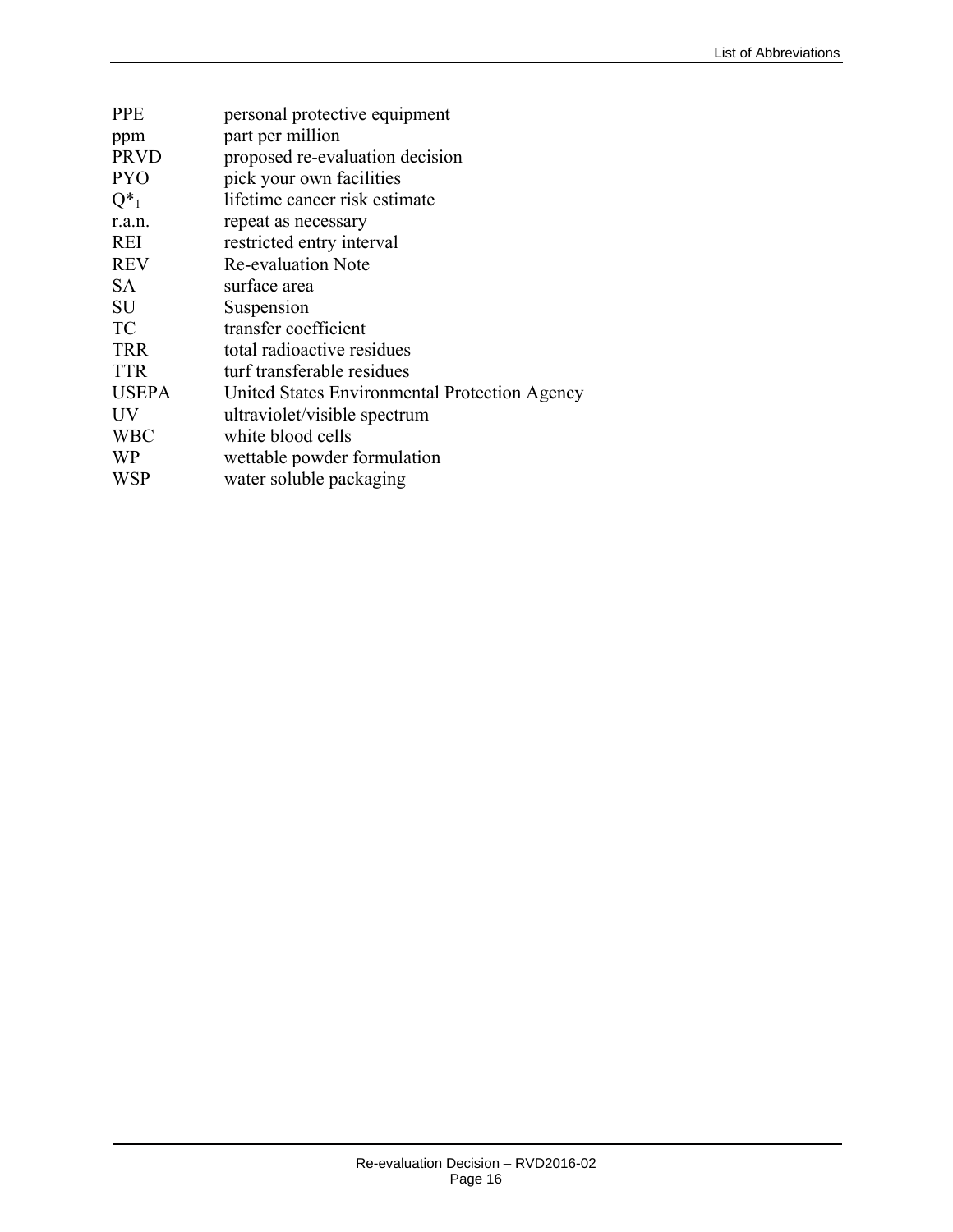| | |
|---|---|
| PPE | personal protective equipment |
| ppm | part per million |
| PRVD | proposed re-evaluation decision |
| PYO | pick your own facilities |
| $Q^*_1$ | lifetime cancer risk estimate |
| r.a.n. | repeat as necessary |
| REI | restricted entry interval |
| REV | Re-evaluation Note |
| SA | surface area |
| SU | Suspension |
| TC | transfer coefficient |
| TRR | total radioactive residues |
| TTR | turf transferable residues |
| USEPA | United States Environmental Protection Agency |
| UV | ultraviolet/visible spectrum |
| WBC | white blood cells |
| WP | wettable powder formulation |
| WSP | water soluble packaging |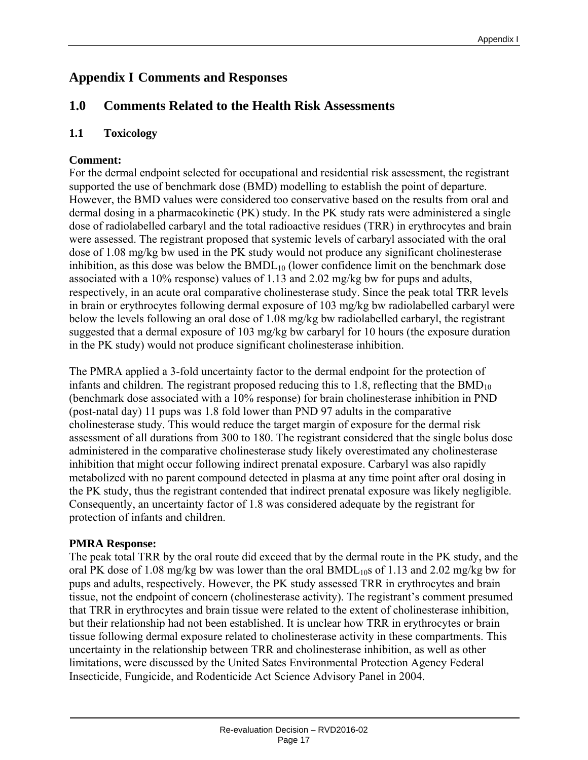# Appendix I Comments and Responses

## 1.0 Comments Related to the Health Risk Assessments

### 1.1 Toxicology

**Comment:**

For the dermal endpoint selected for occupational and residential risk assessment, the registrant supported the use of benchmark dose (BMD) modelling to establish the point of departure. However, the BMD values were considered too conservative based on the results from oral and dermal dosing in a pharmacokinetic (PK) study. In the PK study rats were administered a single dose of radiolabelled carbaryl and the total radioactive residues (TRR) in erythrocytes and brain were assessed. The registrant proposed that systemic levels of carbaryl associated with the oral dose of 1.08 mg/kg bw used in the PK study would not produce any significant cholinesterase inhibition, as this dose was below the $BMDL_{10}$ (lower confidence limit on the benchmark dose associated with a 10% response) values of 1.13 and 2.02 mg/kg bw for pups and adults, respectively, in an acute oral comparative cholinesterase study. Since the peak total TRR levels in brain or erythrocytes following dermal exposure of 103 mg/kg bw radiolabelled carbaryl were below the levels following an oral dose of 1.08 mg/kg bw radiolabelled carbaryl, the registrant suggested that a dermal exposure of 103 mg/kg bw carbaryl for 10 hours (the exposure duration in the PK study) would not produce significant cholinesterase inhibition.

The PMRA applied a 3-fold uncertainty factor to the dermal endpoint for the protection of infants and children. The registrant proposed reducing this to 1.8, reflecting that the $BMD_{10}$ (benchmark dose associated with a 10% response) for brain cholinesterase inhibition in PND (post-natal day) 11 pups was 1.8 fold lower than PND 97 adults in the comparative cholinesterase study. This would reduce the target margin of exposure for the dermal risk assessment of all durations from 300 to 180. The registrant considered that the single bolus dose administered in the comparative cholinesterase study likely overestimated any cholinesterase inhibition that might occur following indirect prenatal exposure. Carbaryl was also rapidly metabolized with no parent compound detected in plasma at any time point after oral dosing in the PK study, thus the registrant contended that indirect prenatal exposure was likely negligible. Consequently, an uncertainty factor of 1.8 was considered adequate by the registrant for protection of infants and children.

**PMRA Response:**

The peak total TRR by the oral route did exceed that by the dermal route in the PK study, and the oral PK dose of 1.08 mg/kg bw was lower than the oral $BMDL_{10}$s of 1.13 and 2.02 mg/kg bw for pups and adults, respectively. However, the PK study assessed TRR in erythrocytes and brain tissue, not the endpoint of concern (cholinesterase activity). The registrant's comment presumed that TRR in erythrocytes and brain tissue were related to the extent of cholinesterase inhibition, but their relationship had not been established. It is unclear how TRR in erythrocytes or brain tissue following dermal exposure related to cholinesterase activity in these compartments. This uncertainty in the relationship between TRR and cholinesterase inhibition, as well as other limitations, were discussed by the United Sates Environmental Protection Agency Federal Insecticide, Fungicide, and Rodenticide Act Science Advisory Panel in 2004.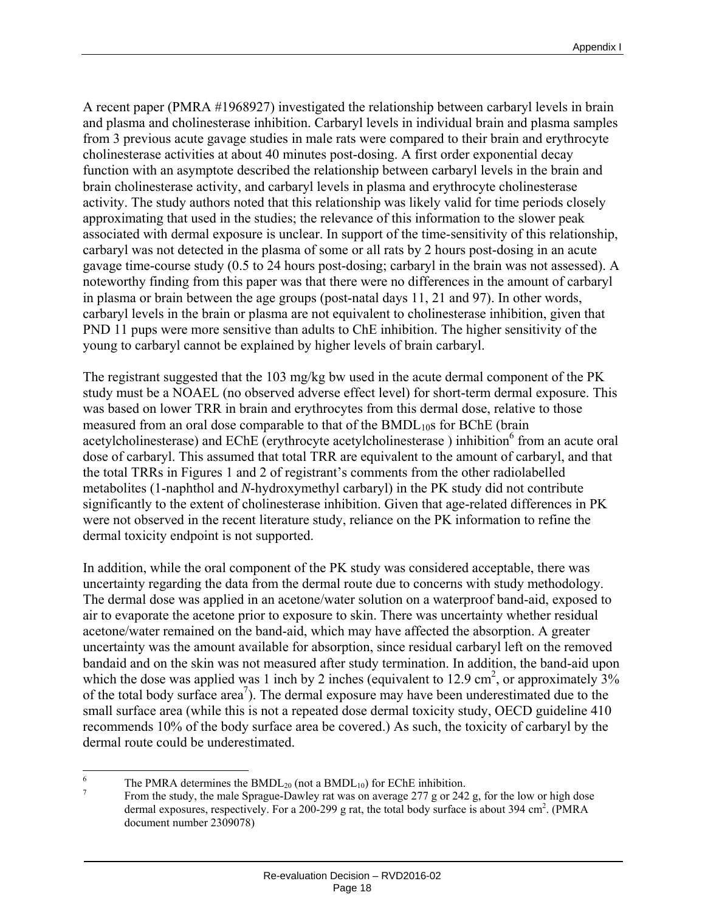A recent paper (PMRA #1968927) investigated the relationship between carbaryl levels in brain and plasma and cholinesterase inhibition. Carbaryl levels in individual brain and plasma samples from 3 previous acute gavage studies in male rats were compared to their brain and erythrocyte cholinesterase activities at about 40 minutes post-dosing. A first order exponential decay function with an asymptote described the relationship between carbaryl levels in the brain and brain cholinesterase activity, and carbaryl levels in plasma and erythrocyte cholinesterase activity. The study authors noted that this relationship was likely valid for time periods closely approximating that used in the studies; the relevance of this information to the slower peak associated with dermal exposure is unclear. In support of the time-sensitivity of this relationship, carbaryl was not detected in the plasma of some or all rats by 2 hours post-dosing in an acute gavage time-course study (0.5 to 24 hours post-dosing; carbaryl in the brain was not assessed). A noteworthy finding from this paper was that there were no differences in the amount of carbaryl in plasma or brain between the age groups (post-natal days 11, 21 and 97). In other words, carbaryl levels in the brain or plasma are not equivalent to cholinesterase inhibition, given that PND 11 pups were more sensitive than adults to ChE inhibition. The higher sensitivity of the young to carbaryl cannot be explained by higher levels of brain carbaryl.

The registrant suggested that the 103 mg/kg bw used in the acute dermal component of the PK study must be a NOAEL (no observed adverse effect level) for short-term dermal exposure. This was based on lower TRR in brain and erythrocytes from this dermal dose, relative to those measured from an oral dose comparable to that of the $BMDL_{10}$s for BChE (brain acetylcholinesterase) and EChE (erythrocyte acetylcholinesterase ) inhibition[6] from an acute oral dose of carbaryl. This assumed that total TRR are equivalent to the amount of carbaryl, and that the total TRRs in Figures 1 and 2 of registrant's comments from the other radiolabelled metabolites (1-naphthol and *N*-hydroxymethyl carbaryl) in the PK study did not contribute significantly to the extent of cholinesterase inhibition. Given that age-related differences in PK were not observed in the recent literature study, reliance on the PK information to refine the dermal toxicity endpoint is not supported.

In addition, while the oral component of the PK study was considered acceptable, there was uncertainty regarding the data from the dermal route due to concerns with study methodology. The dermal dose was applied in an acetone/water solution on a waterproof band-aid, exposed to air to evaporate the acetone prior to exposure to skin. There was uncertainty whether residual acetone/water remained on the band-aid, which may have affected the absorption. A greater uncertainty was the amount available for absorption, since residual carbaryl left on the removed bandaid and on the skin was not measured after study termination. In addition, the band-aid upon which the dose was applied was 1 inch by 2 inches (equivalent to 12.9 $cm^2$, or approximately 3% of the total body surface area[7]). The dermal exposure may have been underestimated due to the small surface area (while this is not a repeated dose dermal toxicity study, OECD guideline 410 recommends 10% of the body surface area be covered.) As such, the toxicity of carbaryl by the dermal route could be underestimated.

---

[6] The PMRA determines the $BMDL_{20}$ (not a $BMDL_{10}$) for EChE inhibition.

[7] From the study, the male Sprague-Dawley rat was on average 277 g or 242 g, for the low or high dose dermal exposures, respectively. For a 200-299 g rat, the total body surface is about 394 $cm^2$. (PMRA document number 2309078)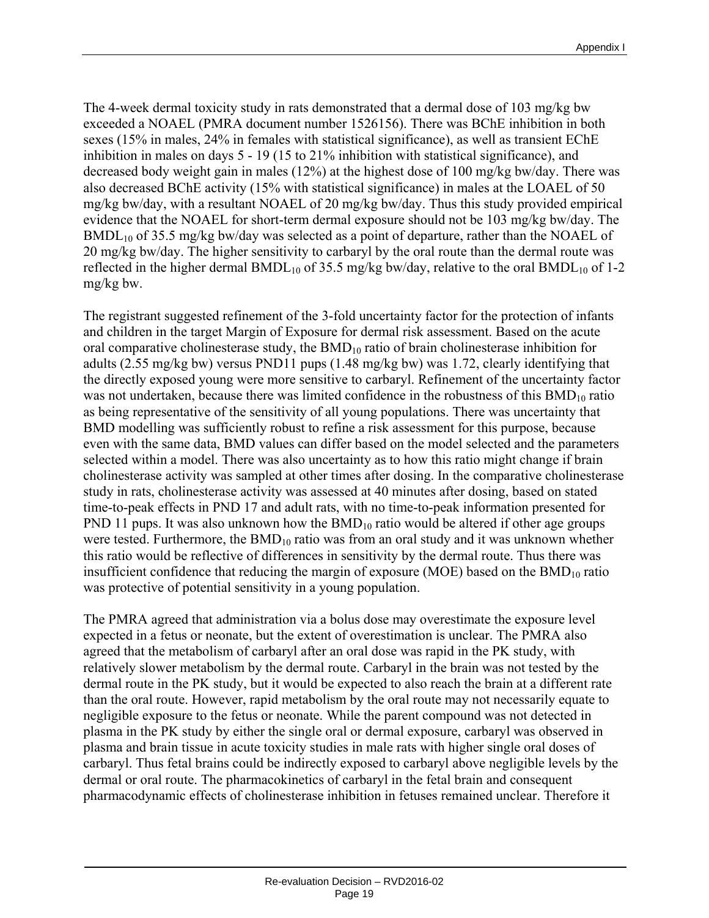The 4-week dermal toxicity study in rats demonstrated that a dermal dose of 103 mg/kg bw exceeded a NOAEL (PMRA document number 1526156). There was BChE inhibition in both sexes (15% in males, 24% in females with statistical significance), as well as transient EChE inhibition in males on days 5 - 19 (15 to 21% inhibition with statistical significance), and decreased body weight gain in males (12%) at the highest dose of 100 mg/kg bw/day. There was also decreased BChE activity (15% with statistical significance) in males at the LOAEL of 50 mg/kg bw/day, with a resultant NOAEL of 20 mg/kg bw/day. Thus this study provided empirical evidence that the NOAEL for short-term dermal exposure should not be 103 mg/kg bw/day. The $BMDL_{10}$ of 35.5 mg/kg bw/day was selected as a point of departure, rather than the NOAEL of 20 mg/kg bw/day. The higher sensitivity to carbaryl by the oral route than the dermal route was reflected in the higher dermal $BMDL_{10}$ of 35.5 mg/kg bw/day, relative to the oral $BMDL_{10}$ of 1-2 mg/kg bw.

The registrant suggested refinement of the 3-fold uncertainty factor for the protection of infants and children in the target Margin of Exposure for dermal risk assessment. Based on the acute oral comparative cholinesterase study, the $BMD_{10}$ ratio of brain cholinesterase inhibition for adults (2.55 mg/kg bw) versus PND11 pups (1.48 mg/kg bw) was 1.72, clearly identifying that the directly exposed young were more sensitive to carbaryl. Refinement of the uncertainty factor was not undertaken, because there was limited confidence in the robustness of this $BMD_{10}$ ratio as being representative of the sensitivity of all young populations. There was uncertainty that BMD modelling was sufficiently robust to refine a risk assessment for this purpose, because even with the same data, BMD values can differ based on the model selected and the parameters selected within a model. There was also uncertainty as to how this ratio might change if brain cholinesterase activity was sampled at other times after dosing. In the comparative cholinesterase study in rats, cholinesterase activity was assessed at 40 minutes after dosing, based on stated time-to-peak effects in PND 17 and adult rats, with no time-to-peak information presented for PND 11 pups. It was also unknown how the $BMD_{10}$ ratio would be altered if other age groups were tested. Furthermore, the $BMD_{10}$ ratio was from an oral study and it was unknown whether this ratio would be reflective of differences in sensitivity by the dermal route. Thus there was insufficient confidence that reducing the margin of exposure (MOE) based on the $BMD_{10}$ ratio was protective of potential sensitivity in a young population.

The PMRA agreed that administration via a bolus dose may overestimate the exposure level expected in a fetus or neonate, but the extent of overestimation is unclear. The PMRA also agreed that the metabolism of carbaryl after an oral dose was rapid in the PK study, with relatively slower metabolism by the dermal route. Carbaryl in the brain was not tested by the dermal route in the PK study, but it would be expected to also reach the brain at a different rate than the oral route. However, rapid metabolism by the oral route may not necessarily equate to negligible exposure to the fetus or neonate. While the parent compound was not detected in plasma in the PK study by either the single oral or dermal exposure, carbaryl was observed in plasma and brain tissue in acute toxicity studies in male rats with higher single oral doses of carbaryl. Thus fetal brains could be indirectly exposed to carbaryl above negligible levels by the dermal or oral route. The pharmacokinetics of carbaryl in the fetal brain and consequent pharmacodynamic effects of cholinesterase inhibition in fetuses remained unclear. Therefore it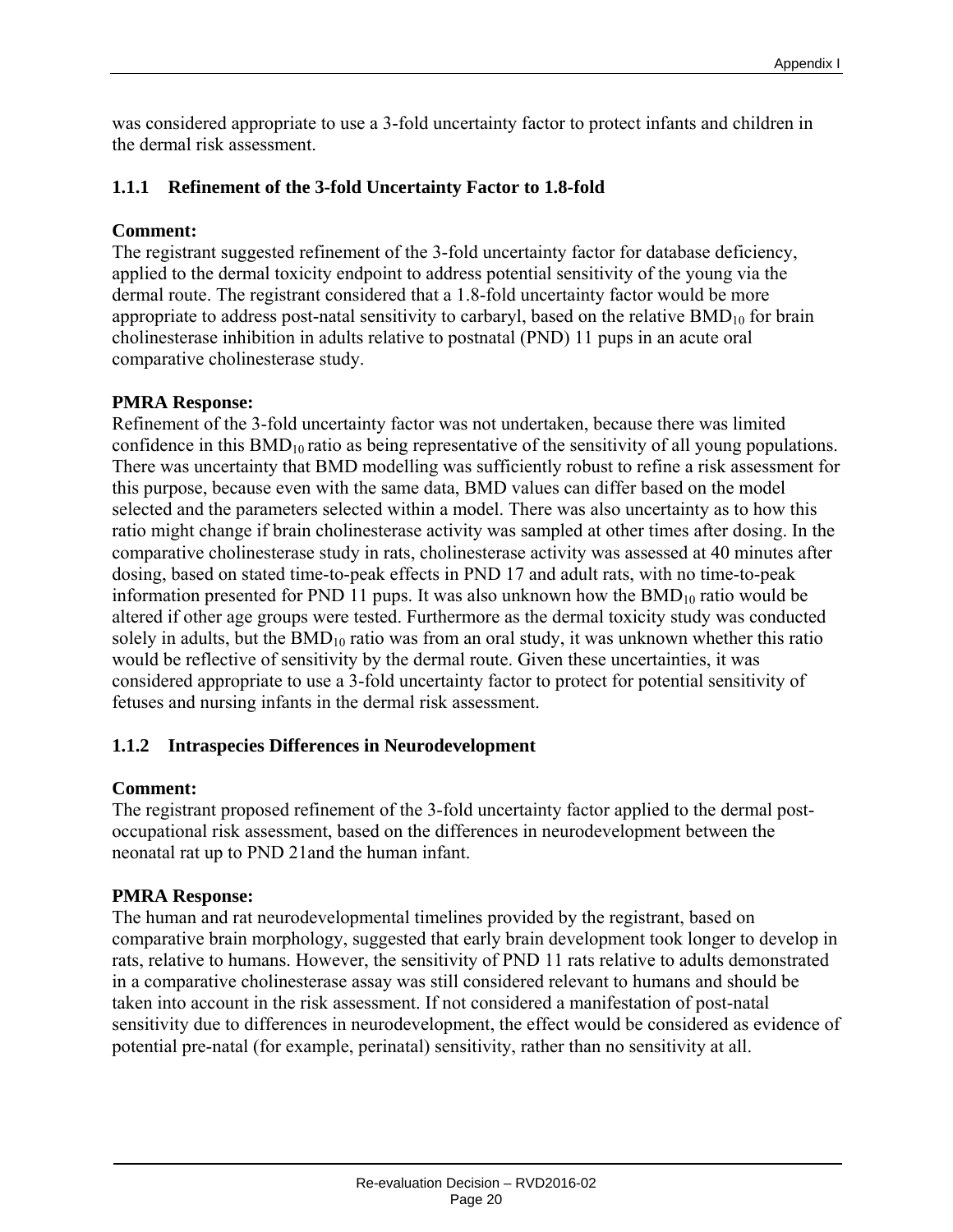was considered appropriate to use a 3-fold uncertainty factor to protect infants and children in the dermal risk assessment.

### 1.1.1 Refinement of the 3-fold Uncertainty Factor to 1.8-fold

**Comment:**
The registrant suggested refinement of the 3-fold uncertainty factor for database deficiency, applied to the dermal toxicity endpoint to address potential sensitivity of the young via the dermal route. The registrant considered that a 1.8-fold uncertainty factor would be more appropriate to address post-natal sensitivity to carbaryl, based on the relative $BMD_{10}$ for brain cholinesterase inhibition in adults relative to postnatal (PND) 11 pups in an acute oral comparative cholinesterase study.

**PMRA Response:**
Refinement of the 3-fold uncertainty factor was not undertaken, because there was limited confidence in this $BMD_{10}$ ratio as being representative of the sensitivity of all young populations. There was uncertainty that BMD modelling was sufficiently robust to refine a risk assessment for this purpose, because even with the same data, BMD values can differ based on the model selected and the parameters selected within a model. There was also uncertainty as to how this ratio might change if brain cholinesterase activity was sampled at other times after dosing. In the comparative cholinesterase study in rats, cholinesterase activity was assessed at 40 minutes after dosing, based on stated time-to-peak effects in PND 17 and adult rats, with no time-to-peak information presented for PND 11 pups. It was also unknown how the $BMD_{10}$ ratio would be altered if other age groups were tested. Furthermore as the dermal toxicity study was conducted solely in adults, but the $BMD_{10}$ ratio was from an oral study, it was unknown whether this ratio would be reflective of sensitivity by the dermal route. Given these uncertainties, it was considered appropriate to use a 3-fold uncertainty factor to protect for potential sensitivity of fetuses and nursing infants in the dermal risk assessment.

### 1.1.2 Intraspecies Differences in Neurodevelopment

**Comment:**
The registrant proposed refinement of the 3-fold uncertainty factor applied to the dermal post-occupational risk assessment, based on the differences in neurodevelopment between the neonatal rat up to PND 21and the human infant.

**PMRA Response:**
The human and rat neurodevelopmental timelines provided by the registrant, based on comparative brain morphology, suggested that early brain development took longer to develop in rats, relative to humans. However, the sensitivity of PND 11 rats relative to adults demonstrated in a comparative cholinesterase assay was still considered relevant to humans and should be taken into account in the risk assessment. If not considered a manifestation of post-natal sensitivity due to differences in neurodevelopment, the effect would be considered as evidence of potential pre-natal (for example, perinatal) sensitivity, rather than no sensitivity at all.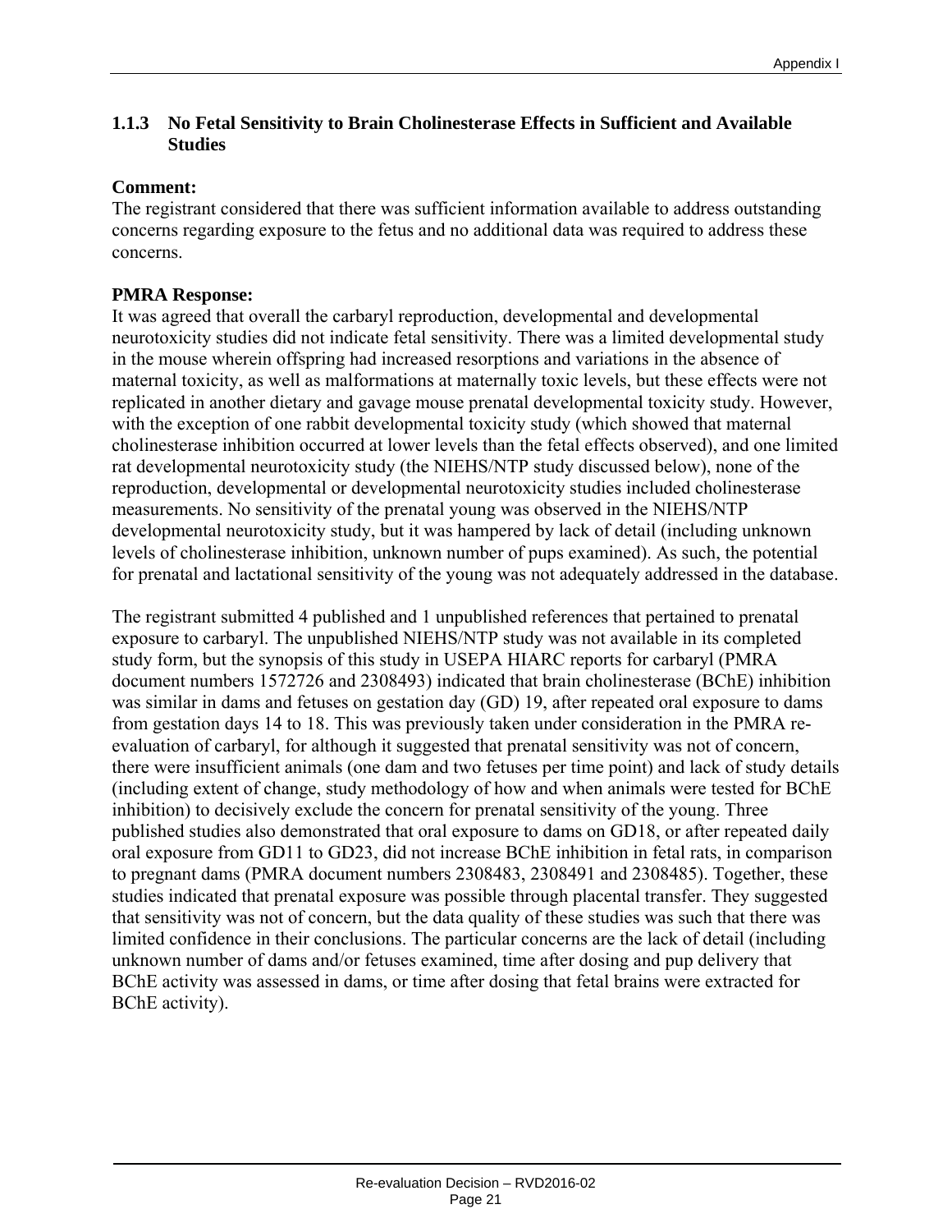### 1.1.3 No Fetal Sensitivity to Brain Cholinesterase Effects in Sufficient and Available Studies

**Comment:**
The registrant considered that there was sufficient information available to address outstanding concerns regarding exposure to the fetus and no additional data was required to address these concerns.

**PMRA Response:**
It was agreed that overall the carbaryl reproduction, developmental and developmental neurotoxicity studies did not indicate fetal sensitivity. There was a limited developmental study in the mouse wherein offspring had increased resorptions and variations in the absence of maternal toxicity, as well as malformations at maternally toxic levels, but these effects were not replicated in another dietary and gavage mouse prenatal developmental toxicity study. However, with the exception of one rabbit developmental toxicity study (which showed that maternal cholinesterase inhibition occurred at lower levels than the fetal effects observed), and one limited rat developmental neurotoxicity study (the NIEHS/NTP study discussed below), none of the reproduction, developmental or developmental neurotoxicity studies included cholinesterase measurements. No sensitivity of the prenatal young was observed in the NIEHS/NTP developmental neurotoxicity study, but it was hampered by lack of detail (including unknown levels of cholinesterase inhibition, unknown number of pups examined). As such, the potential for prenatal and lactational sensitivity of the young was not adequately addressed in the database.

The registrant submitted 4 published and 1 unpublished references that pertained to prenatal exposure to carbaryl. The unpublished NIEHS/NTP study was not available in its completed study form, but the synopsis of this study in USEPA HIARC reports for carbaryl (PMRA document numbers 1572726 and 2308493) indicated that brain cholinesterase (BChE) inhibition was similar in dams and fetuses on gestation day (GD) 19, after repeated oral exposure to dams from gestation days 14 to 18. This was previously taken under consideration in the PMRA re-evaluation of carbaryl, for although it suggested that prenatal sensitivity was not of concern, there were insufficient animals (one dam and two fetuses per time point) and lack of study details (including extent of change, study methodology of how and when animals were tested for BChE inhibition) to decisively exclude the concern for prenatal sensitivity of the young. Three published studies also demonstrated that oral exposure to dams on GD18, or after repeated daily oral exposure from GD11 to GD23, did not increase BChE inhibition in fetal rats, in comparison to pregnant dams (PMRA document numbers 2308483, 2308491 and 2308485). Together, these studies indicated that prenatal exposure was possible through placental transfer. They suggested that sensitivity was not of concern, but the data quality of these studies was such that there was limited confidence in their conclusions. The particular concerns are the lack of detail (including unknown number of dams and/or fetuses examined, time after dosing and pup delivery that BChE activity was assessed in dams, or time after dosing that fetal brains were extracted for BChE activity).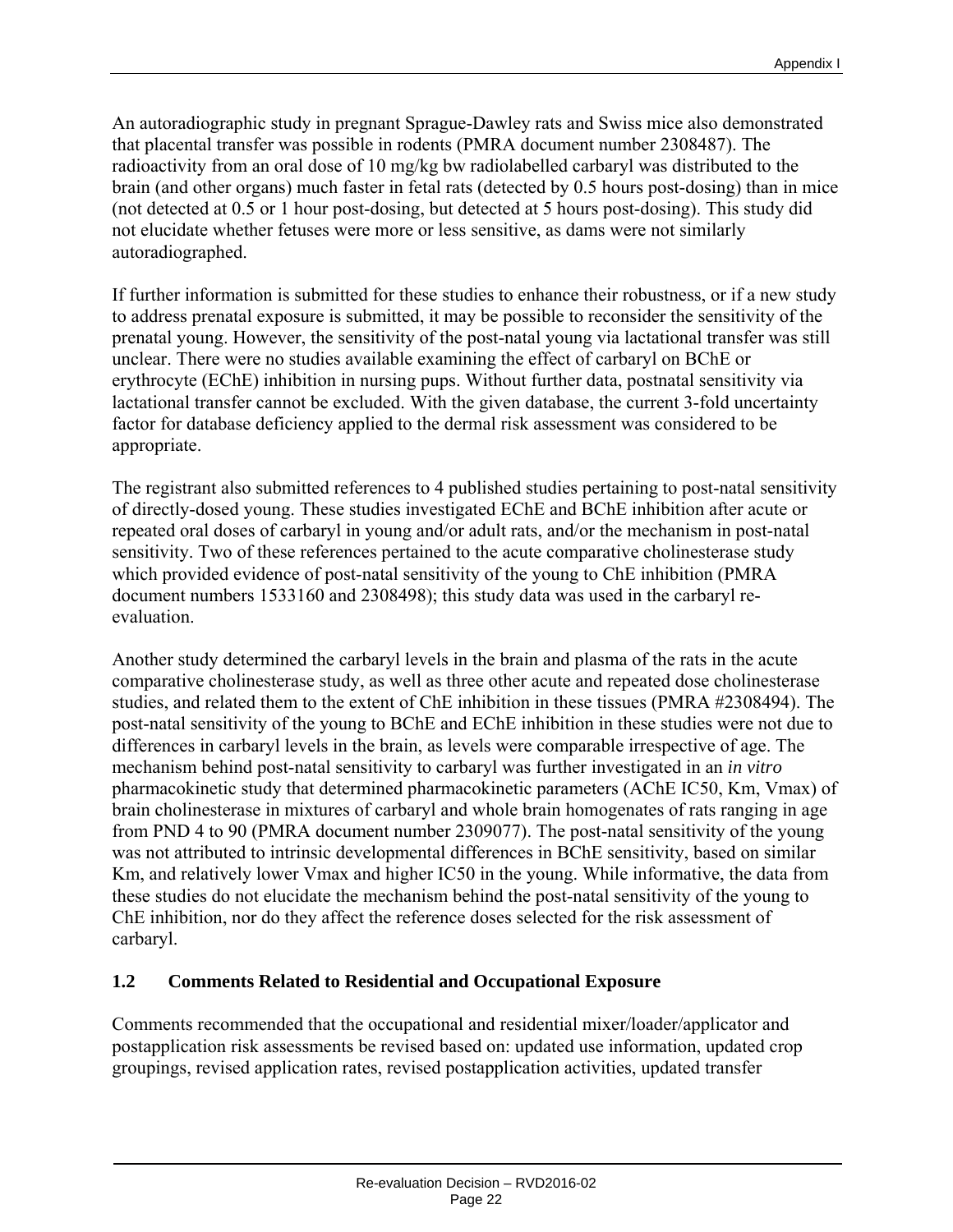An autoradiographic study in pregnant Sprague-Dawley rats and Swiss mice also demonstrated that placental transfer was possible in rodents (PMRA document number 2308487). The radioactivity from an oral dose of 10 mg/kg bw radiolabelled carbaryl was distributed to the brain (and other organs) much faster in fetal rats (detected by 0.5 hours post-dosing) than in mice (not detected at 0.5 or 1 hour post-dosing, but detected at 5 hours post-dosing). This study did not elucidate whether fetuses were more or less sensitive, as dams were not similarly autoradiographed.

If further information is submitted for these studies to enhance their robustness, or if a new study to address prenatal exposure is submitted, it may be possible to reconsider the sensitivity of the prenatal young. However, the sensitivity of the post-natal young via lactational transfer was still unclear. There were no studies available examining the effect of carbaryl on BChE or erythrocyte (EChE) inhibition in nursing pups. Without further data, postnatal sensitivity via lactational transfer cannot be excluded. With the given database, the current 3-fold uncertainty factor for database deficiency applied to the dermal risk assessment was considered to be appropriate.

The registrant also submitted references to 4 published studies pertaining to post-natal sensitivity of directly-dosed young. These studies investigated EChE and BChE inhibition after acute or repeated oral doses of carbaryl in young and/or adult rats, and/or the mechanism in post-natal sensitivity. Two of these references pertained to the acute comparative cholinesterase study which provided evidence of post-natal sensitivity of the young to ChE inhibition (PMRA document numbers 1533160 and 2308498); this study data was used in the carbaryl re-evaluation.

Another study determined the carbaryl levels in the brain and plasma of the rats in the acute comparative cholinesterase study, as well as three other acute and repeated dose cholinesterase studies, and related them to the extent of ChE inhibition in these tissues (PMRA #2308494). The post-natal sensitivity of the young to BChE and EChE inhibition in these studies were not due to differences in carbaryl levels in the brain, as levels were comparable irrespective of age. The mechanism behind post-natal sensitivity to carbaryl was further investigated in an *in vitro* pharmacokinetic study that determined pharmacokinetic parameters (AChE IC50, Km, Vmax) of brain cholinesterase in mixtures of carbaryl and whole brain homogenates of rats ranging in age from PND 4 to 90 (PMRA document number 2309077). The post-natal sensitivity of the young was not attributed to intrinsic developmental differences in BChE sensitivity, based on similar Km, and relatively lower Vmax and higher IC50 in the young. While informative, the data from these studies do not elucidate the mechanism behind the post-natal sensitivity of the young to ChE inhibition, nor do they affect the reference doses selected for the risk assessment of carbaryl.

### 1.2 Comments Related to Residential and Occupational Exposure

Comments recommended that the occupational and residential mixer/loader/applicator and postapplication risk assessments be revised based on: updated use information, updated crop groupings, revised application rates, revised postapplication activities, updated transfer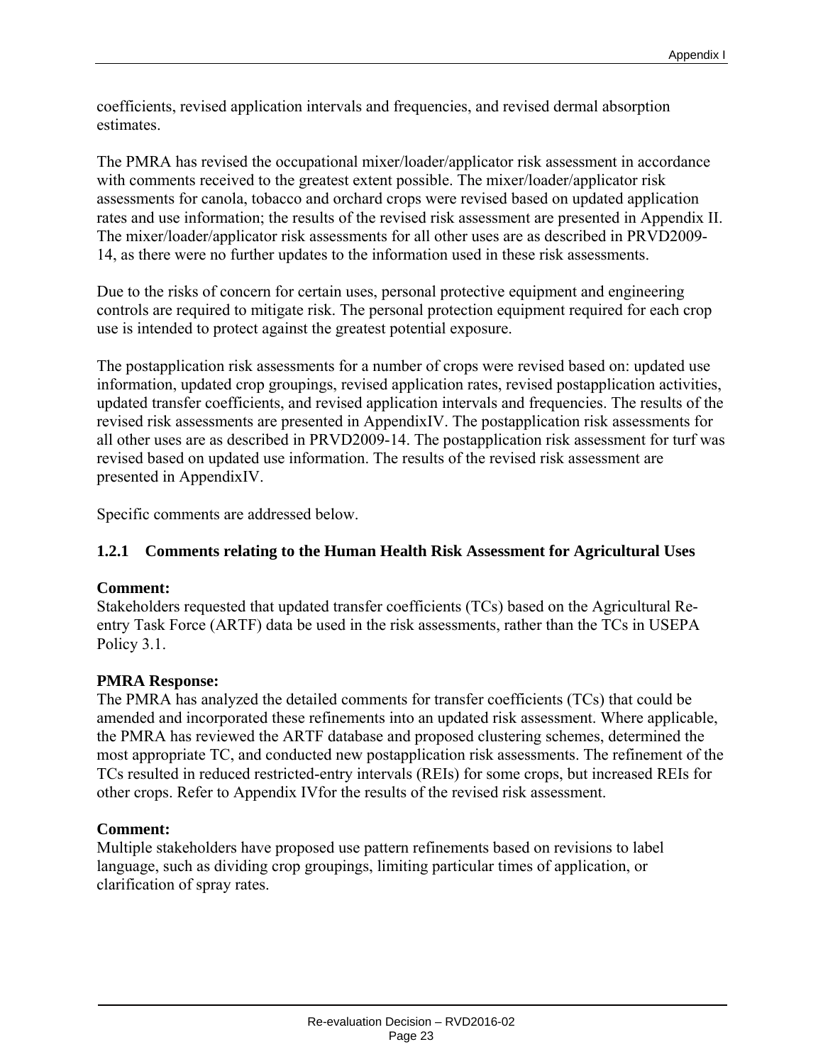coefficients, revised application intervals and frequencies, and revised dermal absorption estimates.

The PMRA has revised the occupational mixer/loader/applicator risk assessment in accordance with comments received to the greatest extent possible. The mixer/loader/applicator risk assessments for canola, tobacco and orchard crops were revised based on updated application rates and use information; the results of the revised risk assessment are presented in Appendix II. The mixer/loader/applicator risk assessments for all other uses are as described in PRVD2009-14, as there were no further updates to the information used in these risk assessments.

Due to the risks of concern for certain uses, personal protective equipment and engineering controls are required to mitigate risk. The personal protection equipment required for each crop use is intended to protect against the greatest potential exposure.

The postapplication risk assessments for a number of crops were revised based on: updated use information, updated crop groupings, revised application rates, revised postapplication activities, updated transfer coefficients, and revised application intervals and frequencies. The results of the revised risk assessments are presented in AppendixIV. The postapplication risk assessments for all other uses are as described in PRVD2009-14. The postapplication risk assessment for turf was revised based on updated use information. The results of the revised risk assessment are presented in AppendixIV.

Specific comments are addressed below.

### 1.2.1 Comments relating to the Human Health Risk Assessment for Agricultural Uses

**Comment:**
Stakeholders requested that updated transfer coefficients (TCs) based on the Agricultural Re-entry Task Force (ARTF) data be used in the risk assessments, rather than the TCs in USEPA Policy 3.1.

**PMRA Response:**
The PMRA has analyzed the detailed comments for transfer coefficients (TCs) that could be amended and incorporated these refinements into an updated risk assessment. Where applicable, the PMRA has reviewed the ARTF database and proposed clustering schemes, determined the most appropriate TC, and conducted new postapplication risk assessments. The refinement of the TCs resulted in reduced restricted-entry intervals (REIs) for some crops, but increased REIs for other crops. Refer to Appendix IVfor the results of the revised risk assessment.

**Comment:**
Multiple stakeholders have proposed use pattern refinements based on revisions to label language, such as dividing crop groupings, limiting particular times of application, or clarification of spray rates.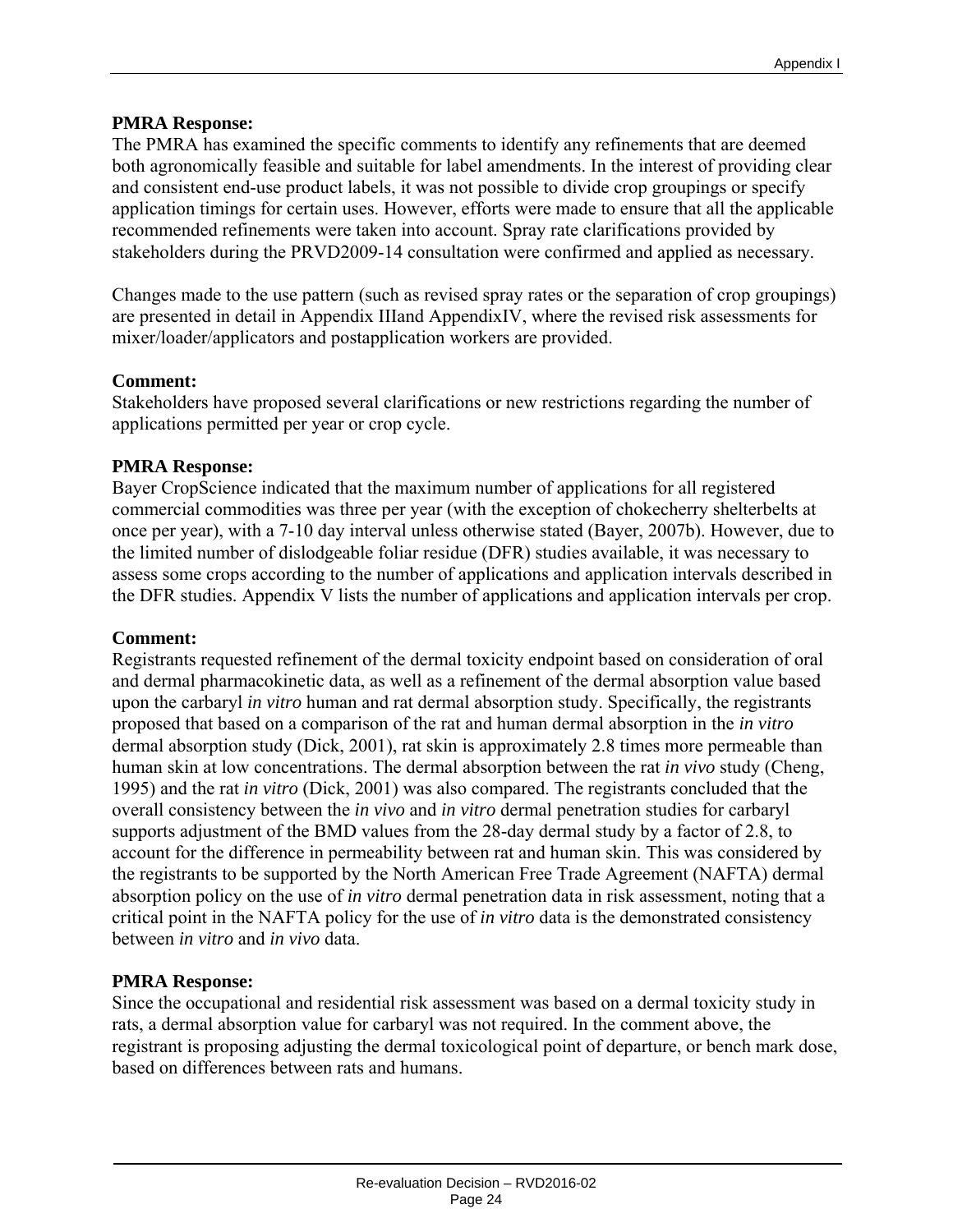**PMRA Response:**
The PMRA has examined the specific comments to identify any refinements that are deemed both agronomically feasible and suitable for label amendments. In the interest of providing clear and consistent end-use product labels, it was not possible to divide crop groupings or specify application timings for certain uses. However, efforts were made to ensure that all the applicable recommended refinements were taken into account. Spray rate clarifications provided by stakeholders during the PRVD2009-14 consultation were confirmed and applied as necessary.

Changes made to the use pattern (such as revised spray rates or the separation of crop groupings) are presented in detail in Appendix IIIand AppendixIV, where the revised risk assessments for mixer/loader/applicators and postapplication workers are provided.

**Comment:**
Stakeholders have proposed several clarifications or new restrictions regarding the number of applications permitted per year or crop cycle.

**PMRA Response:**
Bayer CropScience indicated that the maximum number of applications for all registered commercial commodities was three per year (with the exception of chokecherry shelterbelts at once per year), with a 7-10 day interval unless otherwise stated (Bayer, 2007b). However, due to the limited number of dislodgeable foliar residue (DFR) studies available, it was necessary to assess some crops according to the number of applications and application intervals described in the DFR studies. Appendix V lists the number of applications and application intervals per crop.

**Comment:**
Registrants requested refinement of the dermal toxicity endpoint based on consideration of oral and dermal pharmacokinetic data, as well as a refinement of the dermal absorption value based upon the carbaryl *in vitro* human and rat dermal absorption study. Specifically, the registrants proposed that based on a comparison of the rat and human dermal absorption in the *in vitro* dermal absorption study (Dick, 2001), rat skin is approximately 2.8 times more permeable than human skin at low concentrations. The dermal absorption between the rat *in vivo* study (Cheng, 1995) and the rat *in vitro* (Dick, 2001) was also compared. The registrants concluded that the overall consistency between the *in vivo* and *in vitro* dermal penetration studies for carbaryl supports adjustment of the BMD values from the 28-day dermal study by a factor of 2.8, to account for the difference in permeability between rat and human skin. This was considered by the registrants to be supported by the North American Free Trade Agreement (NAFTA) dermal absorption policy on the use of *in vitro* dermal penetration data in risk assessment, noting that a critical point in the NAFTA policy for the use of *in vitro* data is the demonstrated consistency between *in vitro* and *in vivo* data.

**PMRA Response:**
Since the occupational and residential risk assessment was based on a dermal toxicity study in rats, a dermal absorption value for carbaryl was not required. In the comment above, the registrant is proposing adjusting the dermal toxicological point of departure, or bench mark dose, based on differences between rats and humans.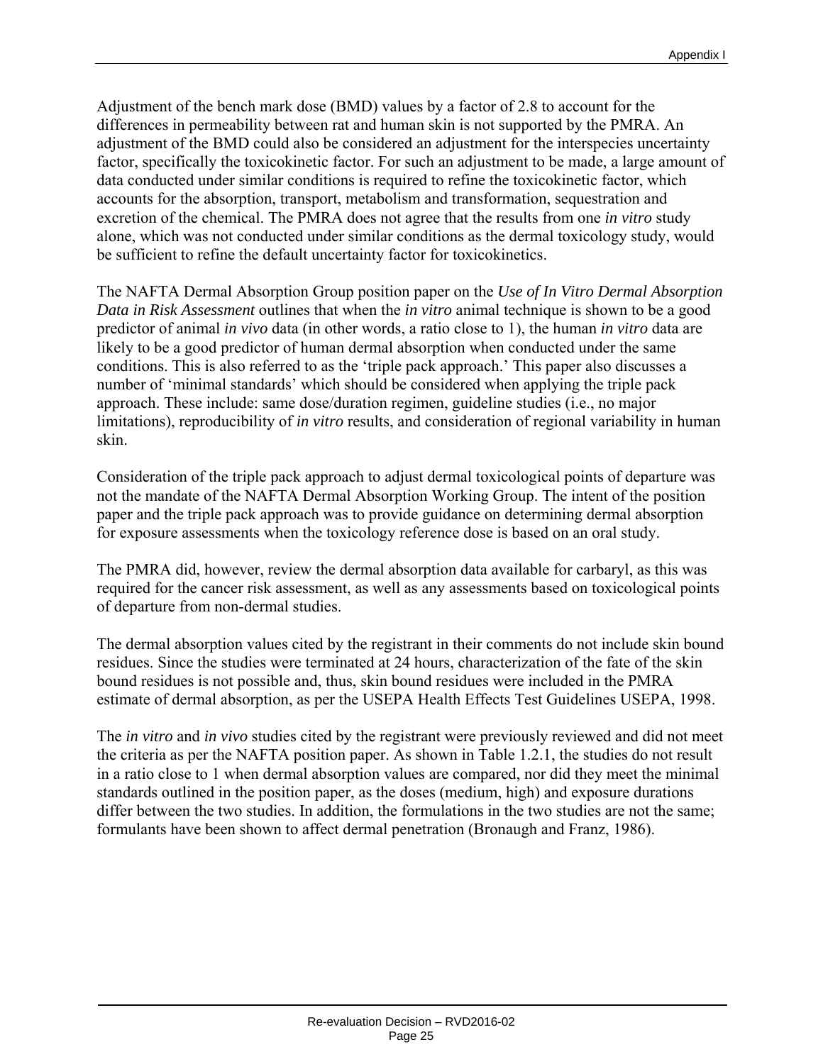Adjustment of the bench mark dose (BMD) values by a factor of 2.8 to account for the differences in permeability between rat and human skin is not supported by the PMRA. An adjustment of the BMD could also be considered an adjustment for the interspecies uncertainty factor, specifically the toxicokinetic factor. For such an adjustment to be made, a large amount of data conducted under similar conditions is required to refine the toxicokinetic factor, which accounts for the absorption, transport, metabolism and transformation, sequestration and excretion of the chemical. The PMRA does not agree that the results from one *in vitro* study alone, which was not conducted under similar conditions as the dermal toxicology study, would be sufficient to refine the default uncertainty factor for toxicokinetics.

The NAFTA Dermal Absorption Group position paper on the *Use of In Vitro Dermal Absorption Data in Risk Assessment* outlines that when the *in vitro* animal technique is shown to be a good predictor of animal *in vivo* data (in other words, a ratio close to 1), the human *in vitro* data are likely to be a good predictor of human dermal absorption when conducted under the same conditions. This is also referred to as the 'triple pack approach.' This paper also discusses a number of 'minimal standards' which should be considered when applying the triple pack approach. These include: same dose/duration regimen, guideline studies (i.e., no major limitations), reproducibility of *in vitro* results, and consideration of regional variability in human skin.

Consideration of the triple pack approach to adjust dermal toxicological points of departure was not the mandate of the NAFTA Dermal Absorption Working Group. The intent of the position paper and the triple pack approach was to provide guidance on determining dermal absorption for exposure assessments when the toxicology reference dose is based on an oral study.

The PMRA did, however, review the dermal absorption data available for carbaryl, as this was required for the cancer risk assessment, as well as any assessments based on toxicological points of departure from non-dermal studies.

The dermal absorption values cited by the registrant in their comments do not include skin bound residues. Since the studies were terminated at 24 hours, characterization of the fate of the skin bound residues is not possible and, thus, skin bound residues were included in the PMRA estimate of dermal absorption, as per the USEPA Health Effects Test Guidelines USEPA, 1998.

The *in vitro* and *in vivo* studies cited by the registrant were previously reviewed and did not meet the criteria as per the NAFTA position paper. As shown in Table 1.2.1, the studies do not result in a ratio close to 1 when dermal absorption values are compared, nor did they meet the minimal standards outlined in the position paper, as the doses (medium, high) and exposure durations differ between the two studies. In addition, the formulations in the two studies are not the same; formulants have been shown to affect dermal penetration (Bronaugh and Franz, 1986).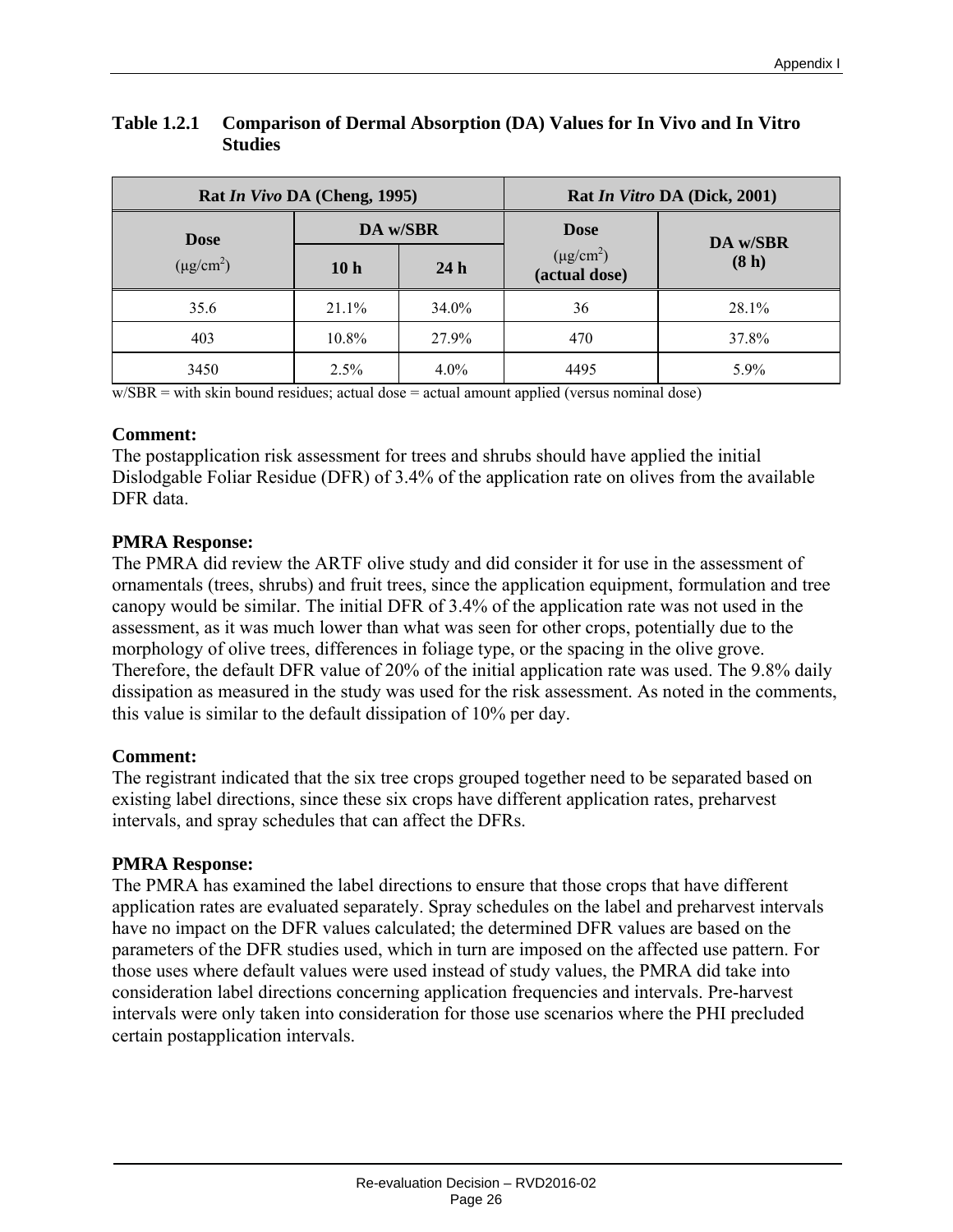**Table 1.2.1 Comparison of Dermal Absorption (DA) Values for In Vivo and In Vitro Studies**

| Rat *In Vivo* DA (Cheng, 1995) | | | Rat *In Vitro* DA (Dick, 2001) | |
|---|---|---|---|---|
| Dose (μg/cm²) | DA w/SBR | | Dose (μg/cm²) (actual dose) | DA w/SBR (8 h) |
| | 10 h | 24 h | | |
| 35.6 | 21.1% | 34.0% | 36 | 28.1% |
| 403 | 10.8% | 27.9% | 470 | 37.8% |
| 3450 | 2.5% | 4.0% | 4495 | 5.9% |

w/SBR = with skin bound residues; actual dose = actual amount applied (versus nominal dose)

**Comment:**
The postapplication risk assessment for trees and shrubs should have applied the initial Dislodgable Foliar Residue (DFR) of 3.4% of the application rate on olives from the available DFR data.

**PMRA Response:**
The PMRA did review the ARTF olive study and did consider it for use in the assessment of ornamentals (trees, shrubs) and fruit trees, since the application equipment, formulation and tree canopy would be similar. The initial DFR of 3.4% of the application rate was not used in the assessment, as it was much lower than what was seen for other crops, potentially due to the morphology of olive trees, differences in foliage type, or the spacing in the olive grove. Therefore, the default DFR value of 20% of the initial application rate was used. The 9.8% daily dissipation as measured in the study was used for the risk assessment. As noted in the comments, this value is similar to the default dissipation of 10% per day.

**Comment:**
The registrant indicated that the six tree crops grouped together need to be separated based on existing label directions, since these six crops have different application rates, preharvest intervals, and spray schedules that can affect the DFRs.

**PMRA Response:**
The PMRA has examined the label directions to ensure that those crops that have different application rates are evaluated separately. Spray schedules on the label and preharvest intervals have no impact on the DFR values calculated; the determined DFR values are based on the parameters of the DFR studies used, which in turn are imposed on the affected use pattern. For those uses where default values were used instead of study values, the PMRA did take into consideration label directions concerning application frequencies and intervals. Pre-harvest intervals were only taken into consideration for those use scenarios where the PHI precluded certain postapplication intervals.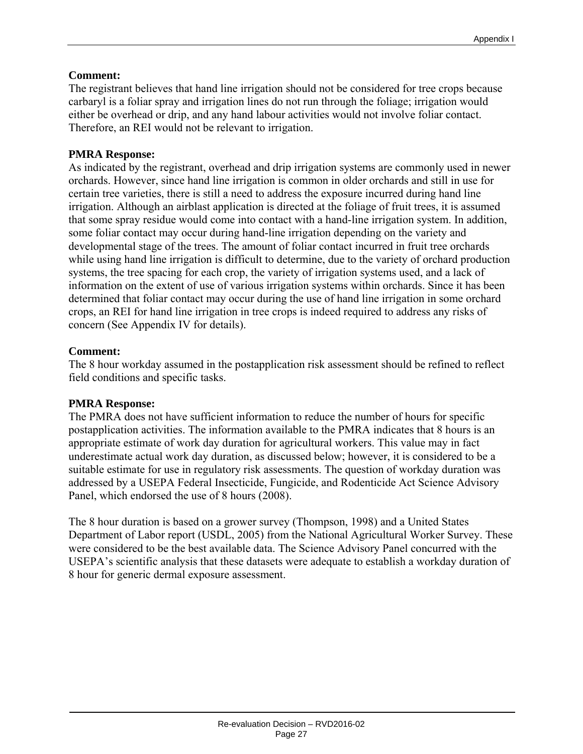**Comment:**
The registrant believes that hand line irrigation should not be considered for tree crops because carbaryl is a foliar spray and irrigation lines do not run through the foliage; irrigation would either be overhead or drip, and any hand labour activities would not involve foliar contact. Therefore, an REI would not be relevant to irrigation.

**PMRA Response:**
As indicated by the registrant, overhead and drip irrigation systems are commonly used in newer orchards. However, since hand line irrigation is common in older orchards and still in use for certain tree varieties, there is still a need to address the exposure incurred during hand line irrigation. Although an airblast application is directed at the foliage of fruit trees, it is assumed that some spray residue would come into contact with a hand-line irrigation system. In addition, some foliar contact may occur during hand-line irrigation depending on the variety and developmental stage of the trees. The amount of foliar contact incurred in fruit tree orchards while using hand line irrigation is difficult to determine, due to the variety of orchard production systems, the tree spacing for each crop, the variety of irrigation systems used, and a lack of information on the extent of use of various irrigation systems within orchards. Since it has been determined that foliar contact may occur during the use of hand line irrigation in some orchard crops, an REI for hand line irrigation in tree crops is indeed required to address any risks of concern (See Appendix IV for details).

**Comment:**
The 8 hour workday assumed in the postapplication risk assessment should be refined to reflect field conditions and specific tasks.

**PMRA Response:**
The PMRA does not have sufficient information to reduce the number of hours for specific postapplication activities. The information available to the PMRA indicates that 8 hours is an appropriate estimate of work day duration for agricultural workers. This value may in fact underestimate actual work day duration, as discussed below; however, it is considered to be a suitable estimate for use in regulatory risk assessments. The question of workday duration was addressed by a USEPA Federal Insecticide, Fungicide, and Rodenticide Act Science Advisory Panel, which endorsed the use of 8 hours (2008).

The 8 hour duration is based on a grower survey (Thompson, 1998) and a United States Department of Labor report (USDL, 2005) from the National Agricultural Worker Survey. These were considered to be the best available data. The Science Advisory Panel concurred with the USEPA's scientific analysis that these datasets were adequate to establish a workday duration of 8 hour for generic dermal exposure assessment.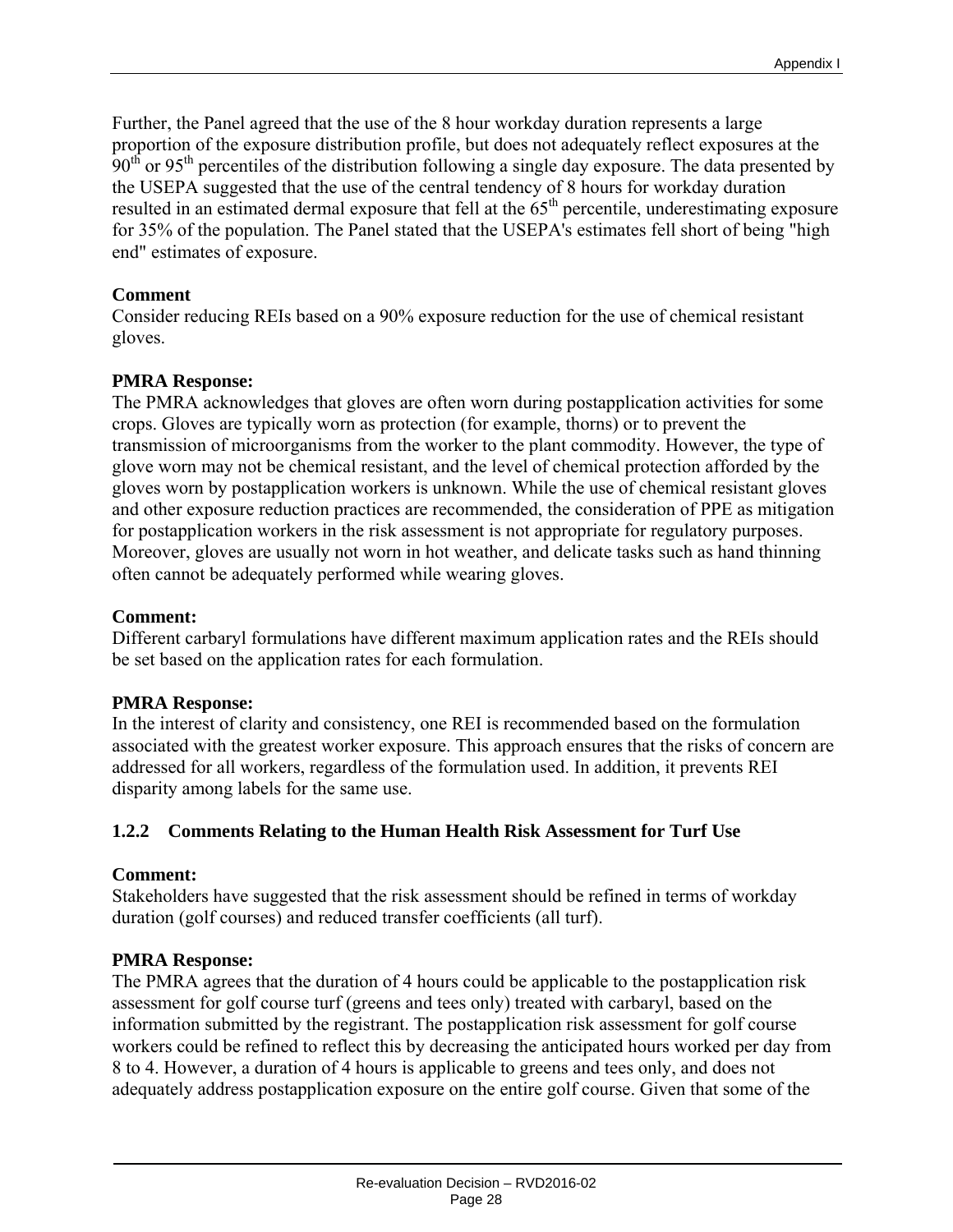Further, the Panel agreed that the use of the 8 hour workday duration represents a large proportion of the exposure distribution profile, but does not adequately reflect exposures at the 90th or 95th percentiles of the distribution following a single day exposure. The data presented by the USEPA suggested that the use of the central tendency of 8 hours for workday duration resulted in an estimated dermal exposure that fell at the 65th percentile, underestimating exposure for 35% of the population. The Panel stated that the USEPA's estimates fell short of being "high end" estimates of exposure.

**Comment**

Consider reducing REIs based on a 90% exposure reduction for the use of chemical resistant gloves.

**PMRA Response:**

The PMRA acknowledges that gloves are often worn during postapplication activities for some crops. Gloves are typically worn as protection (for example, thorns) or to prevent the transmission of microorganisms from the worker to the plant commodity. However, the type of glove worn may not be chemical resistant, and the level of chemical protection afforded by the gloves worn by postapplication workers is unknown. While the use of chemical resistant gloves and other exposure reduction practices are recommended, the consideration of PPE as mitigation for postapplication workers in the risk assessment is not appropriate for regulatory purposes. Moreover, gloves are usually not worn in hot weather, and delicate tasks such as hand thinning often cannot be adequately performed while wearing gloves.

**Comment:**

Different carbaryl formulations have different maximum application rates and the REIs should be set based on the application rates for each formulation.

**PMRA Response:**

In the interest of clarity and consistency, one REI is recommended based on the formulation associated with the greatest worker exposure. This approach ensures that the risks of concern are addressed for all workers, regardless of the formulation used. In addition, it prevents REI disparity among labels for the same use.

### 1.2.2 Comments Relating to the Human Health Risk Assessment for Turf Use

**Comment:**

Stakeholders have suggested that the risk assessment should be refined in terms of workday duration (golf courses) and reduced transfer coefficients (all turf).

**PMRA Response:**

The PMRA agrees that the duration of 4 hours could be applicable to the postapplication risk assessment for golf course turf (greens and tees only) treated with carbaryl, based on the information submitted by the registrant. The postapplication risk assessment for golf course workers could be refined to reflect this by decreasing the anticipated hours worked per day from 8 to 4. However, a duration of 4 hours is applicable to greens and tees only, and does not adequately address postapplication exposure on the entire golf course. Given that some of the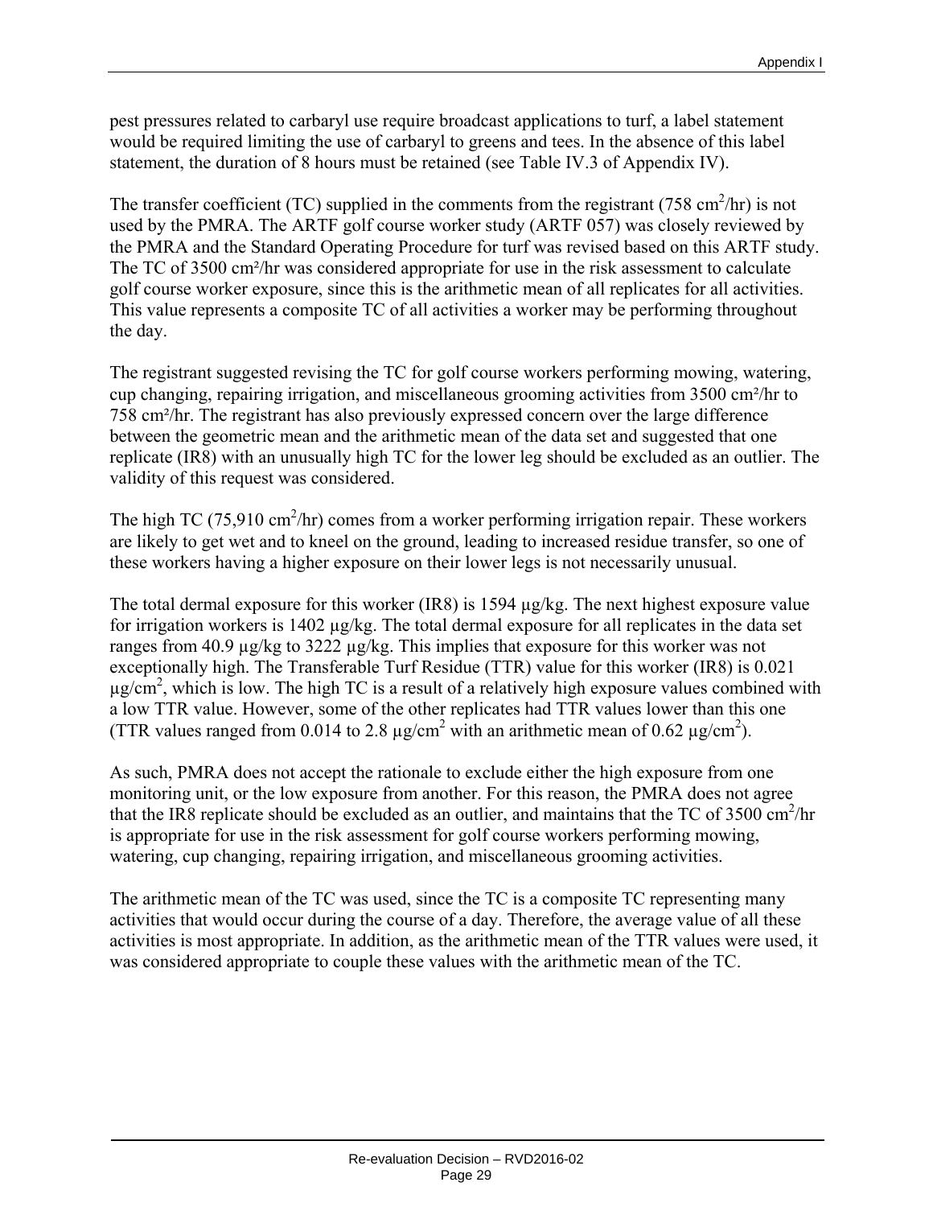pest pressures related to carbaryl use require broadcast applications to turf, a label statement would be required limiting the use of carbaryl to greens and tees. In the absence of this label statement, the duration of 8 hours must be retained (see Table IV.3 of Appendix IV).

The transfer coefficient (TC) supplied in the comments from the registrant (758 $cm^2$/hr) is not used by the PMRA. The ARTF golf course worker study (ARTF 057) was closely reviewed by the PMRA and the Standard Operating Procedure for turf was revised based on this ARTF study. The TC of 3500 $cm^2$/hr was considered appropriate for use in the risk assessment to calculate golf course worker exposure, since this is the arithmetic mean of all replicates for all activities. This value represents a composite TC of all activities a worker may be performing throughout the day.

The registrant suggested revising the TC for golf course workers performing mowing, watering, cup changing, repairing irrigation, and miscellaneous grooming activities from 3500 $cm^2$/hr to 758 $cm^2$/hr. The registrant has also previously expressed concern over the large difference between the geometric mean and the arithmetic mean of the data set and suggested that one replicate (IR8) with an unusually high TC for the lower leg should be excluded as an outlier. The validity of this request was considered.

The high TC (75,910 $cm^2$/hr) comes from a worker performing irrigation repair. These workers are likely to get wet and to kneel on the ground, leading to increased residue transfer, so one of these workers having a higher exposure on their lower legs is not necessarily unusual.

The total dermal exposure for this worker (IR8) is 1594 µg/kg. The next highest exposure value for irrigation workers is 1402 µg/kg. The total dermal exposure for all replicates in the data set ranges from 40.9 µg/kg to 3222 µg/kg. This implies that exposure for this worker was not exceptionally high. The Transferable Turf Residue (TTR) value for this worker (IR8) is 0.021 µg/$cm^2$, which is low. The high TC is a result of a relatively high exposure values combined with a low TTR value. However, some of the other replicates had TTR values lower than this one (TTR values ranged from 0.014 to 2.8 µg/$cm^2$ with an arithmetic mean of 0.62 µg/$cm^2$).

As such, PMRA does not accept the rationale to exclude either the high exposure from one monitoring unit, or the low exposure from another. For this reason, the PMRA does not agree that the IR8 replicate should be excluded as an outlier, and maintains that the TC of 3500 $cm^2$/hr is appropriate for use in the risk assessment for golf course workers performing mowing, watering, cup changing, repairing irrigation, and miscellaneous grooming activities.

The arithmetic mean of the TC was used, since the TC is a composite TC representing many activities that would occur during the course of a day. Therefore, the average value of all these activities is most appropriate. In addition, as the arithmetic mean of the TTR values were used, it was considered appropriate to couple these values with the arithmetic mean of the TC.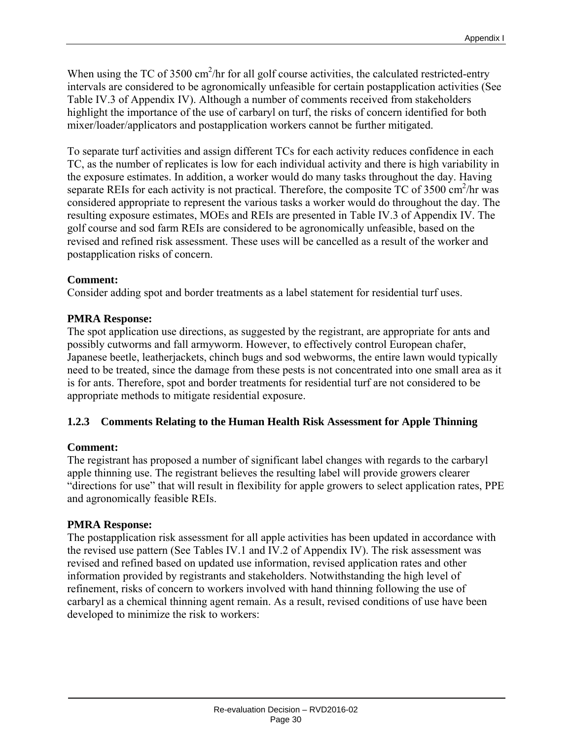When using the TC of 3500 $cm^2$/hr for all golf course activities, the calculated restricted-entry intervals are considered to be agronomically unfeasible for certain postapplication activities (See Table IV.3 of Appendix IV). Although a number of comments received from stakeholders highlight the importance of the use of carbaryl on turf, the risks of concern identified for both mixer/loader/applicators and postapplication workers cannot be further mitigated.

To separate turf activities and assign different TCs for each activity reduces confidence in each TC, as the number of replicates is low for each individual activity and there is high variability in the exposure estimates. In addition, a worker would do many tasks throughout the day. Having separate REIs for each activity is not practical. Therefore, the composite TC of 3500 $cm^2$/hr was considered appropriate to represent the various tasks a worker would do throughout the day. The resulting exposure estimates, MOEs and REIs are presented in Table IV.3 of Appendix IV. The golf course and sod farm REIs are considered to be agronomically unfeasible, based on the revised and refined risk assessment. These uses will be cancelled as a result of the worker and postapplication risks of concern.

**Comment:**
Consider adding spot and border treatments as a label statement for residential turf uses.

**PMRA Response:**
The spot application use directions, as suggested by the registrant, are appropriate for ants and possibly cutworms and fall armyworm. However, to effectively control European chafer, Japanese beetle, leatherjackets, chinch bugs and sod webworms, the entire lawn would typically need to be treated, since the damage from these pests is not concentrated into one small area as it is for ants. Therefore, spot and border treatments for residential turf are not considered to be appropriate methods to mitigate residential exposure.

### 1.2.3 Comments Relating to the Human Health Risk Assessment for Apple Thinning

**Comment:**
The registrant has proposed a number of significant label changes with regards to the carbaryl apple thinning use. The registrant believes the resulting label will provide growers clearer "directions for use" that will result in flexibility for apple growers to select application rates, PPE and agronomically feasible REIs.

**PMRA Response:**
The postapplication risk assessment for all apple activities has been updated in accordance with the revised use pattern (See Tables IV.1 and IV.2 of Appendix IV). The risk assessment was revised and refined based on updated use information, revised application rates and other information provided by registrants and stakeholders. Notwithstanding the high level of refinement, risks of concern to workers involved with hand thinning following the use of carbaryl as a chemical thinning agent remain. As a result, revised conditions of use have been developed to minimize the risk to workers: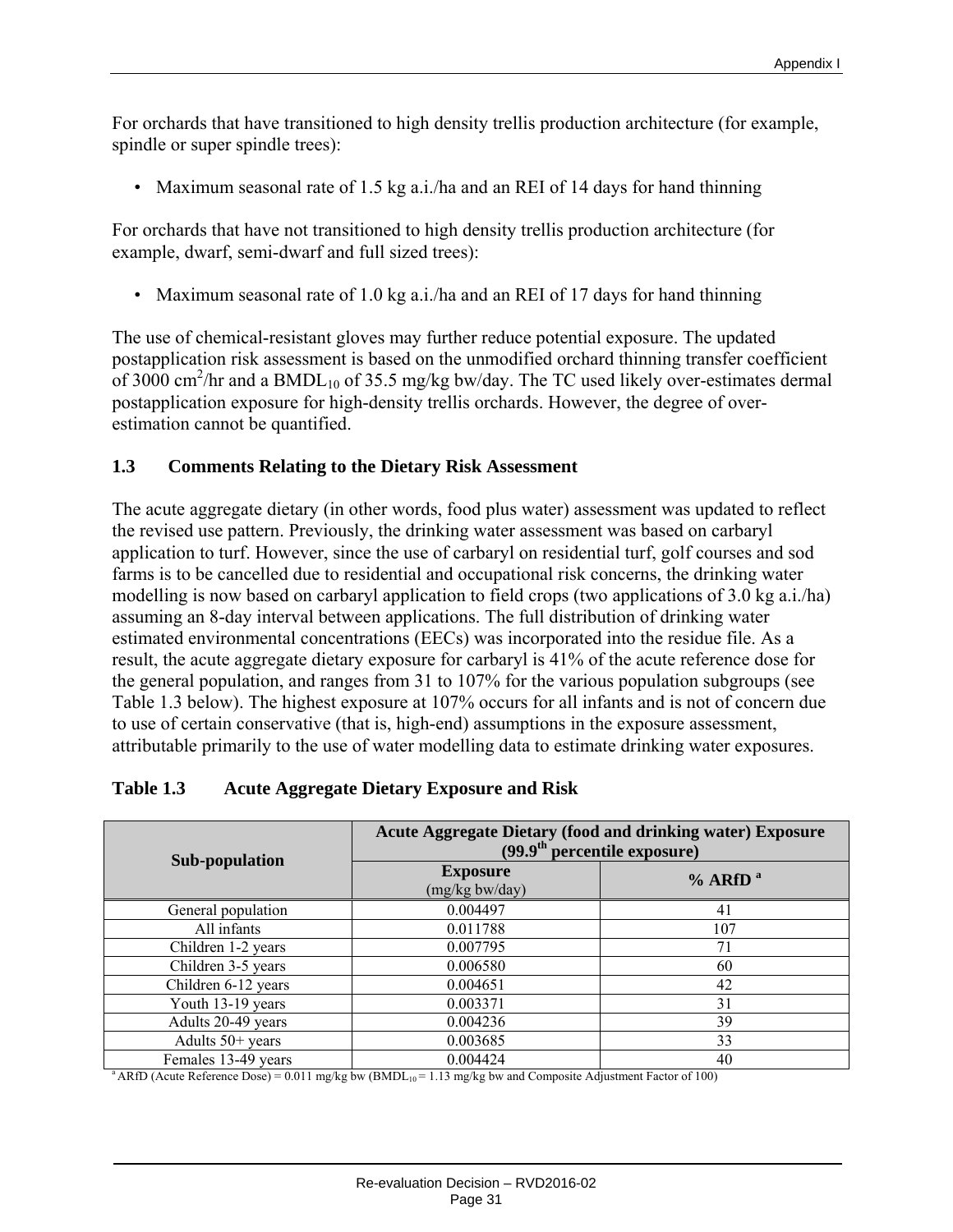For orchards that have transitioned to high density trellis production architecture (for example, spindle or super spindle trees):

- Maximum seasonal rate of 1.5 kg a.i./ha and an REI of 14 days for hand thinning

For orchards that have not transitioned to high density trellis production architecture (for example, dwarf, semi-dwarf and full sized trees):

- Maximum seasonal rate of 1.0 kg a.i./ha and an REI of 17 days for hand thinning

The use of chemical-resistant gloves may further reduce potential exposure. The updated postapplication risk assessment is based on the unmodified orchard thinning transfer coefficient of 3000 $cm^2$/hr and a $BMDL_{10}$ of 35.5 mg/kg bw/day. The TC used likely over-estimates dermal postapplication exposure for high-density trellis orchards. However, the degree of over-estimation cannot be quantified.

### 1.3 Comments Relating to the Dietary Risk Assessment

The acute aggregate dietary (in other words, food plus water) assessment was updated to reflect the revised use pattern. Previously, the drinking water assessment was based on carbaryl application to turf. However, since the use of carbaryl on residential turf, golf courses and sod farms is to be cancelled due to residential and occupational risk concerns, the drinking water modelling is now based on carbaryl application to field crops (two applications of 3.0 kg a.i./ha) assuming an 8-day interval between applications. The full distribution of drinking water estimated environmental concentrations (EECs) was incorporated into the residue file. As a result, the acute aggregate dietary exposure for carbaryl is 41% of the acute reference dose for the general population, and ranges from 31 to 107% for the various population subgroups (see Table 1.3 below). The highest exposure at 107% occurs for all infants and is not of concern due to use of certain conservative (that is, high-end) assumptions in the exposure assessment, attributable primarily to the use of water modelling data to estimate drinking water exposures.

**Table 1.3 Acute Aggregate Dietary Exposure and Risk**

| Sub-population | Acute Aggregate Dietary (food and drinking water) Exposure (99.9th percentile exposure) | |
|---|---|---|
| | Exposure (mg/kg bw/day) | % ARfD [a] |
| General population | 0.004497 | 41 |
| All infants | 0.011788 | 107 |
| Children 1-2 years | 0.007795 | 71 |
| Children 3-5 years | 0.006580 | 60 |
| Children 6-12 years | 0.004651 | 42 |
| Youth 13-19 years | 0.003371 | 31 |
| Adults 20-49 years | 0.004236 | 39 |
| Adults 50+ years | 0.003685 | 33 |
| Females 13-49 years | 0.004424 | 40 |

[a] ARfD (Acute Reference Dose) = 0.011 mg/kg bw ($BMDL_{10}$ = 1.13 mg/kg bw and Composite Adjustment Factor of 100)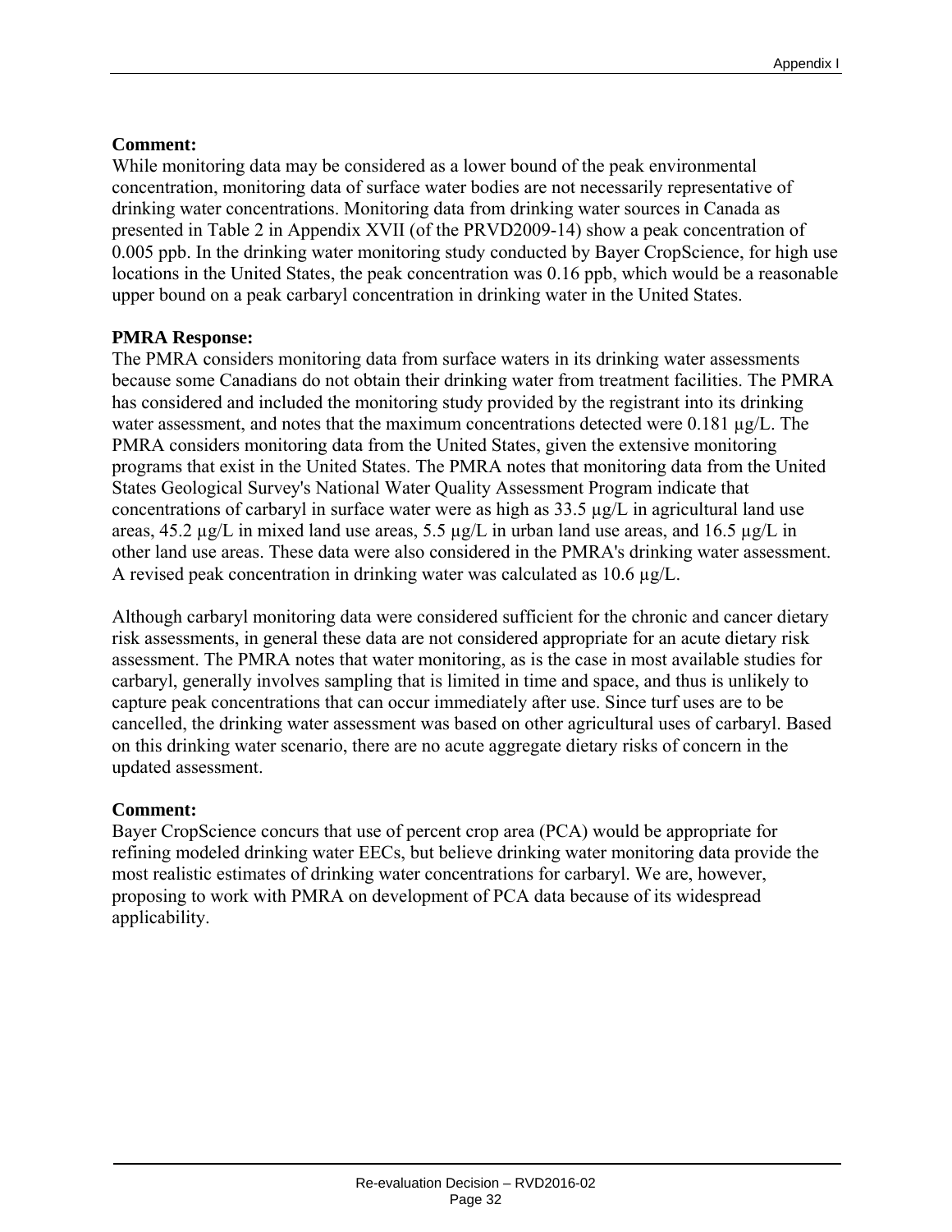**Comment:**
While monitoring data may be considered as a lower bound of the peak environmental concentration, monitoring data of surface water bodies are not necessarily representative of drinking water concentrations. Monitoring data from drinking water sources in Canada as presented in Table 2 in Appendix XVII (of the PRVD2009-14) show a peak concentration of 0.005 ppb. In the drinking water monitoring study conducted by Bayer CropScience, for high use locations in the United States, the peak concentration was 0.16 ppb, which would be a reasonable upper bound on a peak carbaryl concentration in drinking water in the United States.

**PMRA Response:**
The PMRA considers monitoring data from surface waters in its drinking water assessments because some Canadians do not obtain their drinking water from treatment facilities. The PMRA has considered and included the monitoring study provided by the registrant into its drinking water assessment, and notes that the maximum concentrations detected were 0.181 µg/L. The PMRA considers monitoring data from the United States, given the extensive monitoring programs that exist in the United States. The PMRA notes that monitoring data from the United States Geological Survey's National Water Quality Assessment Program indicate that concentrations of carbaryl in surface water were as high as 33.5 µg/L in agricultural land use areas, 45.2 µg/L in mixed land use areas, 5.5 µg/L in urban land use areas, and 16.5 µg/L in other land use areas. These data were also considered in the PMRA's drinking water assessment. A revised peak concentration in drinking water was calculated as 10.6 µg/L.

Although carbaryl monitoring data were considered sufficient for the chronic and cancer dietary risk assessments, in general these data are not considered appropriate for an acute dietary risk assessment. The PMRA notes that water monitoring, as is the case in most available studies for carbaryl, generally involves sampling that is limited in time and space, and thus is unlikely to capture peak concentrations that can occur immediately after use. Since turf uses are to be cancelled, the drinking water assessment was based on other agricultural uses of carbaryl. Based on this drinking water scenario, there are no acute aggregate dietary risks of concern in the updated assessment.

**Comment:**
Bayer CropScience concurs that use of percent crop area (PCA) would be appropriate for refining modeled drinking water EECs, but believe drinking water monitoring data provide the most realistic estimates of drinking water concentrations for carbaryl. We are, however, proposing to work with PMRA on development of PCA data because of its widespread applicability.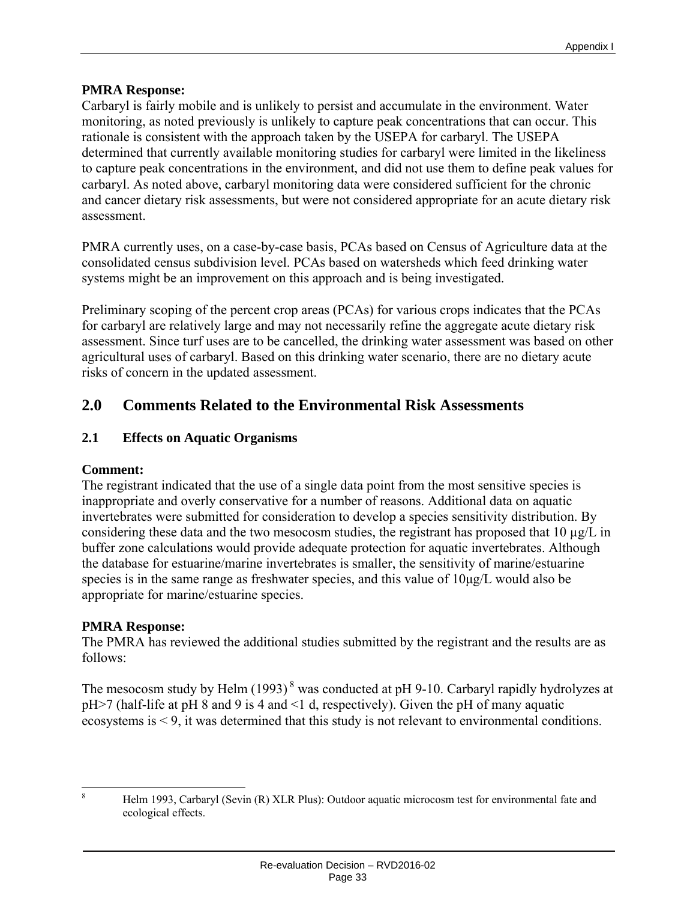**PMRA Response:**
Carbaryl is fairly mobile and is unlikely to persist and accumulate in the environment. Water monitoring, as noted previously is unlikely to capture peak concentrations that can occur. This rationale is consistent with the approach taken by the USEPA for carbaryl. The USEPA determined that currently available monitoring studies for carbaryl were limited in the likeliness to capture peak concentrations in the environment, and did not use them to define peak values for carbaryl. As noted above, carbaryl monitoring data were considered sufficient for the chronic and cancer dietary risk assessments, but were not considered appropriate for an acute dietary risk assessment.

PMRA currently uses, on a case-by-case basis, PCAs based on Census of Agriculture data at the consolidated census subdivision level. PCAs based on watersheds which feed drinking water systems might be an improvement on this approach and is being investigated.

Preliminary scoping of the percent crop areas (PCAs) for various crops indicates that the PCAs for carbaryl are relatively large and may not necessarily refine the aggregate acute dietary risk assessment. Since turf uses are to be cancelled, the drinking water assessment was based on other agricultural uses of carbaryl. Based on this drinking water scenario, there are no dietary acute risks of concern in the updated assessment.

## 2.0 Comments Related to the Environmental Risk Assessments

### 2.1 Effects on Aquatic Organisms

**Comment:**
The registrant indicated that the use of a single data point from the most sensitive species is inappropriate and overly conservative for a number of reasons. Additional data on aquatic invertebrates were submitted for consideration to develop a species sensitivity distribution. By considering these data and the two mesocosm studies, the registrant has proposed that 10 µg/L in buffer zone calculations would provide adequate protection for aquatic invertebrates. Although the database for estuarine/marine invertebrates is smaller, the sensitivity of marine/estuarine species is in the same range as freshwater species, and this value of 10µg/L would also be appropriate for marine/estuarine species.

**PMRA Response:**
The PMRA has reviewed the additional studies submitted by the registrant and the results are as follows:

The mesocosm study by Helm (1993) [8] was conducted at pH 9-10. Carbaryl rapidly hydrolyzes at pH>7 (half-life at pH 8 and 9 is 4 and <1 d, respectively). Given the pH of many aquatic ecosystems is < 9, it was determined that this study is not relevant to environmental conditions.

---

[8] Helm 1993, Carbaryl (Sevin (R) XLR Plus): Outdoor aquatic microcosm test for environmental fate and ecological effects.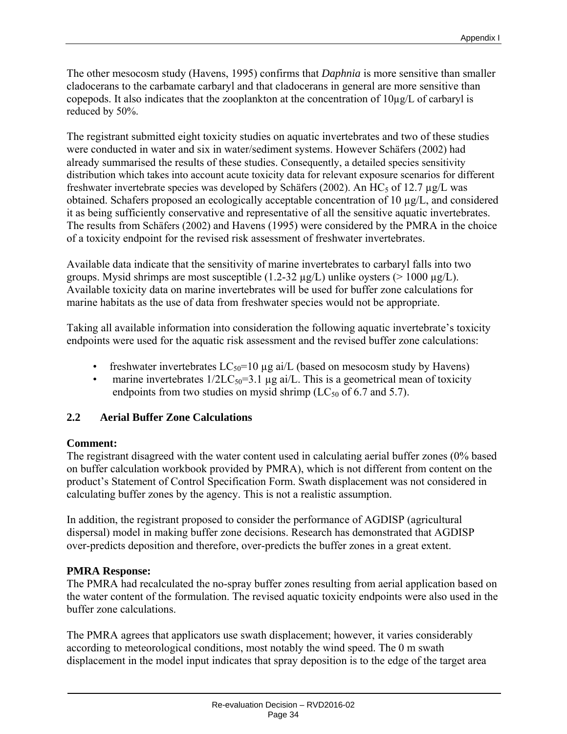The other mesocosm study (Havens, 1995) confirms that *Daphnia* is more sensitive than smaller cladocerans to the carbamate carbaryl and that cladocerans in general are more sensitive than copepods. It also indicates that the zooplankton at the concentration of 10µg/L of carbaryl is reduced by 50%.

The registrant submitted eight toxicity studies on aquatic invertebrates and two of these studies were conducted in water and six in water/sediment systems. However Schäfers (2002) had already summarised the results of these studies. Consequently, a detailed species sensitivity distribution which takes into account acute toxicity data for relevant exposure scenarios for different freshwater invertebrate species was developed by Schäfers (2002). An $HC_5$ of 12.7 µg/L was obtained. Schafers proposed an ecologically acceptable concentration of 10 µg/L, and considered it as being sufficiently conservative and representative of all the sensitive aquatic invertebrates. The results from Schäfers (2002) and Havens (1995) were considered by the PMRA in the choice of a toxicity endpoint for the revised risk assessment of freshwater invertebrates.

Available data indicate that the sensitivity of marine invertebrates to carbaryl falls into two groups. Mysid shrimps are most susceptible (1.2-32 µg/L) unlike oysters (> 1000 µg/L). Available toxicity data on marine invertebrates will be used for buffer zone calculations for marine habitats as the use of data from freshwater species would not be appropriate.

Taking all available information into consideration the following aquatic invertebrate's toxicity endpoints were used for the aquatic risk assessment and the revised buffer zone calculations:

- freshwater invertebrates $LC_{50}$=10 µg ai/L (based on mesocosm study by Havens)
- marine invertebrates $1/2LC_{50}$=3.1 µg ai/L. This is a geometrical mean of toxicity endpoints from two studies on mysid shrimp ($LC_{50}$ of 6.7 and 5.7).

## 2.2 Aerial Buffer Zone Calculations

**Comment:**
The registrant disagreed with the water content used in calculating aerial buffer zones (0% based on buffer calculation workbook provided by PMRA), which is not different from content on the product's Statement of Control Specification Form. Swath displacement was not considered in calculating buffer zones by the agency. This is not a realistic assumption.

In addition, the registrant proposed to consider the performance of AGDISP (agricultural dispersal) model in making buffer zone decisions. Research has demonstrated that AGDISP over-predicts deposition and therefore, over-predicts the buffer zones in a great extent.

**PMRA Response:**
The PMRA had recalculated the no-spray buffer zones resulting from aerial application based on the water content of the formulation. The revised aquatic toxicity endpoints were also used in the buffer zone calculations.

The PMRA agrees that applicators use swath displacement; however, it varies considerably according to meteorological conditions, most notably the wind speed. The 0 m swath displacement in the model input indicates that spray deposition is to the edge of the target area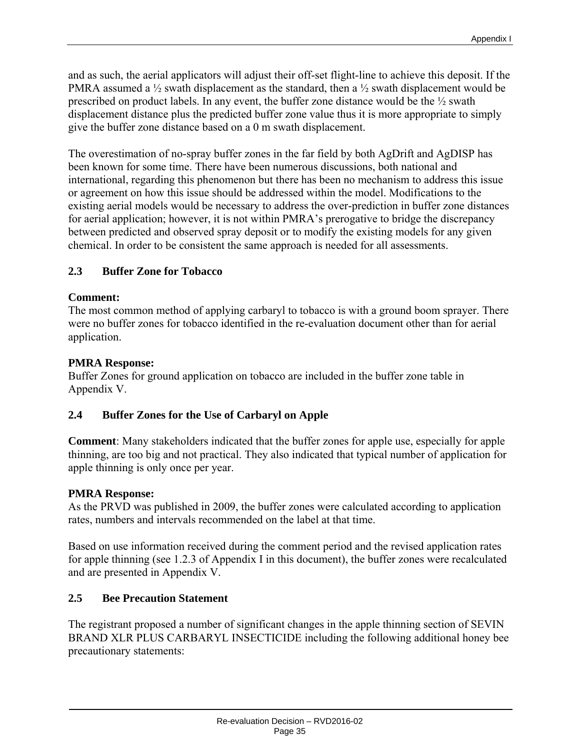and as such, the aerial applicators will adjust their off-set flight-line to achieve this deposit. If the PMRA assumed a ½ swath displacement as the standard, then a ½ swath displacement would be prescribed on product labels. In any event, the buffer zone distance would be the ½ swath displacement distance plus the predicted buffer zone value thus it is more appropriate to simply give the buffer zone distance based on a 0 m swath displacement.

The overestimation of no-spray buffer zones in the far field by both AgDrift and AgDISP has been known for some time. There have been numerous discussions, both national and international, regarding this phenomenon but there has been no mechanism to address this issue or agreement on how this issue should be addressed within the model. Modifications to the existing aerial models would be necessary to address the over-prediction in buffer zone distances for aerial application; however, it is not within PMRA's prerogative to bridge the discrepancy between predicted and observed spray deposit or to modify the existing models for any given chemical. In order to be consistent the same approach is needed for all assessments.

### 2.3 Buffer Zone for Tobacco

**Comment:**
The most common method of applying carbaryl to tobacco is with a ground boom sprayer. There were no buffer zones for tobacco identified in the re-evaluation document other than for aerial application.

**PMRA Response:**
Buffer Zones for ground application on tobacco are included in the buffer zone table in Appendix V.

### 2.4 Buffer Zones for the Use of Carbaryl on Apple

**Comment**: Many stakeholders indicated that the buffer zones for apple use, especially for apple thinning, are too big and not practical. They also indicated that typical number of application for apple thinning is only once per year.

**PMRA Response:**
As the PRVD was published in 2009, the buffer zones were calculated according to application rates, numbers and intervals recommended on the label at that time.

Based on use information received during the comment period and the revised application rates for apple thinning (see 1.2.3 of Appendix I in this document), the buffer zones were recalculated and are presented in Appendix V.

### 2.5 Bee Precaution Statement

The registrant proposed a number of significant changes in the apple thinning section of SEVIN BRAND XLR PLUS CARBARYL INSECTICIDE including the following additional honey bee precautionary statements: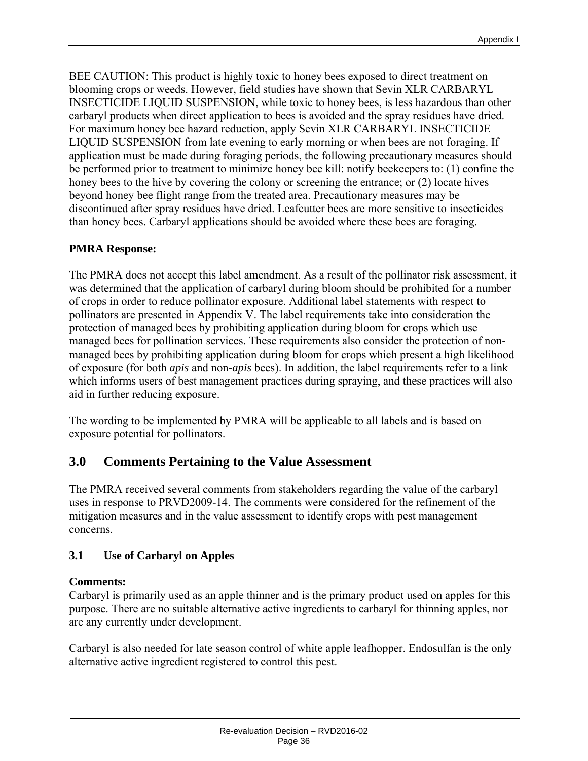BEE CAUTION: This product is highly toxic to honey bees exposed to direct treatment on blooming crops or weeds. However, field studies have shown that Sevin XLR CARBARYL INSECTICIDE LIQUID SUSPENSION, while toxic to honey bees, is less hazardous than other carbaryl products when direct application to bees is avoided and the spray residues have dried. For maximum honey bee hazard reduction, apply Sevin XLR CARBARYL INSECTICIDE LIQUID SUSPENSION from late evening to early morning or when bees are not foraging. If application must be made during foraging periods, the following precautionary measures should be performed prior to treatment to minimize honey bee kill: notify beekeepers to: (1) confine the honey bees to the hive by covering the colony or screening the entrance; or (2) locate hives beyond honey bee flight range from the treated area. Precautionary measures may be discontinued after spray residues have dried. Leafcutter bees are more sensitive to insecticides than honey bees. Carbaryl applications should be avoided where these bees are foraging.

**PMRA Response:**

The PMRA does not accept this label amendment. As a result of the pollinator risk assessment, it was determined that the application of carbaryl during bloom should be prohibited for a number of crops in order to reduce pollinator exposure. Additional label statements with respect to pollinators are presented in Appendix V. The label requirements take into consideration the protection of managed bees by prohibiting application during bloom for crops which use managed bees for pollination services. These requirements also consider the protection of non-managed bees by prohibiting application during bloom for crops which present a high likelihood of exposure (for both *apis* and non-*apis* bees). In addition, the label requirements refer to a link which informs users of best management practices during spraying, and these practices will also aid in further reducing exposure.

The wording to be implemented by PMRA will be applicable to all labels and is based on exposure potential for pollinators.

## 3.0 Comments Pertaining to the Value Assessment

The PMRA received several comments from stakeholders regarding the value of the carbaryl uses in response to PRVD2009-14. The comments were considered for the refinement of the mitigation measures and in the value assessment to identify crops with pest management concerns.

### 3.1 Use of Carbaryl on Apples

**Comments:**
Carbaryl is primarily used as an apple thinner and is the primary product used on apples for this purpose. There are no suitable alternative active ingredients to carbaryl for thinning apples, nor are any currently under development.

Carbaryl is also needed for late season control of white apple leafhopper. Endosulfan is the only alternative active ingredient registered to control this pest.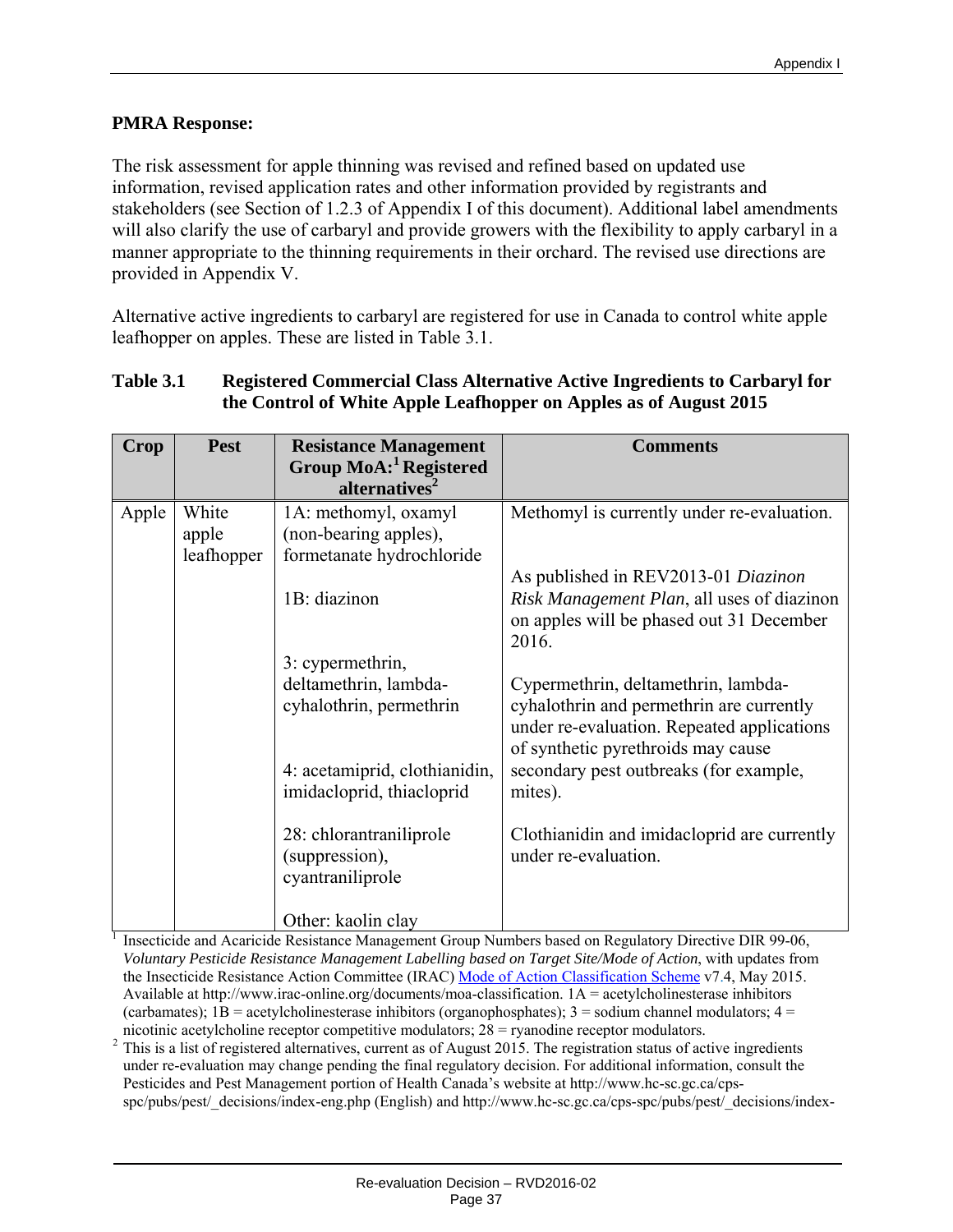**PMRA Response:**

The risk assessment for apple thinning was revised and refined based on updated use information, revised application rates and other information provided by registrants and stakeholders (see Section of 1.2.3 of Appendix I of this document). Additional label amendments will also clarify the use of carbaryl and provide growers with the flexibility to apply carbaryl in a manner appropriate to the thinning requirements in their orchard. The revised use directions are provided in Appendix V.

Alternative active ingredients to carbaryl are registered for use in Canada to control white apple leafhopper on apples. These are listed in Table 3.1.

**Table 3.1 Registered Commercial Class Alternative Active Ingredients to Carbaryl for the Control of White Apple Leafhopper on Apples as of August 2015**

| Crop | Pest | Resistance Management Group MoA:[1] Registered alternatives[2] | Comments |
|---|---|---|---|
| Apple | White apple leafhopper | 1A: methomyl, oxamyl (non-bearing apples), formetanate hydrochloride | Methomyl is currently under re-evaluation. |
| | | 1B: diazinon | As published in REV2013-01 *Diazinon Risk Management Plan*, all uses of diazinon on apples will be phased out 31 December 2016. |
| | | 3: cypermethrin, deltamethrin, lambda-cyhalothrin, permethrin | Cypermethrin, deltamethrin, lambda-cyhalothrin and permethrin are currently under re-evaluation. Repeated applications of synthetic pyrethroids may cause secondary pest outbreaks (for example, mites). |
| | | 4: acetamiprid, clothianidin, imidacloprid, thiacloprid | Clothianidin and imidacloprid are currently under re-evaluation. |
| | | 28: chlorantraniliprole (suppression), cyantraniliprole | |
| | | Other: kaolin clay | |

[1] Insecticide and Acaricide Resistance Management Group Numbers based on Regulatory Directive DIR 99-06, *Voluntary Pesticide Resistance Management Labelling based on Target Site/Mode of Action*, with updates from the Insecticide Resistance Action Committee (IRAC) Mode of Action Classification Scheme v7.4, May 2015. Available at http://www.irac-online.org/documents/moa-classification. 1A = acetylcholinesterase inhibitors (carbamates); 1B = acetylcholinesterase inhibitors (organophosphates); 3 = sodium channel modulators; 4 = nicotinic acetylcholine receptor competitive modulators; 28 = ryanodine receptor modulators.

[2] This is a list of registered alternatives, current as of August 2015. The registration status of active ingredients under re-evaluation may change pending the final regulatory decision. For additional information, consult the Pesticides and Pest Management portion of Health Canada's website at http://www.hc-sc.gc.ca/cps-spc/pubs/pest/_decisions/index-eng.php (English) and http://www.hc-sc.gc.ca/cps-spc/pubs/pest/_decisions/index-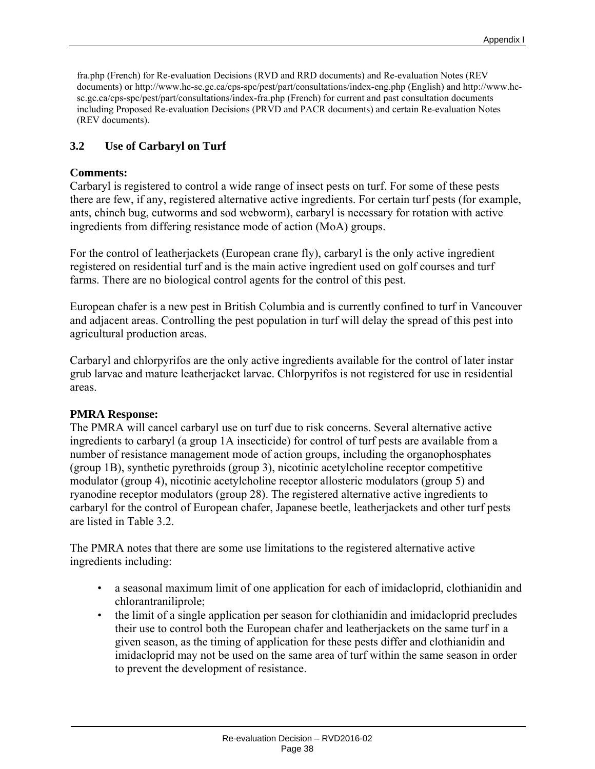fra.php (French) for Re-evaluation Decisions (RVD and RRD documents) and Re-evaluation Notes (REV documents) or http://www.hc-sc.gc.ca/cps-spc/pest/part/consultations/index-eng.php (English) and http://www.hc-sc.gc.ca/cps-spc/pest/part/consultations/index-fra.php (French) for current and past consultation documents including Proposed Re-evaluation Decisions (PRVD and PACR documents) and certain Re-evaluation Notes (REV documents).

### 3.2 Use of Carbaryl on Turf

**Comments:**

Carbaryl is registered to control a wide range of insect pests on turf. For some of these pests there are few, if any, registered alternative active ingredients. For certain turf pests (for example, ants, chinch bug, cutworms and sod webworm), carbaryl is necessary for rotation with active ingredients from differing resistance mode of action (MoA) groups.

For the control of leatherjackets (European crane fly), carbaryl is the only active ingredient registered on residential turf and is the main active ingredient used on golf courses and turf farms. There are no biological control agents for the control of this pest.

European chafer is a new pest in British Columbia and is currently confined to turf in Vancouver and adjacent areas. Controlling the pest population in turf will delay the spread of this pest into agricultural production areas.

Carbaryl and chlorpyrifos are the only active ingredients available for the control of later instar grub larvae and mature leatherjacket larvae. Chlorpyrifos is not registered for use in residential areas.

**PMRA Response:**

The PMRA will cancel carbaryl use on turf due to risk concerns. Several alternative active ingredients to carbaryl (a group 1A insecticide) for control of turf pests are available from a number of resistance management mode of action groups, including the organophosphates (group 1B), synthetic pyrethroids (group 3), nicotinic acetylcholine receptor competitive modulator (group 4), nicotinic acetylcholine receptor allosteric modulators (group 5) and ryanodine receptor modulators (group 28). The registered alternative active ingredients to carbaryl for the control of European chafer, Japanese beetle, leatherjackets and other turf pests are listed in Table 3.2.

The PMRA notes that there are some use limitations to the registered alternative active ingredients including:

- a seasonal maximum limit of one application for each of imidacloprid, clothianidin and chlorantraniliprole;
- the limit of a single application per season for clothianidin and imidacloprid precludes their use to control both the European chafer and leatherjackets on the same turf in a given season, as the timing of application for these pests differ and clothianidin and imidacloprid may not be used on the same area of turf within the same season in order to prevent the development of resistance.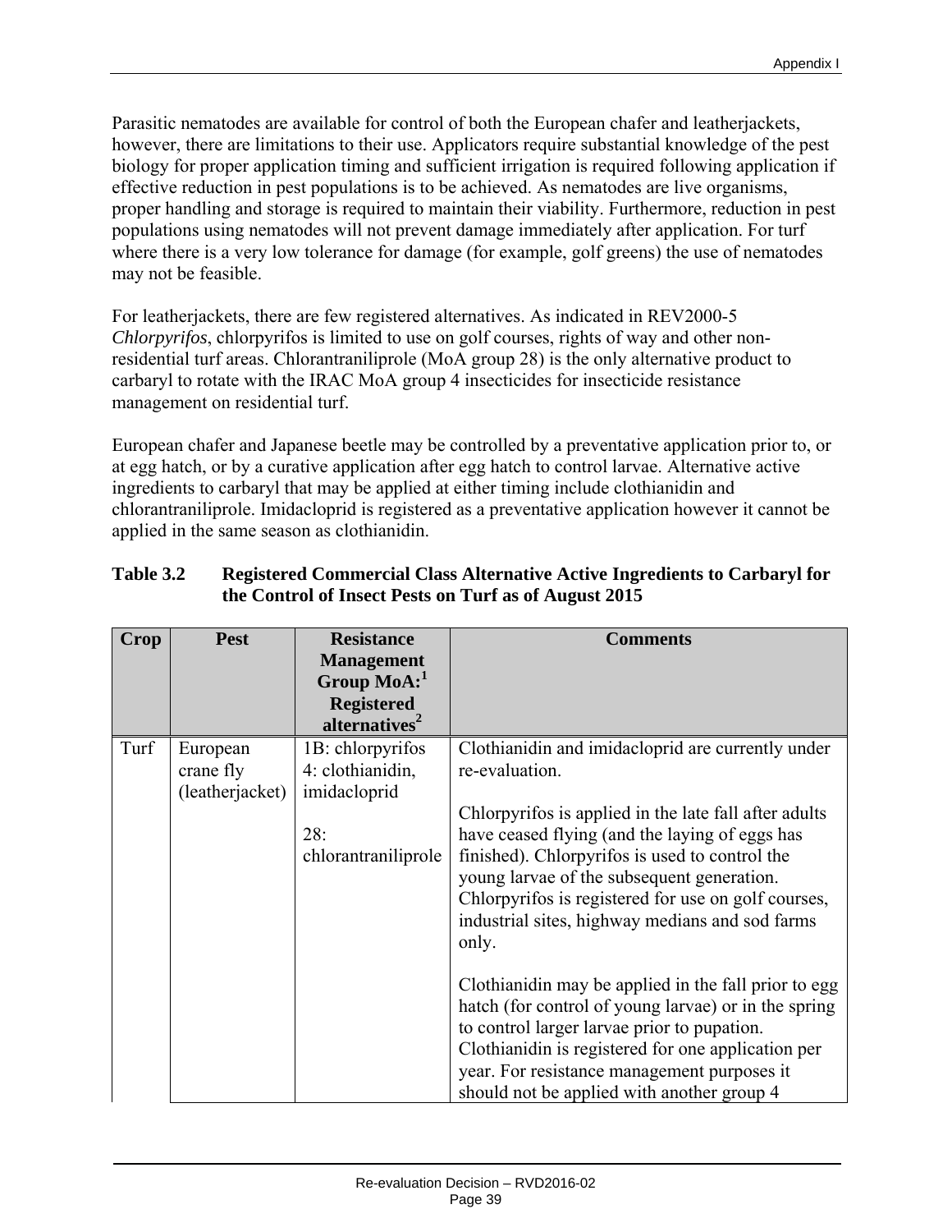Parasitic nematodes are available for control of both the European chafer and leatherjackets, however, there are limitations to their use. Applicators require substantial knowledge of the pest biology for proper application timing and sufficient irrigation is required following application if effective reduction in pest populations is to be achieved. As nematodes are live organisms, proper handling and storage is required to maintain their viability. Furthermore, reduction in pest populations using nematodes will not prevent damage immediately after application. For turf where there is a very low tolerance for damage (for example, golf greens) the use of nematodes may not be feasible.

For leatherjackets, there are few registered alternatives. As indicated in REV2000-5 *Chlorpyrifos*, chlorpyrifos is limited to use on golf courses, rights of way and other non-residential turf areas. Chlorantraniliprole (MoA group 28) is the only alternative product to carbaryl to rotate with the IRAC MoA group 4 insecticides for insecticide resistance management on residential turf.

European chafer and Japanese beetle may be controlled by a preventative application prior to, or at egg hatch, or by a curative application after egg hatch to control larvae. Alternative active ingredients to carbaryl that may be applied at either timing include clothianidin and chlorantraniliprole. Imidacloprid is registered as a preventative application however it cannot be applied in the same season as clothianidin.

**Table 3.2 Registered Commercial Class Alternative Active Ingredients to Carbaryl for the Control of Insect Pests on Turf as of August 2015**

| Crop | Pest | Resistance Management Group MoA:[1] Registered alternatives[2] | Comments |
|---|---|---|---|
| Turf | European crane fly (leatherjacket) | 1B: chlorpyrifos<br>4: clothianidin, imidacloprid<br><br>28: chlorantraniliprole | Clothianidin and imidacloprid are currently under re-evaluation.<br><br>Chlorpyrifos is applied in the late fall after adults have ceased flying (and the laying of eggs has finished). Chlorpyrifos is used to control the young larvae of the subsequent generation. Chlorpyrifos is registered for use on golf courses, industrial sites, highway medians and sod farms only.<br><br>Clothianidin may be applied in the fall prior to egg hatch (for control of young larvae) or in the spring to control larger larvae prior to pupation. Clothianidin is registered for one application per year. For resistance management purposes it should not be applied with another group 4 |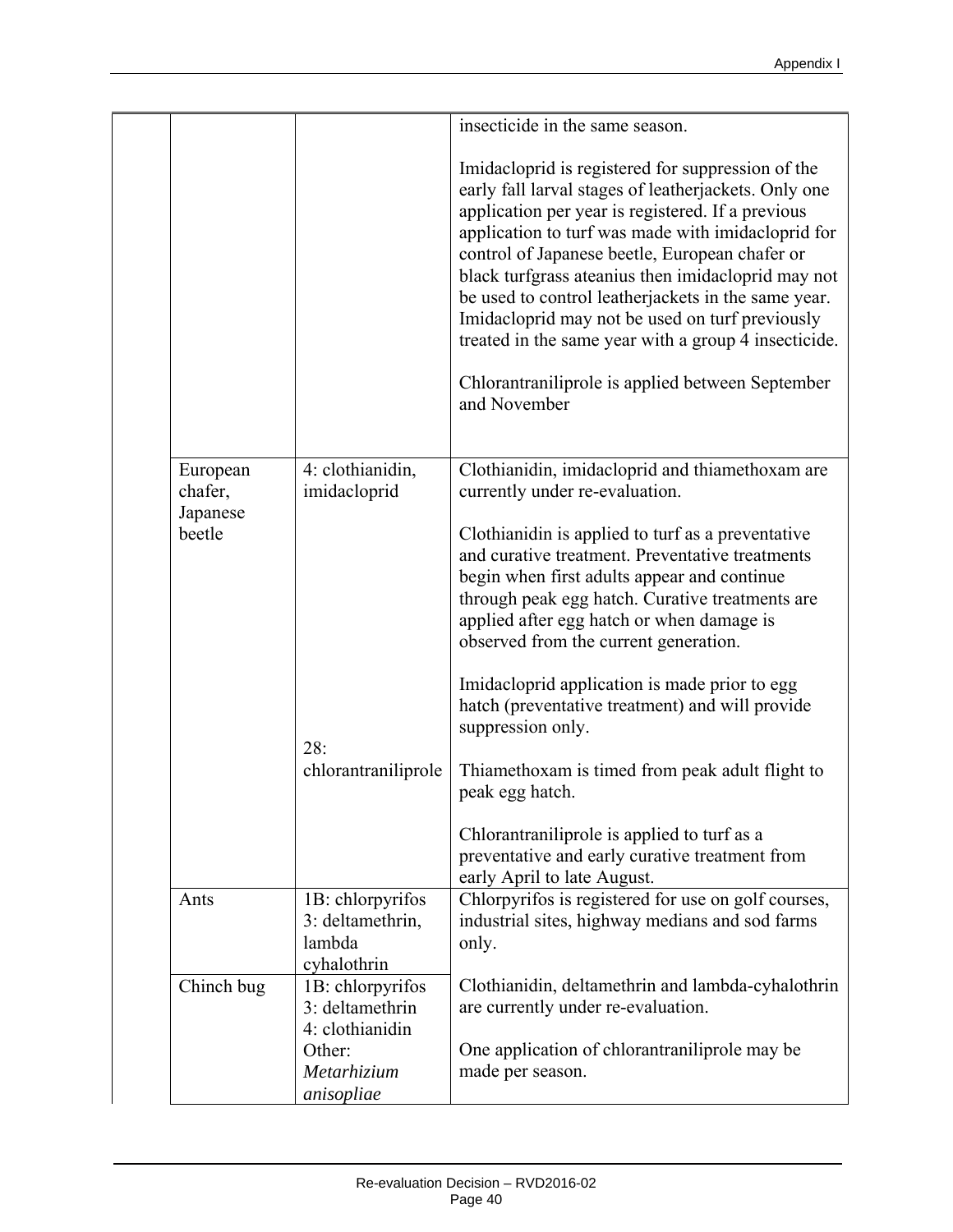| | | | |
|---|---|---|---|
| | | | insecticide in the same season.<br><br>Imidacloprid is registered for suppression of the early fall larval stages of leatherjackets. Only one application per year is registered. If a previous application to turf was made with imidacloprid for control of Japanese beetle, European chafer or black turfgrass ateanius then imidacloprid may not be used to control leatherjackets in the same year. Imidacloprid may not be used on turf previously treated in the same year with a group 4 insecticide.<br><br>Chlorantraniliprole is applied between September and November |
| | European chafer, Japanese beetle | 4: clothianidin, imidacloprid<br><br>28: chlorantraniliprole | Clothianidin, imidacloprid and thiamethoxam are currently under re-evaluation.<br><br>Clothianidin is applied to turf as a preventative and curative treatment. Preventative treatments begin when first adults appear and continue through peak egg hatch. Curative treatments are applied after egg hatch or when damage is observed from the current generation.<br><br>Imidacloprid application is made prior to egg hatch (preventative treatment) and will provide suppression only.<br><br>Thiamethoxam is timed from peak adult flight to peak egg hatch.<br><br>Chlorantraniliprole is applied to turf as a preventative and early curative treatment from early April to late August. |
| | Ants | 1B: chlorpyrifos<br>3: deltamethrin, lambda cyhalothrin | Chlorpyrifos is registered for use on golf courses, industrial sites, highway medians and sod farms only.<br><br>Clothianidin, deltamethrin and lambda-cyhalothrin are currently under re-evaluation.<br><br>One application of chlorantraniliprole may be made per season. |
| | Chinch bug | 1B: chlorpyrifos<br>3: deltamethrin<br>4: clothianidin<br>Other: *Metarhizium anisopliae* | |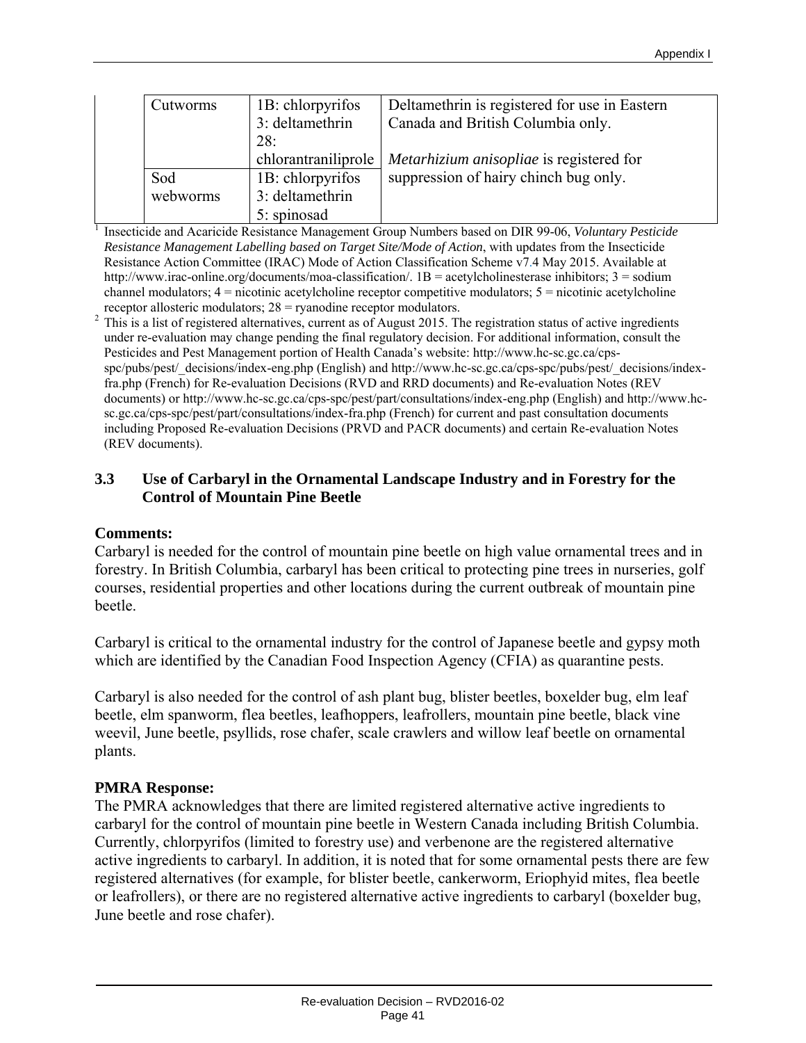|  | Cutworms | 1B: chlorpyrifos<br>3: deltamethrin<br>28: chlorantraniliprole | Deltamethrin is registered for use in Eastern Canada and British Columbia only.<br><br>*Metarhizium anisopliae* is registered for suppression of hairy chinch bug only. |
|---|---|---|---|
|  | Sod webworms | 1B: chlorpyrifos<br>3: deltamethrin<br>5: spinosad |  |

[1] Insecticide and Acaricide Resistance Management Group Numbers based on DIR 99-06, *Voluntary Pesticide Resistance Management Labelling based on Target Site/Mode of Action*, with updates from the Insecticide Resistance Action Committee (IRAC) Mode of Action Classification Scheme v7.4 May 2015. Available at http://www.irac-online.org/documents/moa-classification/. 1B = acetylcholinesterase inhibitors; 3 = sodium channel modulators; 4 = nicotinic acetylcholine receptor competitive modulators; 5 = nicotinic acetylcholine receptor allosteric modulators; 28 = ryanodine receptor modulators.

[2] This is a list of registered alternatives, current as of August 2015. The registration status of active ingredients under re-evaluation may change pending the final regulatory decision. For additional information, consult the Pesticides and Pest Management portion of Health Canada's website: http://www.hc-sc.gc.ca/cps-spc/pubs/pest/_decisions/index-eng.php (English) and http://www.hc-sc.gc.ca/cps-spc/pubs/pest/_decisions/index-fra.php (French) for Re-evaluation Decisions (RVD and RRD documents) and Re-evaluation Notes (REV documents) or http://www.hc-sc.gc.ca/cps-spc/pest/part/consultations/index-eng.php (English) and http://www.hc-sc.gc.ca/cps-spc/pest/part/consultations/index-fra.php (French) for current and past consultation documents including Proposed Re-evaluation Decisions (PRVD and PACR documents) and certain Re-evaluation Notes (REV documents).

### 3.3 Use of Carbaryl in the Ornamental Landscape Industry and in Forestry for the Control of Mountain Pine Beetle

**Comments:**

Carbaryl is needed for the control of mountain pine beetle on high value ornamental trees and in forestry. In British Columbia, carbaryl has been critical to protecting pine trees in nurseries, golf courses, residential properties and other locations during the current outbreak of mountain pine beetle.

Carbaryl is critical to the ornamental industry for the control of Japanese beetle and gypsy moth which are identified by the Canadian Food Inspection Agency (CFIA) as quarantine pests.

Carbaryl is also needed for the control of ash plant bug, blister beetles, boxelder bug, elm leaf beetle, elm spanworm, flea beetles, leafhoppers, leafrollers, mountain pine beetle, black vine weevil, June beetle, psyllids, rose chafer, scale crawlers and willow leaf beetle on ornamental plants.

**PMRA Response:**

The PMRA acknowledges that there are limited registered alternative active ingredients to carbaryl for the control of mountain pine beetle in Western Canada including British Columbia. Currently, chlorpyrifos (limited to forestry use) and verbenone are the registered alternative active ingredients to carbaryl. In addition, it is noted that for some ornamental pests there are few registered alternatives (for example, for blister beetle, cankerworm, Eriophyid mites, flea beetle or leafrollers), or there are no registered alternative active ingredients to carbaryl (boxelder bug, June beetle and rose chafer).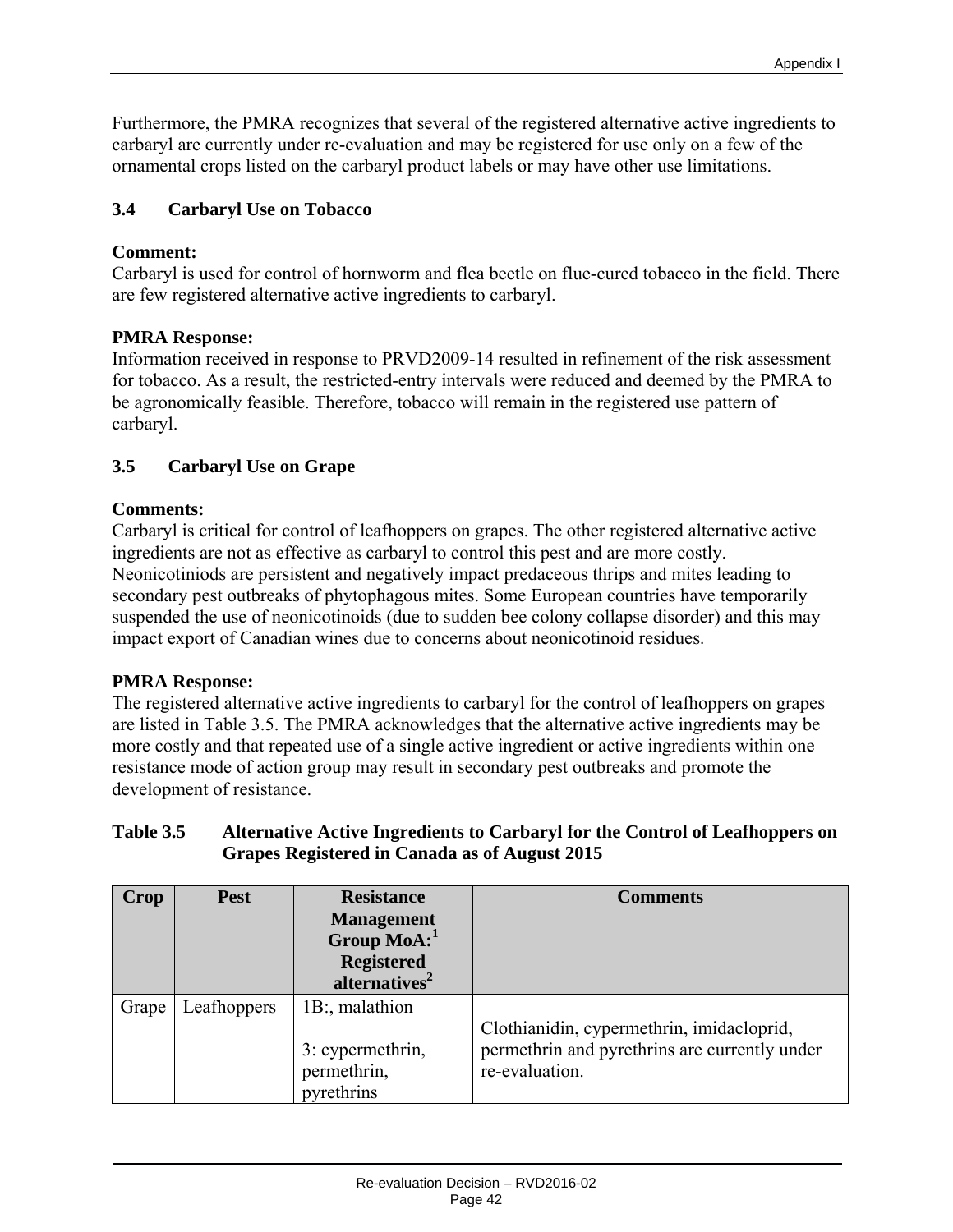Furthermore, the PMRA recognizes that several of the registered alternative active ingredients to carbaryl are currently under re-evaluation and may be registered for use only on a few of the ornamental crops listed on the carbaryl product labels or may have other use limitations.

### 3.4 Carbaryl Use on Tobacco

**Comment:**
Carbaryl is used for control of hornworm and flea beetle on flue-cured tobacco in the field. There are few registered alternative active ingredients to carbaryl.

**PMRA Response:**
Information received in response to PRVD2009-14 resulted in refinement of the risk assessment for tobacco. As a result, the restricted-entry intervals were reduced and deemed by the PMRA to be agronomically feasible. Therefore, tobacco will remain in the registered use pattern of carbaryl.

### 3.5 Carbaryl Use on Grape

**Comments:**
Carbaryl is critical for control of leafhoppers on grapes. The other registered alternative active ingredients are not as effective as carbaryl to control this pest and are more costly. Neonicotiniods are persistent and negatively impact predaceous thrips and mites leading to secondary pest outbreaks of phytophagous mites. Some European countries have temporarily suspended the use of neonicotinoids (due to sudden bee colony collapse disorder) and this may impact export of Canadian wines due to concerns about neonicotinoid residues.

**PMRA Response:**
The registered alternative active ingredients to carbaryl for the control of leafhoppers on grapes are listed in Table 3.5. The PMRA acknowledges that the alternative active ingredients may be more costly and that repeated use of a single active ingredient or active ingredients within one resistance mode of action group may result in secondary pest outbreaks and promote the development of resistance.

**Table 3.5 Alternative Active Ingredients to Carbaryl for the Control of Leafhoppers on Grapes Registered in Canada as of August 2015**

| Crop | Pest | Resistance Management Group MoA:[1] Registered alternatives[2] | Comments |
|---|---|---|---|
| Grape | Leafhoppers | 1B:, malathion<br><br>3: cypermethrin, permethrin, pyrethrins | Clothianidin, cypermethrin, imidacloprid, permethrin and pyrethrins are currently under re-evaluation. |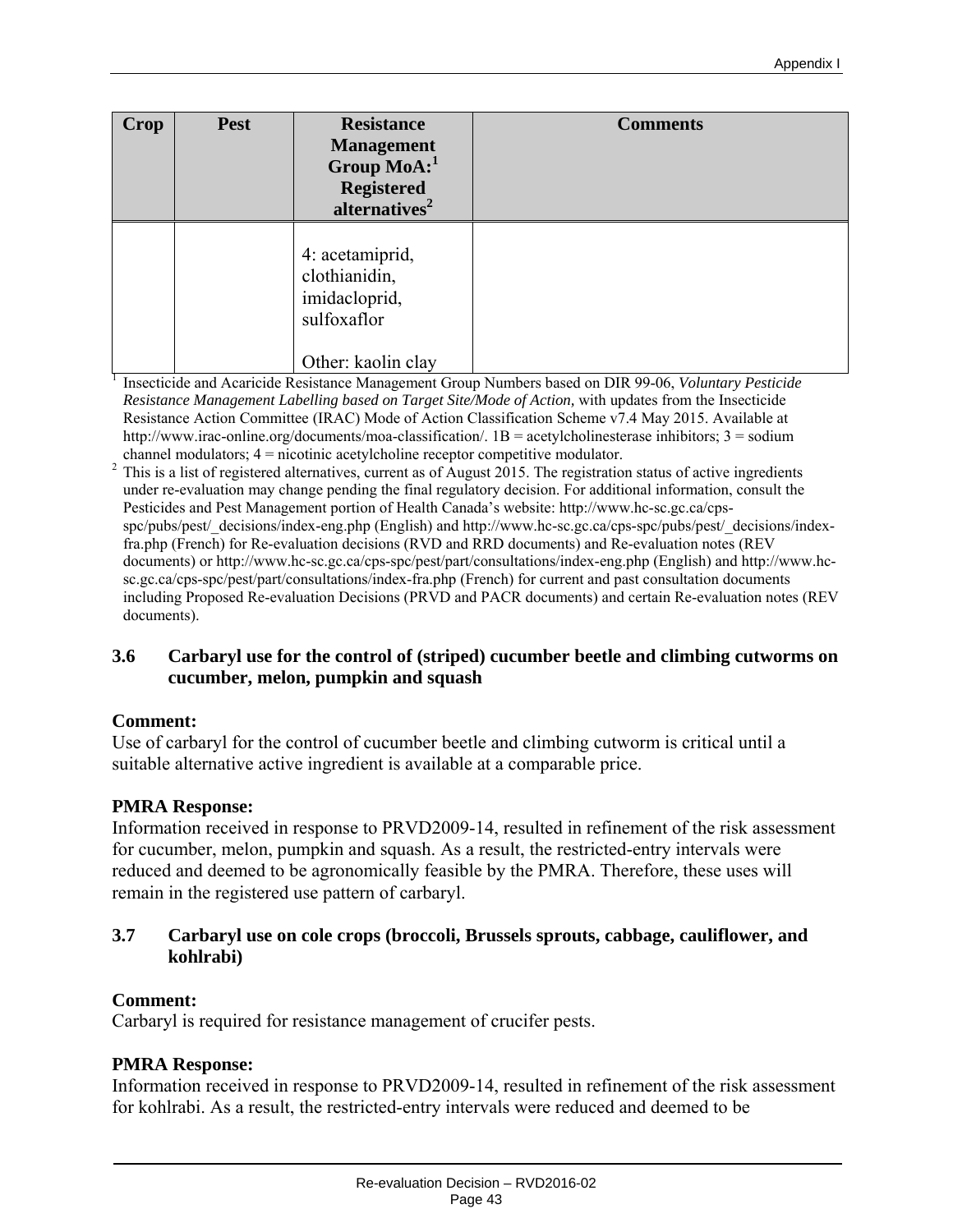| Crop | Pest | Resistance Management Group MoA:[1] Registered alternatives[2] | Comments |
|---|---|---|---|
| | | 4: acetamiprid, clothianidin, imidacloprid, sulfoxaflor<br><br>Other: kaolin clay | |

[1] Insecticide and Acaricide Resistance Management Group Numbers based on DIR 99-06, *Voluntary Pesticide Resistance Management Labelling based on Target Site/Mode of Action*, with updates from the Insecticide Resistance Action Committee (IRAC) Mode of Action Classification Scheme v7.4 May 2015. Available at http://www.irac-online.org/documents/moa-classification/. 1B = acetylcholinesterase inhibitors; 3 = sodium channel modulators; 4 = nicotinic acetylcholine receptor competitive modulator.

[2] This is a list of registered alternatives, current as of August 2015. The registration status of active ingredients under re-evaluation may change pending the final regulatory decision. For additional information, consult the Pesticides and Pest Management portion of Health Canada's website: http://www.hc-sc.gc.ca/cps-spc/pubs/pest/_decisions/index-eng.php (English) and http://www.hc-sc.gc.ca/cps-spc/pubs/pest/_decisions/index-fra.php (French) for Re-evaluation decisions (RVD and RRD documents) and Re-evaluation notes (REV documents) or http://www.hc-sc.gc.ca/cps-spc/pest/part/consultations/index-eng.php (English) and http://www.hc-sc.gc.ca/cps-spc/pest/part/consultations/index-fra.php (French) for current and past consultation documents including Proposed Re-evaluation Decisions (PRVD and PACR documents) and certain Re-evaluation notes (REV documents).

### 3.6 Carbaryl use for the control of (striped) cucumber beetle and climbing cutworms on cucumber, melon, pumpkin and squash

**Comment:**

Use of carbaryl for the control of cucumber beetle and climbing cutworm is critical until a suitable alternative active ingredient is available at a comparable price.

**PMRA Response:**

Information received in response to PRVD2009-14, resulted in refinement of the risk assessment for cucumber, melon, pumpkin and squash. As a result, the restricted-entry intervals were reduced and deemed to be agronomically feasible by the PMRA. Therefore, these uses will remain in the registered use pattern of carbaryl.

### 3.7 Carbaryl use on cole crops (broccoli, Brussels sprouts, cabbage, cauliflower, and kohlrabi)

**Comment:**

Carbaryl is required for resistance management of crucifer pests.

**PMRA Response:**

Information received in response to PRVD2009-14, resulted in refinement of the risk assessment for kohlrabi. As a result, the restricted-entry intervals were reduced and deemed to be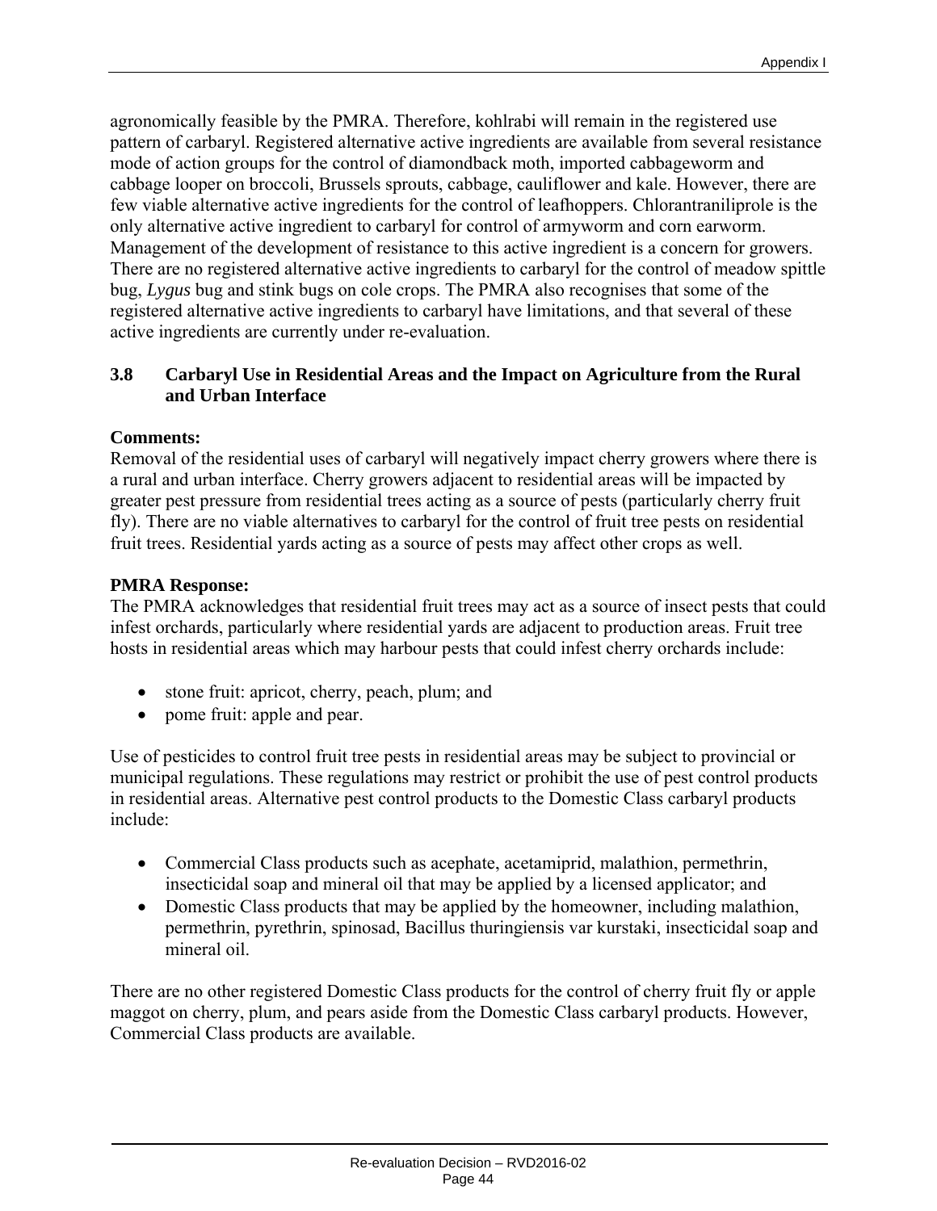agronomically feasible by the PMRA. Therefore, kohlrabi will remain in the registered use pattern of carbaryl. Registered alternative active ingredients are available from several resistance mode of action groups for the control of diamondback moth, imported cabbageworm and cabbage looper on broccoli, Brussels sprouts, cabbage, cauliflower and kale. However, there are few viable alternative active ingredients for the control of leafhoppers. Chlorantraniliprole is the only alternative active ingredient to carbaryl for control of armyworm and corn earworm. Management of the development of resistance to this active ingredient is a concern for growers. There are no registered alternative active ingredients to carbaryl for the control of meadow spittle bug, *Lygus* bug and stink bugs on cole crops. The PMRA also recognises that some of the registered alternative active ingredients to carbaryl have limitations, and that several of these active ingredients are currently under re-evaluation.

### 3.8 Carbaryl Use in Residential Areas and the Impact on Agriculture from the Rural and Urban Interface

**Comments:**
Removal of the residential uses of carbaryl will negatively impact cherry growers where there is a rural and urban interface. Cherry growers adjacent to residential areas will be impacted by greater pest pressure from residential trees acting as a source of pests (particularly cherry fruit fly). There are no viable alternatives to carbaryl for the control of fruit tree pests on residential fruit trees. Residential yards acting as a source of pests may affect other crops as well.

**PMRA Response:**
The PMRA acknowledges that residential fruit trees may act as a source of insect pests that could infest orchards, particularly where residential yards are adjacent to production areas. Fruit tree hosts in residential areas which may harbour pests that could infest cherry orchards include:

- stone fruit: apricot, cherry, peach, plum; and
- pome fruit: apple and pear.

Use of pesticides to control fruit tree pests in residential areas may be subject to provincial or municipal regulations. These regulations may restrict or prohibit the use of pest control products in residential areas. Alternative pest control products to the Domestic Class carbaryl products include:

- Commercial Class products such as acephate, acetamiprid, malathion, permethrin, insecticidal soap and mineral oil that may be applied by a licensed applicator; and
- Domestic Class products that may be applied by the homeowner, including malathion, permethrin, pyrethrin, spinosad, Bacillus thuringiensis var kurstaki, insecticidal soap and mineral oil.

There are no other registered Domestic Class products for the control of cherry fruit fly or apple maggot on cherry, plum, and pears aside from the Domestic Class carbaryl products. However, Commercial Class products are available.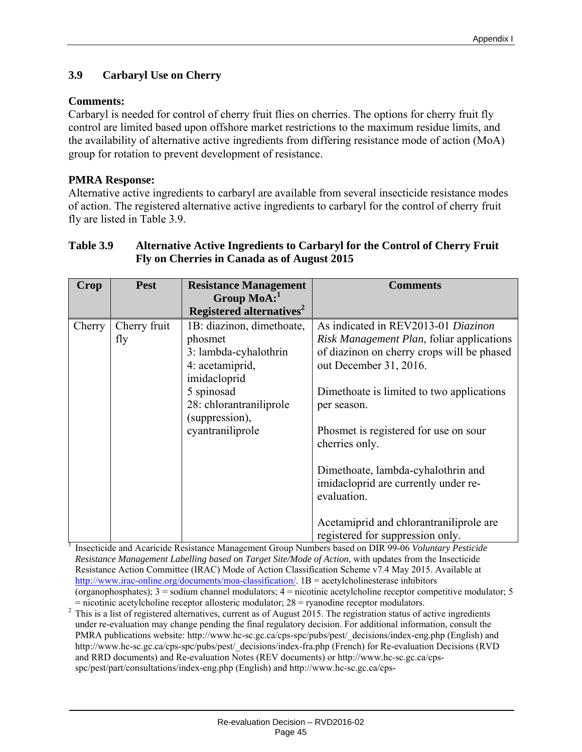### 3.9 Carbaryl Use on Cherry

**Comments:**

Carbaryl is needed for control of cherry fruit flies on cherries. The options for cherry fruit fly control are limited based upon offshore market restrictions to the maximum residue limits, and the availability of alternative active ingredients from differing resistance mode of action (MoA) group for rotation to prevent development of resistance.

**PMRA Response:**

Alternative active ingredients to carbaryl are available from several insecticide resistance modes of action. The registered alternative active ingredients to carbaryl for the control of cherry fruit fly are listed in Table 3.9.

**Table 3.9 Alternative Active Ingredients to Carbaryl for the Control of Cherry Fruit Fly on Cherries in Canada as of August 2015**

| Crop | Pest | Resistance Management Group MoA:[1] Registered alternatives[2] | Comments |
|---|---|---|---|
| Cherry | Cherry fruit fly | 1B: diazinon, dimethoate, phosmet<br>3: lambda-cyhalothrin<br>4: acetamiprid, imidacloprid<br>5 spinosad<br>28: chlorantraniliprole (suppression), cyantraniliprole | As indicated in REV2013-01 *Diazinon Risk Management Plan*, foliar applications of diazinon on cherry crops will be phased out December 31, 2016.<br><br>Dimethoate is limited to two applications per season.<br><br>Phosmet is registered for use on sour cherries only.<br><br>Dimethoate, lambda-cyhalothrin and imidacloprid are currently under re-evaluation.<br><br>Acetamiprid and chlorantraniliprole are registered for suppression only. |

[1] Insecticide and Acaricide Resistance Management Group Numbers based on DIR 99-06 *Voluntary Pesticide Resistance Management Labelling based on Target Site/Mode of Action*, with updates from the Insecticide Resistance Action Committee (IRAC) Mode of Action Classification Scheme v7.4 May 2015. Available at http://www.irac-online.org/documents/moa-classification/. 1B = acetylcholinesterase inhibitors (organophosphates); 3 = sodium channel modulators; 4 = nicotinic acetylcholine receptor competitive modulator; 5 = nicotinic acetylcholine receptor allosteric modulator; 28 = ryanodine receptor modulators.

[2] This is a list of registered alternatives, current as of August 2015. The registration status of active ingredients under re-evaluation may change pending the final regulatory decision. For additional information, consult the PMRA publications website: http://www.hc-sc.gc.ca/cps-spc/pubs/pest/_decisions/index-eng.php (English) and http://www.hc-sc.gc.ca/cps-spc/pubs/pest/_decisions/index-fra.php (French) for Re-evaluation Decisions (RVD and RRD documents) and Re-evaluation Notes (REV documents) or http://www.hc-sc.gc.ca/cps-spc/pest/part/consultations/index-eng.php (English) and http://www.hc-sc.gc.ca/cps-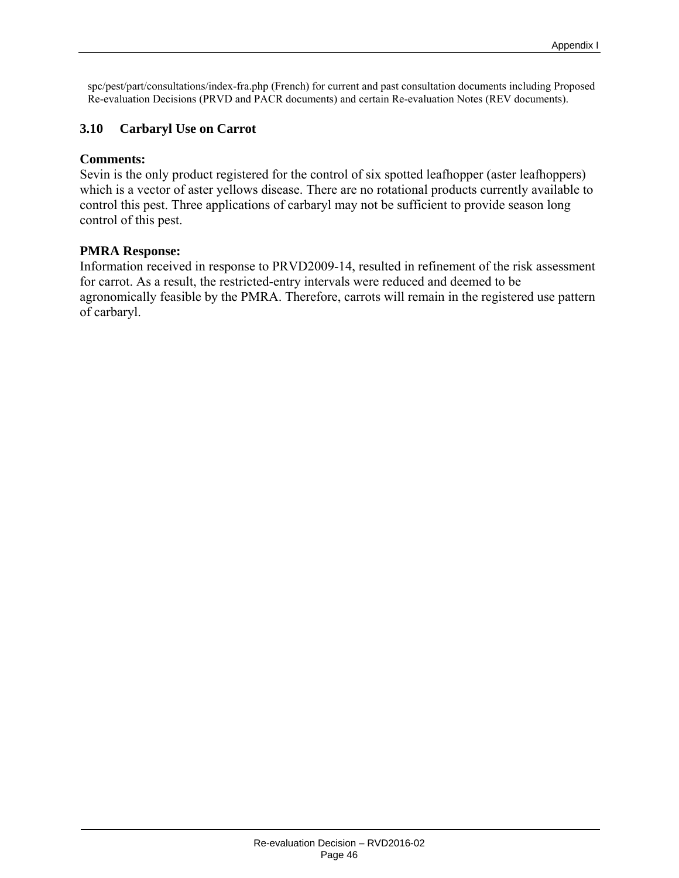spc/pest/part/consultations/index-fra.php (French) for current and past consultation documents including Proposed Re-evaluation Decisions (PRVD and PACR documents) and certain Re-evaluation Notes (REV documents).

### 3.10 Carbaryl Use on Carrot

**Comments:**

Sevin is the only product registered for the control of six spotted leafhopper (aster leafhoppers) which is a vector of aster yellows disease. There are no rotational products currently available to control this pest. Three applications of carbaryl may not be sufficient to provide season long control of this pest.

**PMRA Response:**

Information received in response to PRVD2009-14, resulted in refinement of the risk assessment for carrot. As a result, the restricted-entry intervals were reduced and deemed to be agronomically feasible by the PMRA. Therefore, carrots will remain in the registered use pattern of carbaryl.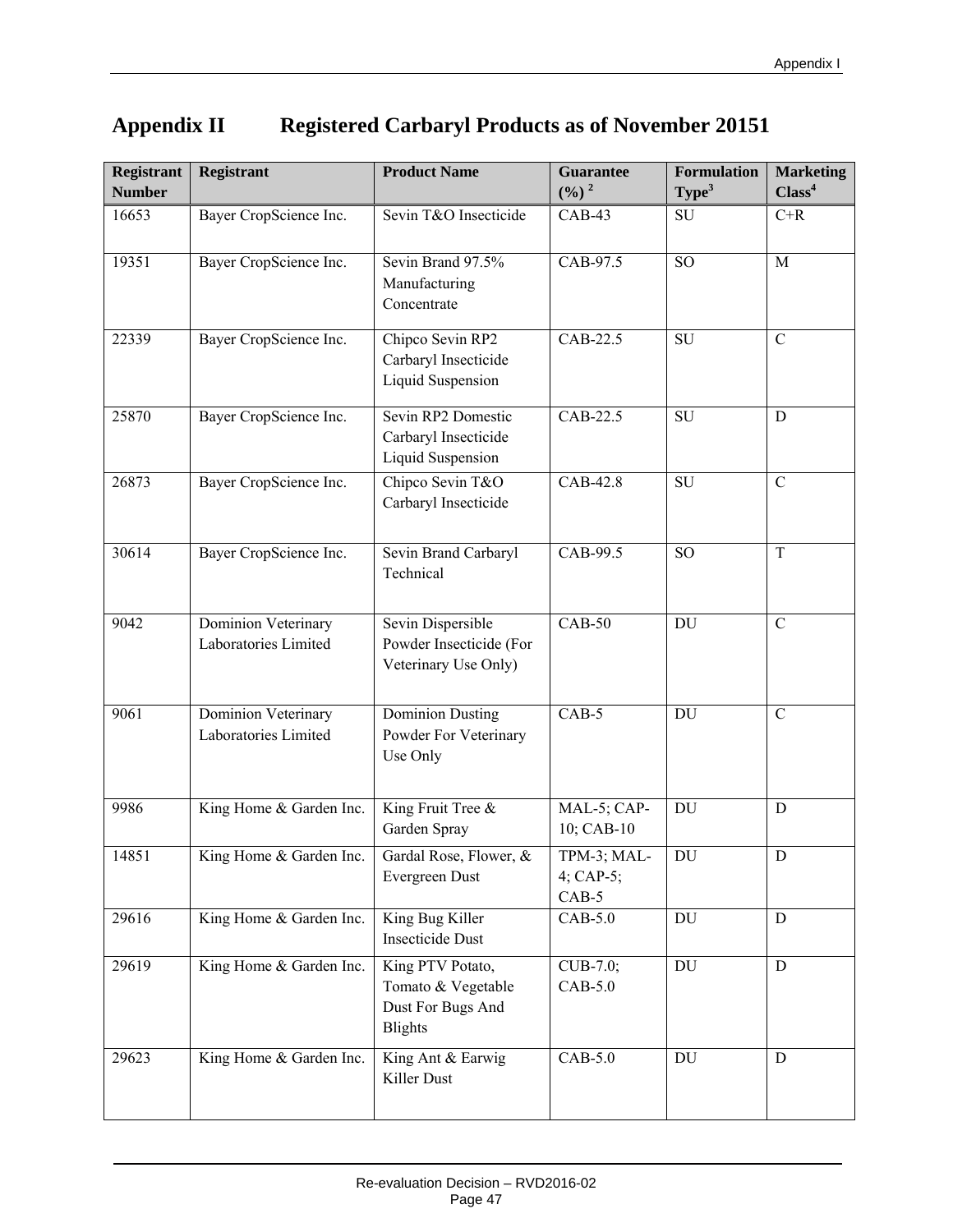# Appendix II Registered Carbaryl Products as of November 2015[1]

| Registrant Number | Registrant | Product Name | Guarantee (%) [2] | Formulation Type[3] | Marketing Class[4] |
|---|---|---|---|---|---|
| 16653 | Bayer CropScience Inc. | Sevin T&O Insecticide | CAB-43 | SU | C+R |
| 19351 | Bayer CropScience Inc. | Sevin Brand 97.5% Manufacturing Concentrate | CAB-97.5 | SO | M |
| 22339 | Bayer CropScience Inc. | Chipco Sevin RP2 Carbaryl Insecticide Liquid Suspension | CAB-22.5 | SU | C |
| 25870 | Bayer CropScience Inc. | Sevin RP2 Domestic Carbaryl Insecticide Liquid Suspension | CAB-22.5 | SU | D |
| 26873 | Bayer CropScience Inc. | Chipco Sevin T&O Carbaryl Insecticide | CAB-42.8 | SU | C |
| 30614 | Bayer CropScience Inc. | Sevin Brand Carbaryl Technical | CAB-99.5 | SO | T |
| 9042 | Dominion Veterinary Laboratories Limited | Sevin Dispersible Powder Insecticide (For Veterinary Use Only) | CAB-50 | DU | C |
| 9061 | Dominion Veterinary Laboratories Limited | Dominion Dusting Powder For Veterinary Use Only | CAB-5 | DU | C |
| 9986 | King Home & Garden Inc. | King Fruit Tree & Garden Spray | MAL-5; CAP-10; CAB-10 | DU | D |
| 14851 | King Home & Garden Inc. | Gardal Rose, Flower, & Evergreen Dust | TPM-3; MAL-4; CAP-5; CAB-5 | DU | D |
| 29616 | King Home & Garden Inc. | King Bug Killer Insecticide Dust | CAB-5.0 | DU | D |
| 29619 | King Home & Garden Inc. | King PTV Potato, Tomato & Vegetable Dust For Bugs And Blights | CUB-7.0; CAB-5.0 | DU | D |
| 29623 | King Home & Garden Inc. | King Ant & Earwig Killer Dust | CAB-5.0 | DU | D |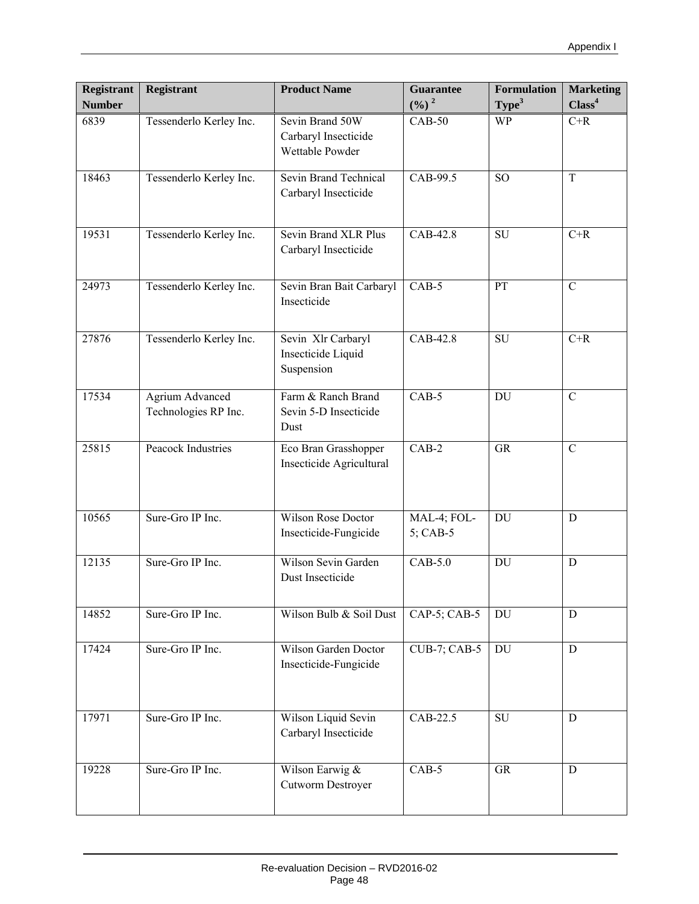| Registrant Number | Registrant | Product Name | Guarantee (%) [2] | Formulation Type[3] | Marketing Class[4] |
|---|---|---|---|---|---|
| 6839 | Tessenderlo Kerley Inc. | Sevin Brand 50W Carbaryl Insecticide Wettable Powder | CAB-50 | WP | C+R |
| 18463 | Tessenderlo Kerley Inc. | Sevin Brand Technical Carbaryl Insecticide | CAB-99.5 | SO | T |
| 19531 | Tessenderlo Kerley Inc. | Sevin Brand XLR Plus Carbaryl Insecticide | CAB-42.8 | SU | C+R |
| 24973 | Tessenderlo Kerley Inc. | Sevin Bran Bait Carbaryl Insecticide | CAB-5 | PT | C |
| 27876 | Tessenderlo Kerley Inc. | Sevin Xlr Carbaryl Insecticide Liquid Suspension | CAB-42.8 | SU | C+R |
| 17534 | Agrium Advanced Technologies RP Inc. | Farm & Ranch Brand Sevin 5-D Insecticide Dust | CAB-5 | DU | C |
| 25815 | Peacock Industries | Eco Bran Grasshopper Insecticide Agricultural | CAB-2 | GR | C |
| 10565 | Sure-Gro IP Inc. | Wilson Rose Doctor Insecticide-Fungicide | MAL-4; FOL-5; CAB-5 | DU | D |
| 12135 | Sure-Gro IP Inc. | Wilson Sevin Garden Dust Insecticide | CAB-5.0 | DU | D |
| 14852 | Sure-Gro IP Inc. | Wilson Bulb & Soil Dust | CAP-5; CAB-5 | DU | D |
| 17424 | Sure-Gro IP Inc. | Wilson Garden Doctor Insecticide-Fungicide | CUB-7; CAB-5 | DU | D |
| 17971 | Sure-Gro IP Inc. | Wilson Liquid Sevin Carbaryl Insecticide | CAB-22.5 | SU | D |
| 19228 | Sure-Gro IP Inc. | Wilson Earwig & Cutworm Destroyer | CAB-5 | GR | D |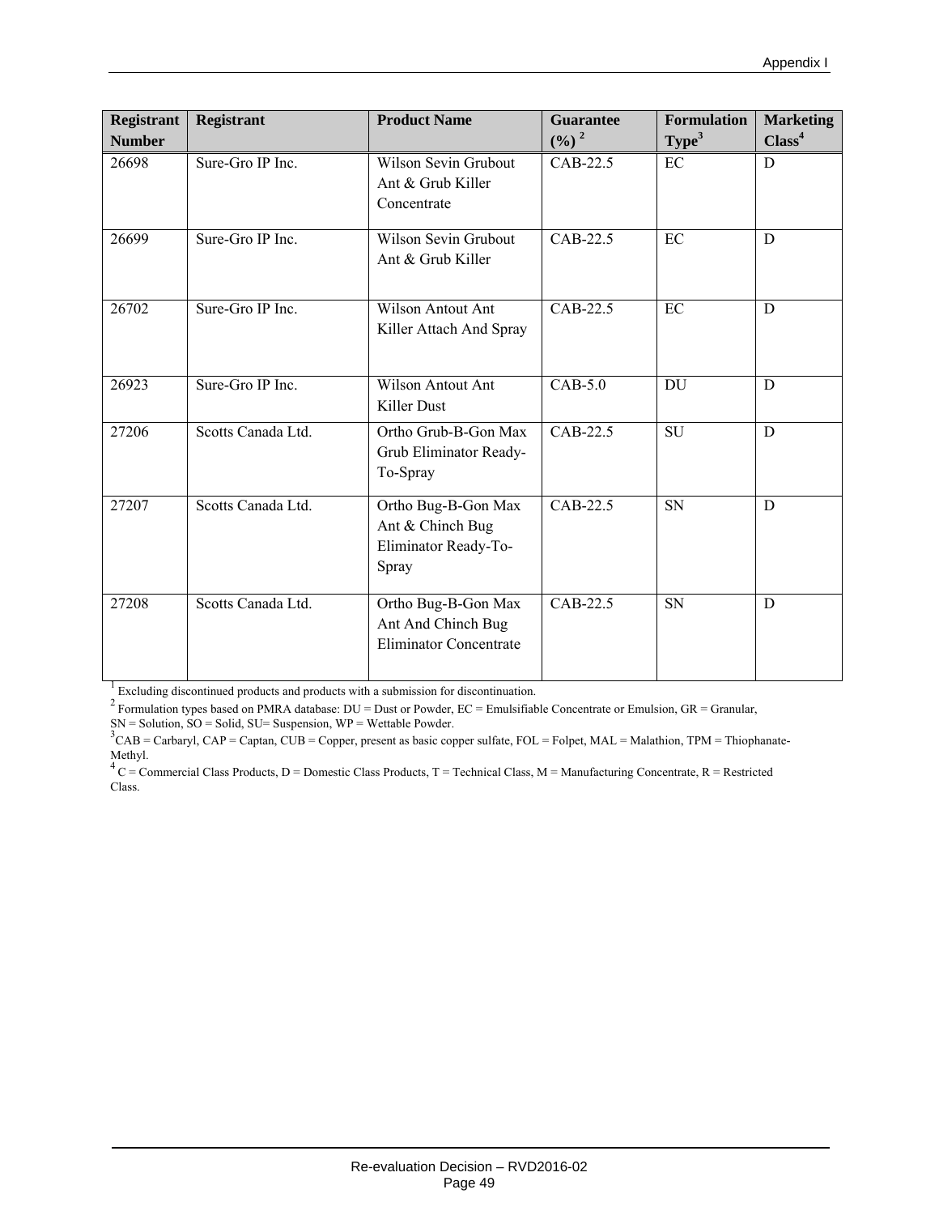| Registrant Number | Registrant | Product Name | Guarantee (%) [2] | Formulation Type[3] | Marketing Class[4] |
|---|---|---|---|---|---|
| 26698 | Sure-Gro IP Inc. | Wilson Sevin Grubout Ant & Grub Killer Concentrate | CAB-22.5 | EC | D |
| 26699 | Sure-Gro IP Inc. | Wilson Sevin Grubout Ant & Grub Killer | CAB-22.5 | EC | D |
| 26702 | Sure-Gro IP Inc. | Wilson Antout Ant Killer Attach And Spray | CAB-22.5 | EC | D |
| 26923 | Sure-Gro IP Inc. | Wilson Antout Ant Killer Dust | CAB-5.0 | DU | D |
| 27206 | Scotts Canada Ltd. | Ortho Grub-B-Gon Max Grub Eliminator Ready-To-Spray | CAB-22.5 | SU | D |
| 27207 | Scotts Canada Ltd. | Ortho Bug-B-Gon Max Ant & Chinch Bug Eliminator Ready-To-Spray | CAB-22.5 | SN | D |
| 27208 | Scotts Canada Ltd. | Ortho Bug-B-Gon Max Ant And Chinch Bug Eliminator Concentrate | CAB-22.5 | SN | D |

[1] Excluding discontinued products and products with a submission for discontinuation.

[2] Formulation types based on PMRA database: DU = Dust or Powder, EC = Emulsifiable Concentrate or Emulsion, GR = Granular, SN = Solution, SO = Solid, SU= Suspension, WP = Wettable Powder.

[3] CAB = Carbaryl, CAP = Captan, CUB = Copper, present as basic copper sulfate, FOL = Folpet, MAL = Malathion, TPM = Thiophanate-Methyl.

[4] C = Commercial Class Products, D = Domestic Class Products, T = Technical Class, M = Manufacturing Concentrate, R = Restricted Class.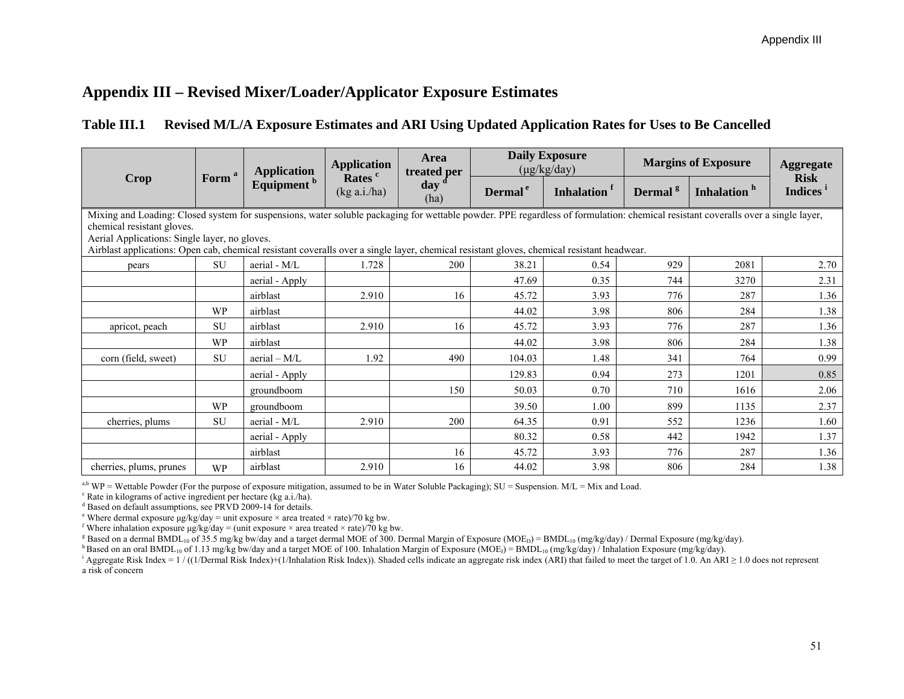# Appendix III – Revised Mixer/Loader/Applicator Exposure Estimates

## Table III.1 Revised M/L/A Exposure Estimates and ARI Using Updated Application Rates for Uses to Be Cancelled

| Crop | Form [a] | Application Equipment [b] | Application Rates [c] (kg a.i./ha) | Area treated per day [d] (ha) | Daily Exposure (µg/kg/day) | | Margins of Exposure | | Aggregate Risk Indices [i] |
|---|---|---|---|---|---|---|---|---|---|
| | | | | | Dermal [e] | Inhalation [f] | Dermal [g] | Inhalation [h] | |
| Mixing and Loading: Closed system for suspensions, water soluble packaging for wettable powder. PPE regardless of formulation: chemical resistant coveralls over a single layer, chemical resistant gloves. Aerial Applications: Single layer, no gloves. Airblast applications: Open cab, chemical resistant coveralls over a single layer, chemical resistant gloves, chemical resistant headwear. | | | | | | | | | |
| pears | SU | aerial - M/L | 1.728 | 200 | 38.21 | 0.54 | 929 | 2081 | 2.70 |
| | | aerial - Apply | | | 47.69 | 0.35 | 744 | 3270 | 2.31 |
| | | airblast | 2.910 | 16 | 45.72 | 3.93 | 776 | 287 | 1.36 |
| | WP | airblast | | | 44.02 | 3.98 | 806 | 284 | 1.38 |
| apricot, peach | SU | airblast | 2.910 | 16 | 45.72 | 3.93 | 776 | 287 | 1.36 |
| | WP | airblast | | | 44.02 | 3.98 | 806 | 284 | 1.38 |
| corn (field, sweet) | SU | aerial – M/L | 1.92 | 490 | 104.03 | 1.48 | 341 | 764 | 0.99 |
| | | aerial - Apply | | | 129.83 | 0.94 | 273 | 1201 | 0.85 |
| | | groundboom | | 150 | 50.03 | 0.70 | 710 | 1616 | 2.06 |
| | WP | groundboom | | | 39.50 | 1.00 | 899 | 1135 | 2.37 |
| cherries, plums | SU | aerial - M/L | 2.910 | 200 | 64.35 | 0.91 | 552 | 1236 | 1.60 |
| | | aerial - Apply | | | 80.32 | 0.58 | 442 | 1942 | 1.37 |
| | | airblast | | 16 | 45.72 | 3.93 | 776 | 287 | 1.36 |
| cherries, plums, prunes | WP | airblast | 2.910 | 16 | 44.02 | 3.98 | 806 | 284 | 1.38 |

[a,b] WP = Wettable Powder (For the purpose of exposure mitigation, assumed to be in Water Soluble Packaging); SU = Suspension. M/L = Mix and Load.
[c] Rate in kilograms of active ingredient per hectare (kg a.i./ha).
[d] Based on default assumptions, see PRVD 2009-14 for details.
[e] Where dermal exposure µg/kg/day = unit exposure × area treated × rate)/70 kg bw.
[f] Where inhalation exposure µg/kg/day = (unit exposure × area treated × rate)/70 kg bw.
[g] Based on a dermal $BMDL_{10}$ of 35.5 mg/kg bw/day and a target dermal MOE of 300. Dermal Margin of Exposure ($MOE_D$) = $BMDL_{10}$ (mg/kg/day) / Dermal Exposure (mg/kg/day).
[h] Based on an oral $BMDL_{10}$ of 1.13 mg/kg bw/day and a target MOE of 100. Inhalation Margin of Exposure ($MOE_I$) = $BMDL_{10}$ (mg/kg/day) / Inhalation Exposure (mg/kg/day).
[i] Aggregate Risk Index = 1 / ((1/Dermal Risk Index)+(1/Inhalation Risk Index)). Shaded cells indicate an aggregate risk index (ARI) that failed to meet the target of 1.0. An ARI ≥ 1.0 does not represent a risk of concern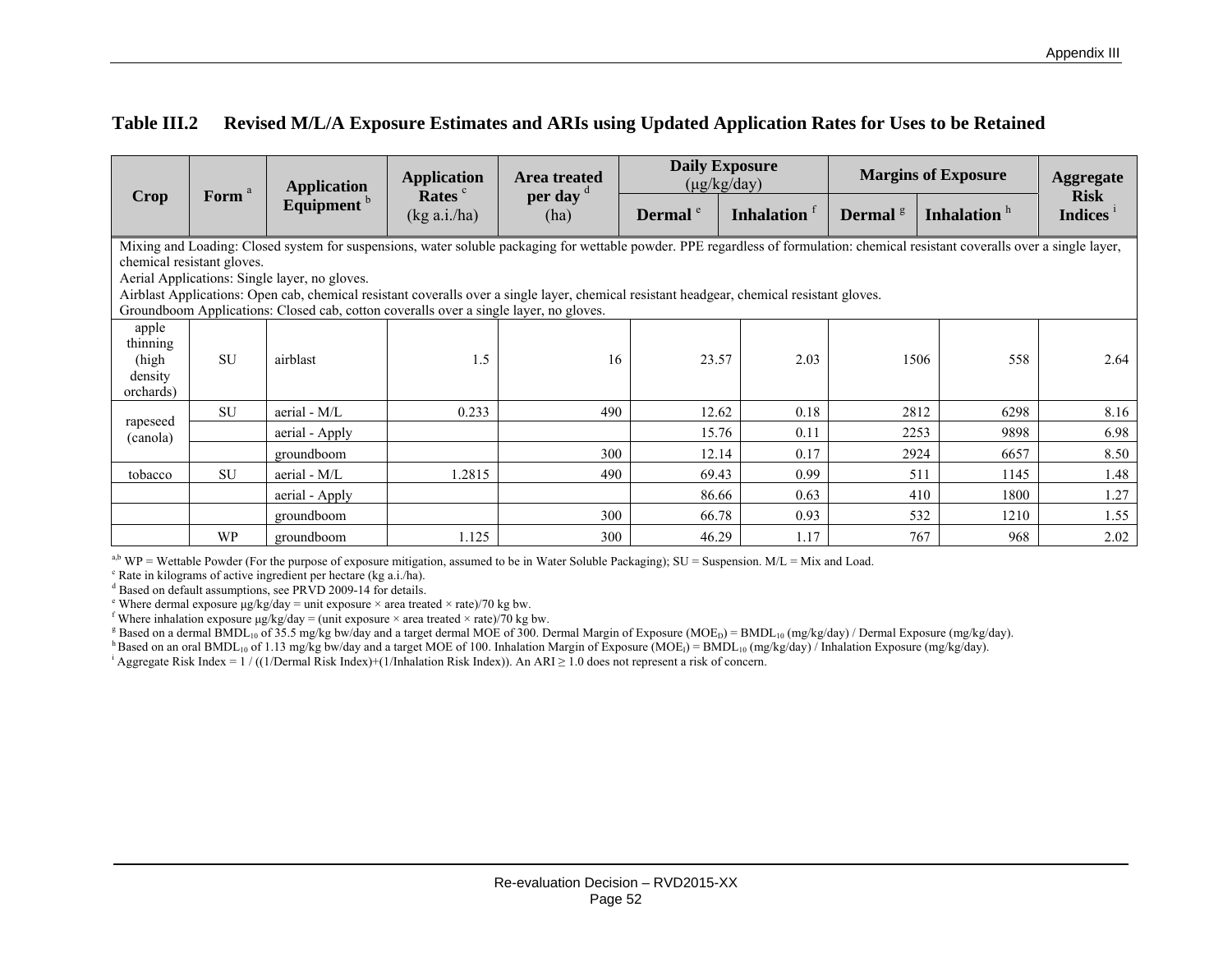## Table III.2 Revised M/L/A Exposure Estimates and ARIs using Updated Application Rates for Uses to be Retained

| Crop | Form [a] | Application Equipment [b] | Application Rates [c] (kg a.i./ha) | Area treated per day [d] (ha) | Daily Exposure (µg/kg/day) | | Margins of Exposure | | Aggregate Risk Indices [i] |
|---|---|---|---|---|---|---|---|---|---|
| | | | | | Dermal [e] | Inhalation [f] | Dermal [g] | Inhalation [h] | |
| Mixing and Loading: Closed system for suspensions, water soluble packaging for wettable powder. PPE regardless of formulation: chemical resistant coveralls over a single layer, chemical resistant gloves. Aerial Applications: Single layer, no gloves. Airblast Applications: Open cab, chemical resistant coveralls over a single layer, chemical resistant headgear, chemical resistant gloves. Groundboom Applications: Closed cab, cotton coveralls over a single layer, no gloves. | | | | | | | | | |
| apple thinning (high density orchards) | SU | airblast | 1.5 | 16 | 23.57 | 2.03 | 1506 | 558 | 2.64 |
| rapeseed (canola) | SU | aerial - M/L | 0.233 | 490 | 12.62 | 0.18 | 2812 | 6298 | 8.16 |
| | | aerial - Apply | | | 15.76 | 0.11 | 2253 | 9898 | 6.98 |
| | | groundboom | | 300 | 12.14 | 0.17 | 2924 | 6657 | 8.50 |
| tobacco | SU | aerial - M/L | 1.2815 | 490 | 69.43 | 0.99 | 511 | 1145 | 1.48 |
| | | aerial - Apply | | | 86.66 | 0.63 | 410 | 1800 | 1.27 |
| | | groundboom | | 300 | 66.78 | 0.93 | 532 | 1210 | 1.55 |
| | WP | groundboom | 1.125 | 300 | 46.29 | 1.17 | 767 | 968 | 2.02 |

[a,b] WP = Wettable Powder (For the purpose of exposure mitigation, assumed to be in Water Soluble Packaging); SU = Suspension. M/L = Mix and Load.

[c] Rate in kilograms of active ingredient per hectare (kg a.i./ha).

[d] Based on default assumptions, see PRVD 2009-14 for details.

[e] Where dermal exposure µg/kg/day = unit exposure × area treated × rate)/70 kg bw.

[f] Where inhalation exposure µg/kg/day = (unit exposure × area treated × rate)/70 kg bw.

[g] Based on a dermal $BMDL_{10}$ of 35.5 mg/kg bw/day and a target dermal MOE of 300. Dermal Margin of Exposure ($MOE_D$) = $BMDL_{10}$ (mg/kg/day) / Dermal Exposure (mg/kg/day).

[h] Based on an oral $BMDL_{10}$ of 1.13 mg/kg bw/day and a target MOE of 100. Inhalation Margin of Exposure ($MOE_I$) = $BMDL_{10}$ (mg/kg/day) / Inhalation Exposure (mg/kg/day).

[i] Aggregate Risk Index = 1 / ((1/Dermal Risk Index)+(1/Inhalation Risk Index)). An ARI ≥ 1.0 does not represent a risk of concern.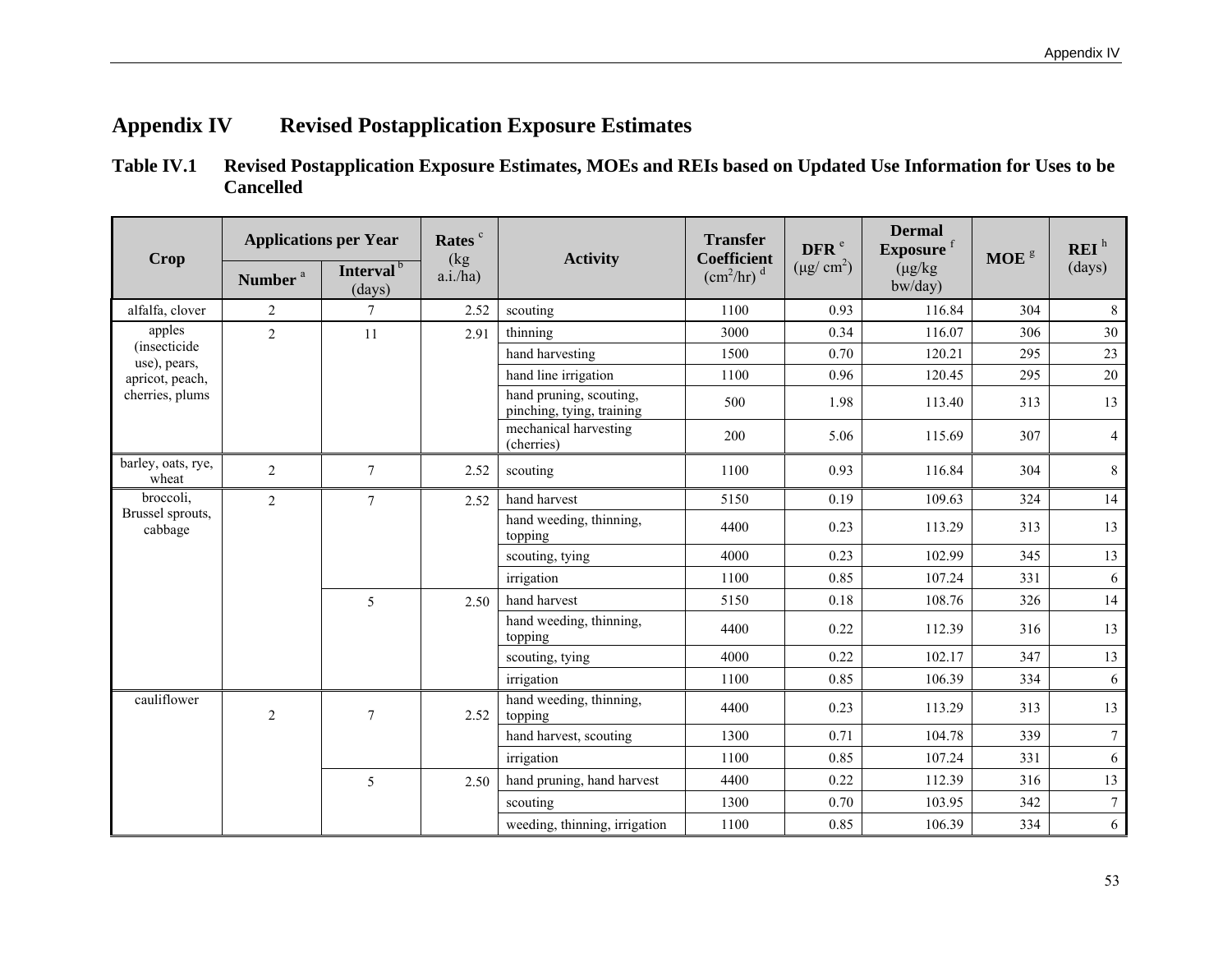# Appendix IV Revised Postapplication Exposure Estimates

**Table IV.1 Revised Postapplication Exposure Estimates, MOEs and REIs based on Updated Use Information for Uses to be Cancelled**

| Crop | Applications per Year | | Rates [c] (kg a.i./ha) | Activity | Transfer Coefficient ($cm^2$/hr) [d] | DFR [e] (μg/ $cm^2$) | Dermal Exposure [f] (μg/kg bw/day) | MOE [g] | REI [h] (days) |
|---|---|---|---|---|---|---|---|---|---|
| | Number [a] | Interval [b] (days) | | | | | | | |
| alfalfa, clover | 2 | 7 | 2.52 | scouting | 1100 | 0.93 | 116.84 | 304 | 8 |
| apples (insecticide use), pears, apricot, peach, cherries, plums | 2 | 11 | 2.91 | thinning | 3000 | 0.34 | 116.07 | 306 | 30 |
| | | | | hand harvesting | 1500 | 0.70 | 120.21 | 295 | 23 |
| | | | | hand line irrigation | 1100 | 0.96 | 120.45 | 295 | 20 |
| | | | | hand pruning, scouting, pinching, tying, training | 500 | 1.98 | 113.40 | 313 | 13 |
| | | | | mechanical harvesting (cherries) | 200 | 5.06 | 115.69 | 307 | 4 |
| barley, oats, rye, wheat | 2 | 7 | 2.52 | scouting | 1100 | 0.93 | 116.84 | 304 | 8 |
| broccoli, Brussel sprouts, cabbage | 2 | 7 | 2.52 | hand harvest | 5150 | 0.19 | 109.63 | 324 | 14 |
| | | | | hand weeding, thinning, topping | 4400 | 0.23 | 113.29 | 313 | 13 |
| | | | | scouting, tying | 4000 | 0.23 | 102.99 | 345 | 13 |
| | | | | irrigation | 1100 | 0.85 | 107.24 | 331 | 6 |
| | | 5 | 2.50 | hand harvest | 5150 | 0.18 | 108.76 | 326 | 14 |
| | | | | hand weeding, thinning, topping | 4400 | 0.22 | 112.39 | 316 | 13 |
| | | | | scouting, tying | 4000 | 0.22 | 102.17 | 347 | 13 |
| | | | | irrigation | 1100 | 0.85 | 106.39 | 334 | 6 |
| cauliflower | 2 | 7 | 2.52 | hand weeding, thinning, topping | 4400 | 0.23 | 113.29 | 313 | 13 |
| | | | | hand harvest, scouting | 1300 | 0.71 | 104.78 | 339 | 7 |
| | | | | irrigation | 1100 | 0.85 | 107.24 | 331 | 6 |
| | | 5 | 2.50 | hand pruning, hand harvest | 4400 | 0.22 | 112.39 | 316 | 13 |
| | | | | scouting | 1300 | 0.70 | 103.95 | 342 | 7 |
| | | | | weeding, thinning, irrigation | 1100 | 0.85 | 106.39 | 334 | 6 |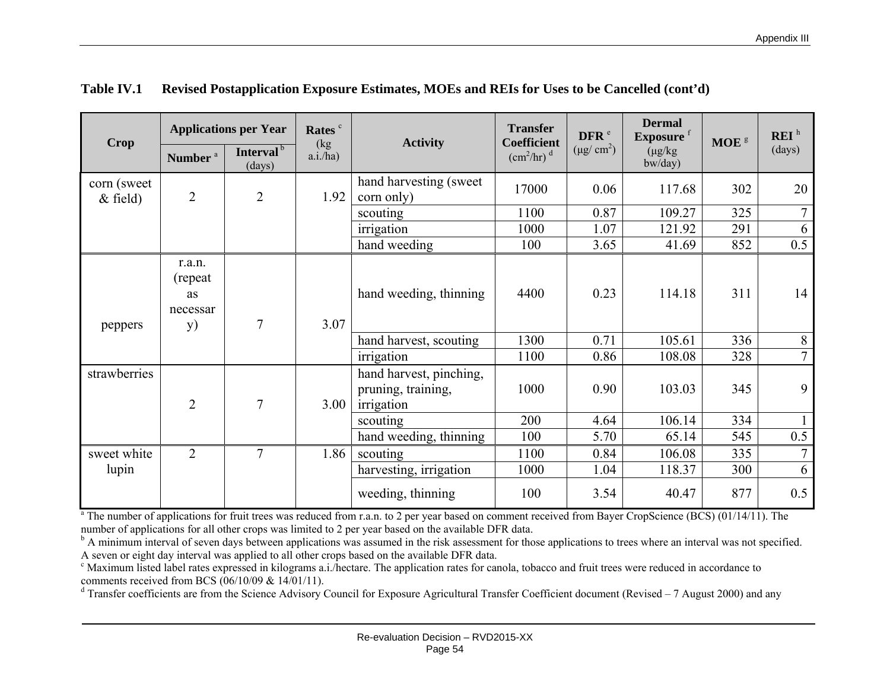**Table IV.1 Revised Postapplication Exposure Estimates, MOEs and REIs for Uses to be Cancelled (cont'd)**

| Crop | Applications per Year | | Rates [c] (kg a.i./ha) | Activity | Transfer Coefficient ($cm^2$/hr) [d] | DFR [e] (µg/ $cm^2$) | Dermal Exposure [f] (µg/kg bw/day) | MOE [g] | REI [h] (days) |
|---|---|---|---|---|---|---|---|---|---|
| | Number [a] | Interval [b] (days) | | | | | | | |
| corn (sweet & field) | 2 | 2 | 1.92 | hand harvesting (sweet corn only) | 17000 | 0.06 | 117.68 | 302 | 20 |
| | | | | scouting | 1100 | 0.87 | 109.27 | 325 | 7 |
| | | | | irrigation | 1000 | 1.07 | 121.92 | 291 | 6 |
| | | | | hand weeding | 100 | 3.65 | 41.69 | 852 | 0.5 |
| peppers | r.a.n. (repeat as necessary) | 7 | 3.07 | hand weeding, thinning | 4400 | 0.23 | 114.18 | 311 | 14 |
| | | | | hand harvest, scouting | 1300 | 0.71 | 105.61 | 336 | 8 |
| | | | | irrigation | 1100 | 0.86 | 108.08 | 328 | 7 |
| strawberries | 2 | 7 | 3.00 | hand harvest, pinching, pruning, training, irrigation | 1000 | 0.90 | 103.03 | 345 | 9 |
| | | | | scouting | 200 | 4.64 | 106.14 | 334 | 1 |
| | | | | hand weeding, thinning | 100 | 5.70 | 65.14 | 545 | 0.5 |
| sweet white lupin | 2 | 7 | 1.86 | scouting | 1100 | 0.84 | 106.08 | 335 | 7 |
| | | | | harvesting, irrigation | 1000 | 1.04 | 118.37 | 300 | 6 |
| | | | | weeding, thinning | 100 | 3.54 | 40.47 | 877 | 0.5 |

[a] The number of applications for fruit trees was reduced from r.a.n. to 2 per year based on comment received from Bayer CropScience (BCS) (01/14/11). The number of applications for all other crops was limited to 2 per year based on the available DFR data.

[b] A minimum interval of seven days between applications was assumed in the risk assessment for those applications to trees where an interval was not specified. A seven or eight day interval was applied to all other crops based on the available DFR data.

[c] Maximum listed label rates expressed in kilograms a.i./hectare. The application rates for canola, tobacco and fruit trees were reduced in accordance to comments received from BCS (06/10/09 & 14/01/11).

[d] Transfer coefficients are from the Science Advisory Council for Exposure Agricultural Transfer Coefficient document (Revised – 7 August 2000) and any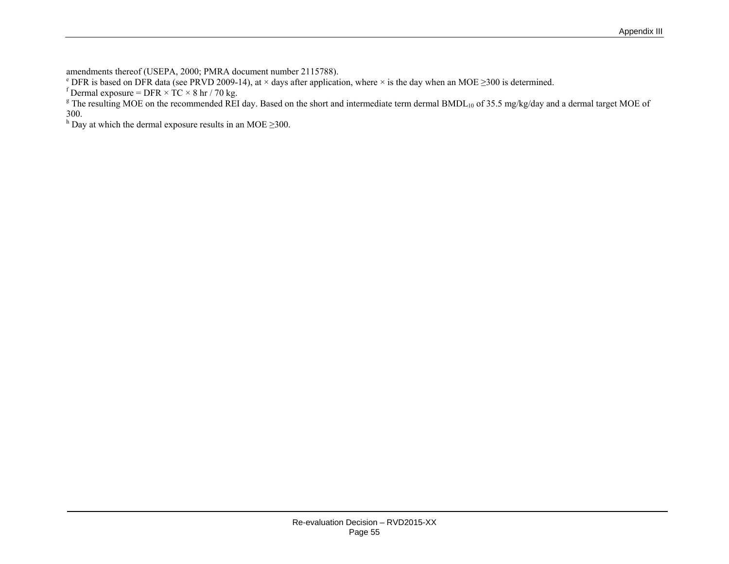amendments thereof (USEPA, 2000; PMRA document number 2115788).

[e] DFR is based on DFR data (see PRVD 2009-14), at × days after application, where × is the day when an MOE ≥300 is determined.

[f] Dermal exposure = DFR × TC × 8 hr / 70 kg.

[g] The resulting MOE on the recommended REI day. Based on the short and intermediate term dermal $BMDL_{10}$ of 35.5 mg/kg/day and a dermal target MOE of 300.

[h] Day at which the dermal exposure results in an MOE ≥300.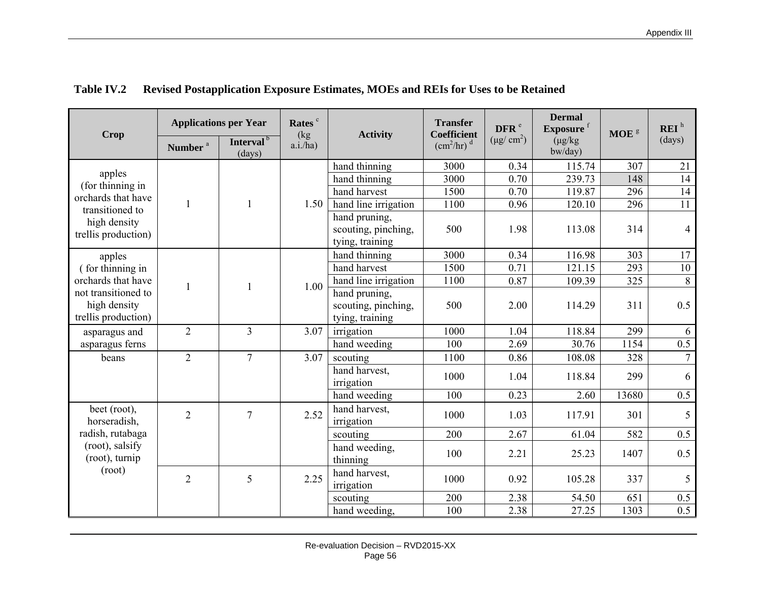## Table IV.2 Revised Postapplication Exposure Estimates, MOEs and REIs for Uses to be Retained

| Crop | Applications per Year | | Rates [c] (kg a.i./ha) | Activity | Transfer Coefficient ($cm^2$/hr) [d] | DFR [e] (µg/ $cm^2$) | Dermal Exposure [f] (µg/kg bw/day) | MOE [g] | REI [h] (days) |
|---|---|---|---|---|---|---|---|---|---|
| | Number [a] | Interval [b] (days) | | | | | | | |
| apples (for thinning in orchards that have transitioned to high density trellis production) | 1 | 1 | 1.50 | hand thinning | 3000 | 0.34 | 115.74 | 307 | 21 |
| | | | | hand thinning | 3000 | 0.70 | 239.73 | 148 | 14 |
| | | | | hand harvest | 1500 | 0.70 | 119.87 | 296 | 14 |
| | | | | hand line irrigation | 1100 | 0.96 | 120.10 | 296 | 11 |
| | | | | hand pruning, scouting, pinching, tying, training | 500 | 1.98 | 113.08 | 314 | 4 |
| apples ( for thinning in orchards that have not transitioned to high density trellis production) | 1 | 1 | 1.00 | hand thinning | 3000 | 0.34 | 116.98 | 303 | 17 |
| | | | | hand harvest | 1500 | 0.71 | 121.15 | 293 | 10 |
| | | | | hand line irrigation | 1100 | 0.87 | 109.39 | 325 | 8 |
| | | | | hand pruning, scouting, pinching, tying, training | 500 | 2.00 | 114.29 | 311 | 0.5 |
| asparagus and asparagus ferns | 2 | 3 | 3.07 | irrigation | 1000 | 1.04 | 118.84 | 299 | 6 |
| | | | | hand weeding | 100 | 2.69 | 30.76 | 1154 | 0.5 |
| beans | 2 | 7 | 3.07 | scouting | 1100 | 0.86 | 108.08 | 328 | 7 |
| | | | | hand harvest, irrigation | 1000 | 1.04 | 118.84 | 299 | 6 |
| | | | | hand weeding | 100 | 0.23 | 2.60 | 13680 | 0.5 |
| beet (root), horseradish, radish, rutabaga (root), salsify (root), turnip (root) | 2 | 7 | 2.52 | hand harvest, irrigation | 1000 | 1.03 | 117.91 | 301 | 5 |
| | | | | scouting | 200 | 2.67 | 61.04 | 582 | 0.5 |
| | | | | hand weeding, thinning | 100 | 2.21 | 25.23 | 1407 | 0.5 |
| | 2 | 5 | 2.25 | hand harvest, irrigation | 1000 | 0.92 | 105.28 | 337 | 5 |
| | | | | scouting | 200 | 2.38 | 54.50 | 651 | 0.5 |
| | | | | hand weeding, | 100 | 2.38 | 27.25 | 1303 | 0.5 |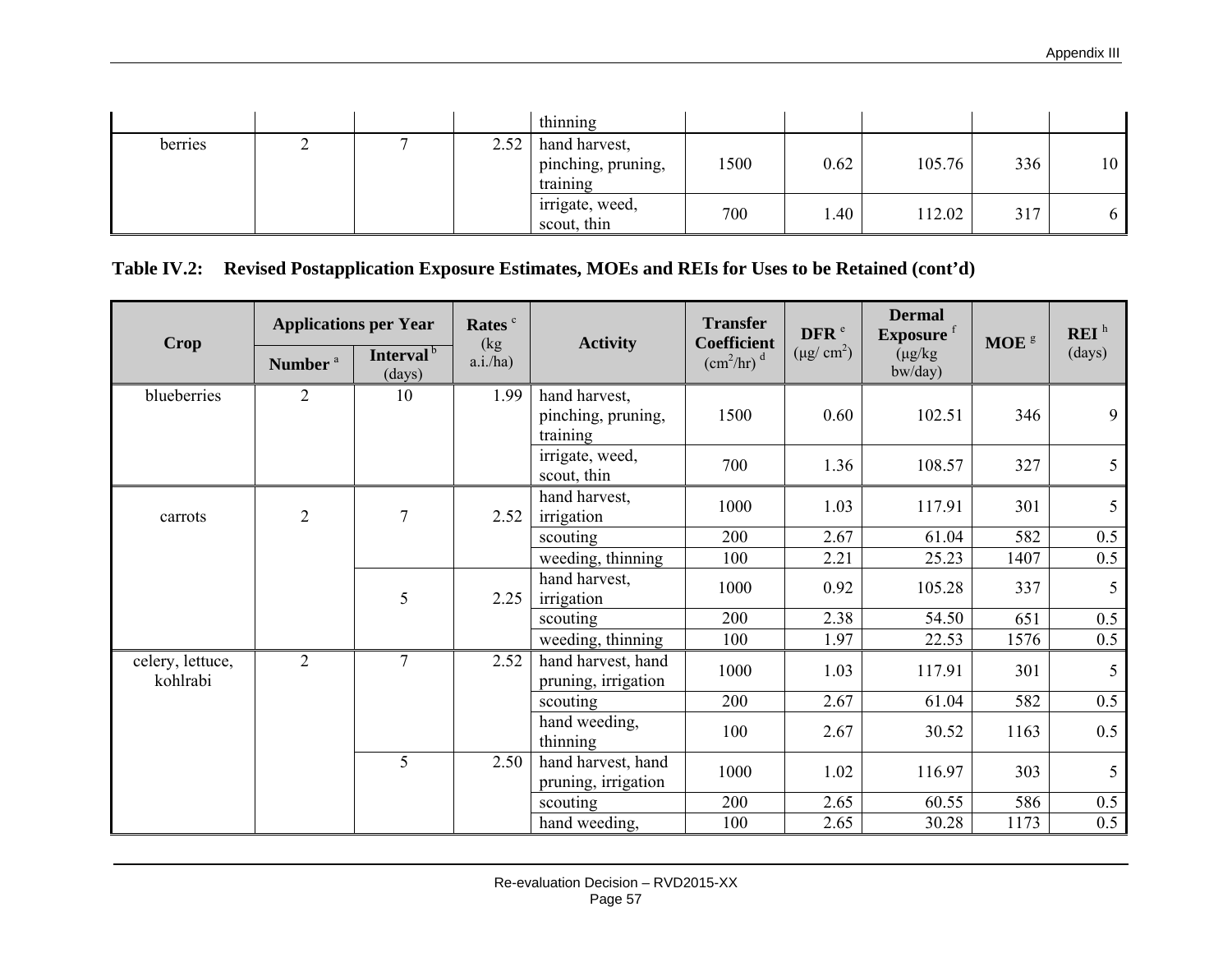| | | | | thinning | | | | | |
|---|---|---|---|---|---|---|---|---|---|
| berries | 2 | 7 | 2.52 | hand harvest, pinching, pruning, training | 1500 | 0.62 | 105.76 | 336 | 10 |
| | | | | irrigate, weed, scout, thin | 700 | 1.40 | 112.02 | 317 | 6 |

**Table IV.2: Revised Postapplication Exposure Estimates, MOEs and REIs for Uses to be Retained (cont'd)**

| Crop | Applications per Year | | Rates [c] (kg a.i./ha) | Activity | Transfer Coefficient ($cm^2$/hr) [d] | DFR [e] (µg/ $cm^2$) | Dermal Exposure [f] (µg/kg bw/day) | MOE [g] | REI [h] (days) |
|---|---|---|---|---|---|---|---|---|---|
| | Number [a] | Interval [b] (days) | | | | | | | |
| blueberries | 2 | 10 | 1.99 | hand harvest, pinching, pruning, training | 1500 | 0.60 | 102.51 | 346 | 9 |
| | | | | irrigate, weed, scout, thin | 700 | 1.36 | 108.57 | 327 | 5 |
| carrots | 2 | 7 | 2.52 | hand harvest, irrigation | 1000 | 1.03 | 117.91 | 301 | 5 |
| | | | | scouting | 200 | 2.67 | 61.04 | 582 | 0.5 |
| | | | | weeding, thinning | 100 | 2.21 | 25.23 | 1407 | 0.5 |
| | | 5 | 2.25 | hand harvest, irrigation | 1000 | 0.92 | 105.28 | 337 | 5 |
| | | | | scouting | 200 | 2.38 | 54.50 | 651 | 0.5 |
| | | | | weeding, thinning | 100 | 1.97 | 22.53 | 1576 | 0.5 |
| celery, lettuce, kohlrabi | 2 | 7 | 2.52 | hand harvest, hand pruning, irrigation | 1000 | 1.03 | 117.91 | 301 | 5 |
| | | | | scouting | 200 | 2.67 | 61.04 | 582 | 0.5 |
| | | | | hand weeding, thinning | 100 | 2.67 | 30.52 | 1163 | 0.5 |
| | | 5 | 2.50 | hand harvest, hand pruning, irrigation | 1000 | 1.02 | 116.97 | 303 | 5 |
| | | | | scouting | 200 | 2.65 | 60.55 | 586 | 0.5 |
| | | | | hand weeding, | 100 | 2.65 | 30.28 | 1173 | 0.5 |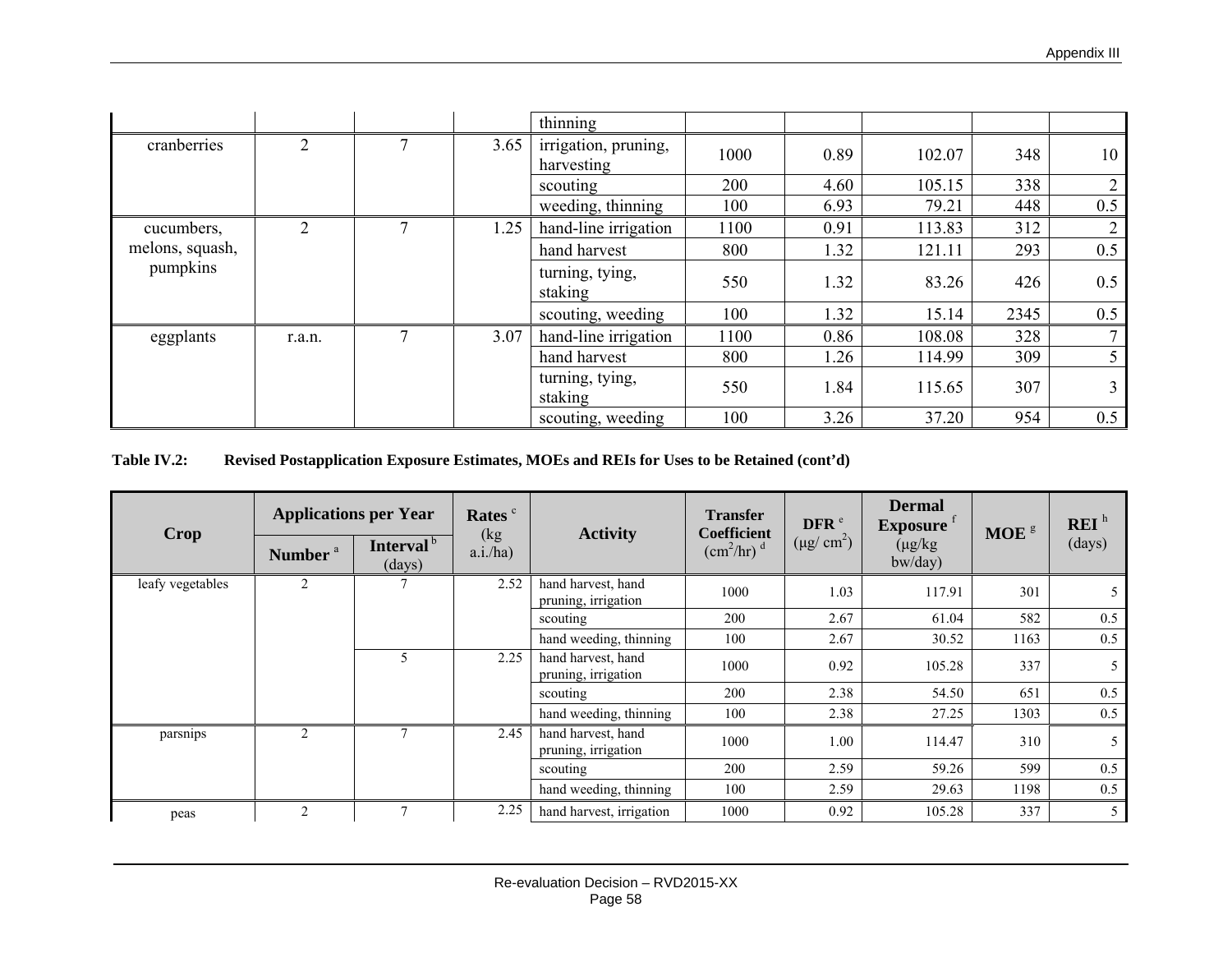| | | | | thinning | | | | | |
|---|---|---|---|---|---|---|---|---|---|
| cranberries | 2 | 7 | 3.65 | irrigation, pruning, harvesting | 1000 | 0.89 | 102.07 | 348 | 10 |
| | | | | scouting | 200 | 4.60 | 105.15 | 338 | 2 |
| | | | | weeding, thinning | 100 | 6.93 | 79.21 | 448 | 0.5 |
| cucumbers, melons, squash, pumpkins | 2 | 7 | 1.25 | hand-line irrigation | 1100 | 0.91 | 113.83 | 312 | 2 |
| | | | | hand harvest | 800 | 1.32 | 121.11 | 293 | 0.5 |
| | | | | turning, tying, staking | 550 | 1.32 | 83.26 | 426 | 0.5 |
| | | | | scouting, weeding | 100 | 1.32 | 15.14 | 2345 | 0.5 |
| eggplants | r.a.n. | 7 | 3.07 | hand-line irrigation | 1100 | 0.86 | 108.08 | 328 | 7 |
| | | | | hand harvest | 800 | 1.26 | 114.99 | 309 | 5 |
| | | | | turning, tying, staking | 550 | 1.84 | 115.65 | 307 | 3 |
| | | | | scouting, weeding | 100 | 3.26 | 37.20 | 954 | 0.5 |

**Table IV.2: Revised Postapplication Exposure Estimates, MOEs and REIs for Uses to be Retained (cont'd)**

| Crop | Applications per Year | | Rates [c] (kg a.i./ha) | Activity | Transfer Coefficient ($cm^2$/hr) [d] | DFR [e] (μg/ $cm^2$) | Dermal Exposure [f] (μg/kg bw/day) | MOE [g] | REI [h] (days) |
|---|---|---|---|---|---|---|---|---|---|
| | Number [a] | Interval [b] (days) | | | | | | | |
| leafy vegetables | 2 | 7 | 2.52 | hand harvest, hand pruning, irrigation | 1000 | 1.03 | 117.91 | 301 | 5 |
| | | | | scouting | 200 | 2.67 | 61.04 | 582 | 0.5 |
| | | | | hand weeding, thinning | 100 | 2.67 | 30.52 | 1163 | 0.5 |
| | | 5 | 2.25 | hand harvest, hand pruning, irrigation | 1000 | 0.92 | 105.28 | 337 | 5 |
| | | | | scouting | 200 | 2.38 | 54.50 | 651 | 0.5 |
| | | | | hand weeding, thinning | 100 | 2.38 | 27.25 | 1303 | 0.5 |
| parsnips | 2 | 7 | 2.45 | hand harvest, hand pruning, irrigation | 1000 | 1.00 | 114.47 | 310 | 5 |
| | | | | scouting | 200 | 2.59 | 59.26 | 599 | 0.5 |
| | | | | hand weeding, thinning | 100 | 2.59 | 29.63 | 1198 | 0.5 |
| peas | 2 | 7 | 2.25 | hand harvest, irrigation | 1000 | 0.92 | 105.28 | 337 | 5 |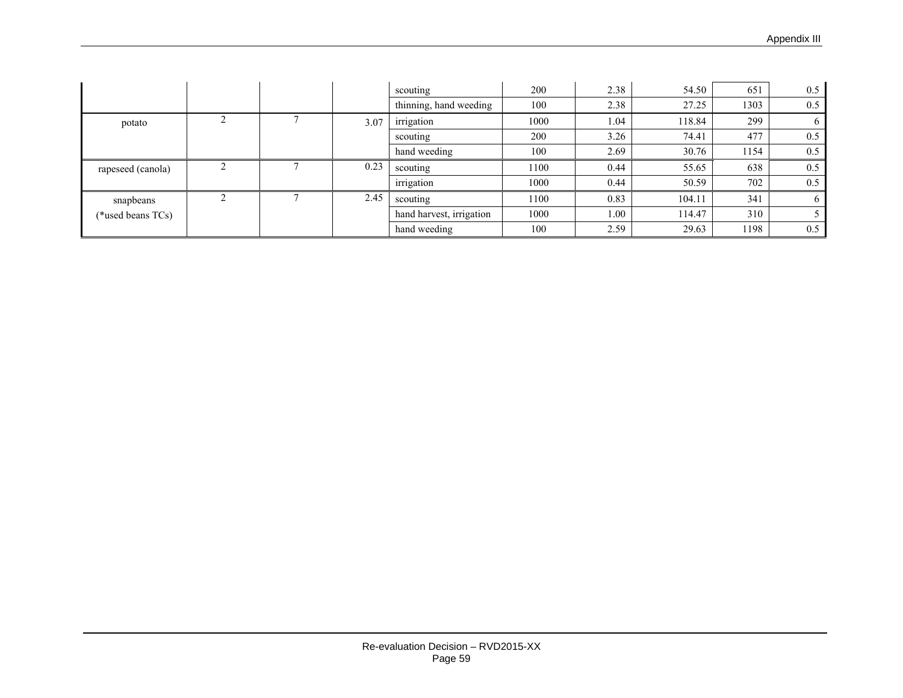| | | | | scouting | 200 | 2.38 | 54.50 | 651 | 0.5 |
|---|---|---|---|---|---|---|---|---|---|
| | | | | thinning, hand weeding | 100 | 2.38 | 27.25 | 1303 | 0.5 |
| potato | 2 | 7 | 3.07 | irrigation | 1000 | 1.04 | 118.84 | 299 | 6 |
| | | | | scouting | 200 | 3.26 | 74.41 | 477 | 0.5 |
| | | | | hand weeding | 100 | 2.69 | 30.76 | 1154 | 0.5 |
| rapeseed (canola) | 2 | 7 | 0.23 | scouting | 1100 | 0.44 | 55.65 | 638 | 0.5 |
| | | | | irrigation | 1000 | 0.44 | 50.59 | 702 | 0.5 |
| snapbeans (*used beans TCs) | 2 | 7 | 2.45 | scouting | 1100 | 0.83 | 104.11 | 341 | 6 |
| | | | | hand harvest, irrigation | 1000 | 1.00 | 114.47 | 310 | 5 |
| | | | | hand weeding | 100 | 2.59 | 29.63 | 1198 | 0.5 |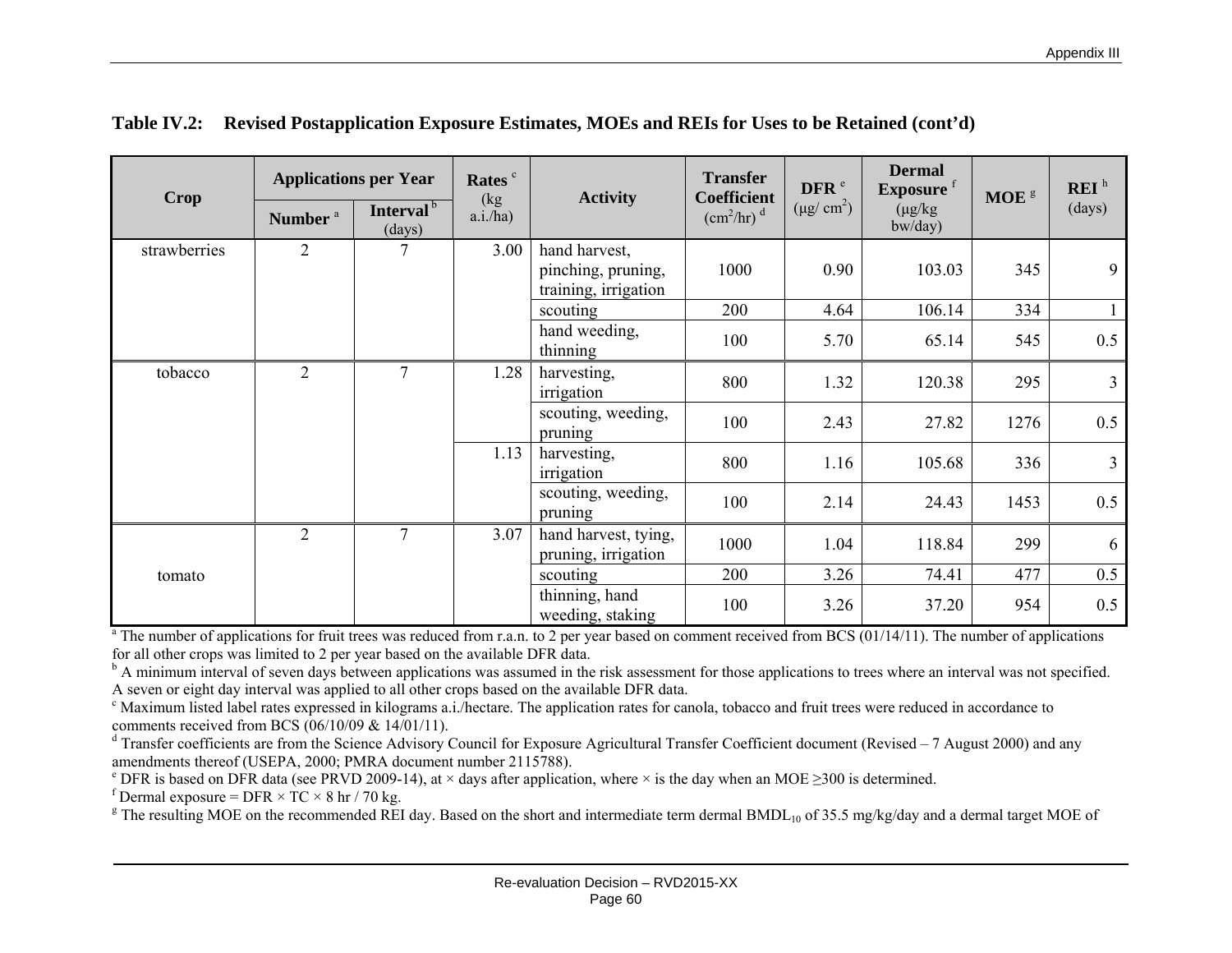**Table IV.2: Revised Postapplication Exposure Estimates, MOEs and REIs for Uses to be Retained (cont'd)**

| Crop | Applications per Year | | Rates [c] (kg a.i./ha) | Activity | Transfer Coefficient (cm²/hr) [d] | DFR [e] (µg/ cm²) | Dermal Exposure [f] (µg/kg bw/day) | MOE [g] | REI [h] (days) |
|---|---|---|---|---|---|---|---|---|---|
| | Number [a] | Interval [b] (days) | | | | | | | |
| strawberries | 2 | 7 | 3.00 | hand harvest, pinching, pruning, training, irrigation | 1000 | 0.90 | 103.03 | 345 | 9 |
| | | | | scouting | 200 | 4.64 | 106.14 | 334 | 1 |
| | | | | hand weeding, thinning | 100 | 5.70 | 65.14 | 545 | 0.5 |
| tobacco | 2 | 7 | 1.28 | harvesting, irrigation | 800 | 1.32 | 120.38 | 295 | 3 |
| | | | | scouting, weeding, pruning | 100 | 2.43 | 27.82 | 1276 | 0.5 |
| | | | 1.13 | harvesting, irrigation | 800 | 1.16 | 105.68 | 336 | 3 |
| | | | | scouting, weeding, pruning | 100 | 2.14 | 24.43 | 1453 | 0.5 |
| tomato | 2 | 7 | 3.07 | hand harvest, tying, pruning, irrigation | 1000 | 1.04 | 118.84 | 299 | 6 |
| | | | | scouting | 200 | 3.26 | 74.41 | 477 | 0.5 |
| | | | | thinning, hand weeding, staking | 100 | 3.26 | 37.20 | 954 | 0.5 |

[a] The number of applications for fruit trees was reduced from r.a.n. to 2 per year based on comment received from BCS (01/14/11). The number of applications for all other crops was limited to 2 per year based on the available DFR data.

[b] A minimum interval of seven days between applications was assumed in the risk assessment for those applications to trees where an interval was not specified. A seven or eight day interval was applied to all other crops based on the available DFR data.

[c] Maximum listed label rates expressed in kilograms a.i./hectare. The application rates for canola, tobacco and fruit trees were reduced in accordance to comments received from BCS (06/10/09 & 14/01/11).

[d] Transfer coefficients are from the Science Advisory Council for Exposure Agricultural Transfer Coefficient document (Revised – 7 August 2000) and any amendments thereof (USEPA, 2000; PMRA document number 2115788).

[e] DFR is based on DFR data (see PRVD 2009-14), at × days after application, where × is the day when an MOE ≥300 is determined.

[f] Dermal exposure = DFR × TC × 8 hr / 70 kg.

[g] The resulting MOE on the recommended REI day. Based on the short and intermediate term dermal $BMDL_{10}$ of 35.5 mg/kg/day and a dermal target MOE of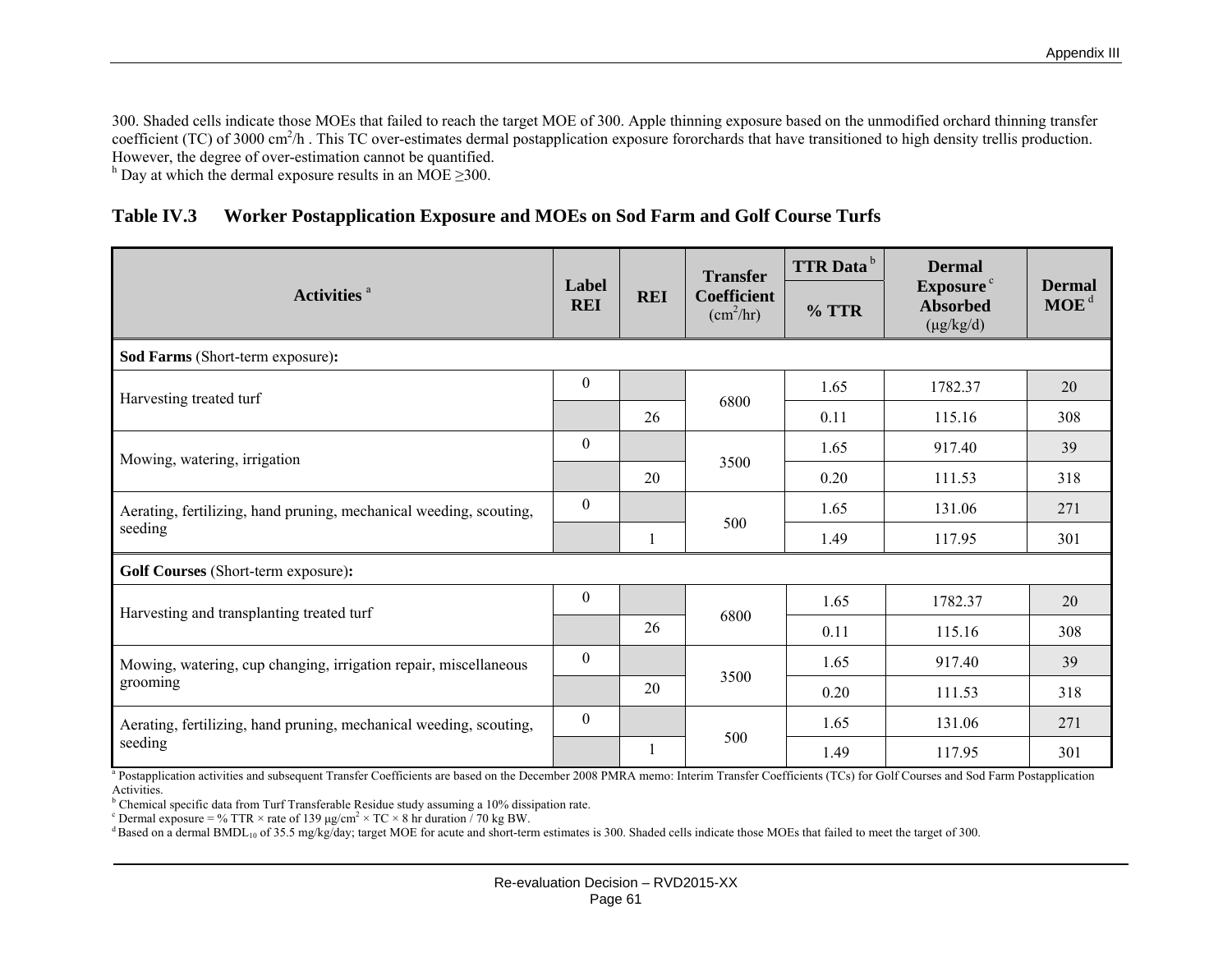300. Shaded cells indicate those MOEs that failed to reach the target MOE of 300. Apple thinning exposure based on the unmodified orchard thinning transfer coefficient (TC) of 3000 $cm^2$/h . This TC over-estimates dermal postapplication exposure fororchards that have transitioned to high density trellis production. However, the degree of over-estimation cannot be quantified.

[h] Day at which the dermal exposure results in an MOE ≥300.

### Table IV.3 Worker Postapplication Exposure and MOEs on Sod Farm and Golf Course Turfs

| Activities [a] | Label REI | REI | Transfer Coefficient ($cm^2$/hr) | TTR Data [b] % TTR | Dermal Exposure [c] Absorbed (μg/kg/d) | Dermal MOE [d] |
|---|---|---|---|---|---|---|
| **Sod Farms** (Short-term exposure)**:** | | | | | | |
| Harvesting treated turf | 0 | | 6800 | 1.65 | 1782.37 | 20 |
| | | 26 | | 0.11 | 115.16 | 308 |
| Mowing, watering, irrigation | 0 | | 3500 | 1.65 | 917.40 | 39 |
| | | 20 | | 0.20 | 111.53 | 318 |
| Aerating, fertilizing, hand pruning, mechanical weeding, scouting, seeding | 0 | | 500 | 1.65 | 131.06 | 271 |
| | | 1 | | 1.49 | 117.95 | 301 |
| **Golf Courses** (Short-term exposure)**:** | | | | | | |
| Harvesting and transplanting treated turf | 0 | | 6800 | 1.65 | 1782.37 | 20 |
| | | 26 | | 0.11 | 115.16 | 308 |
| Mowing, watering, cup changing, irrigation repair, miscellaneous grooming | 0 | | 3500 | 1.65 | 917.40 | 39 |
| | | 20 | | 0.20 | 111.53 | 318 |
| Aerating, fertilizing, hand pruning, mechanical weeding, scouting, seeding | 0 | | 500 | 1.65 | 131.06 | 271 |
| | | 1 | | 1.49 | 117.95 | 301 |

[a] Postapplication activities and subsequent Transfer Coefficients are based on the December 2008 PMRA memo: Interim Transfer Coefficients (TCs) for Golf Courses and Sod Farm Postapplication Activities.

[b] Chemical specific data from Turf Transferable Residue study assuming a 10% dissipation rate.

[c] Dermal exposure = % TTR × rate of 139 μg/$cm^2$ × TC × 8 hr duration / 70 kg BW.

[d] Based on a dermal $BMDL_{10}$ of 35.5 mg/kg/day; target MOE for acute and short-term estimates is 300. Shaded cells indicate those MOEs that failed to meet the target of 300.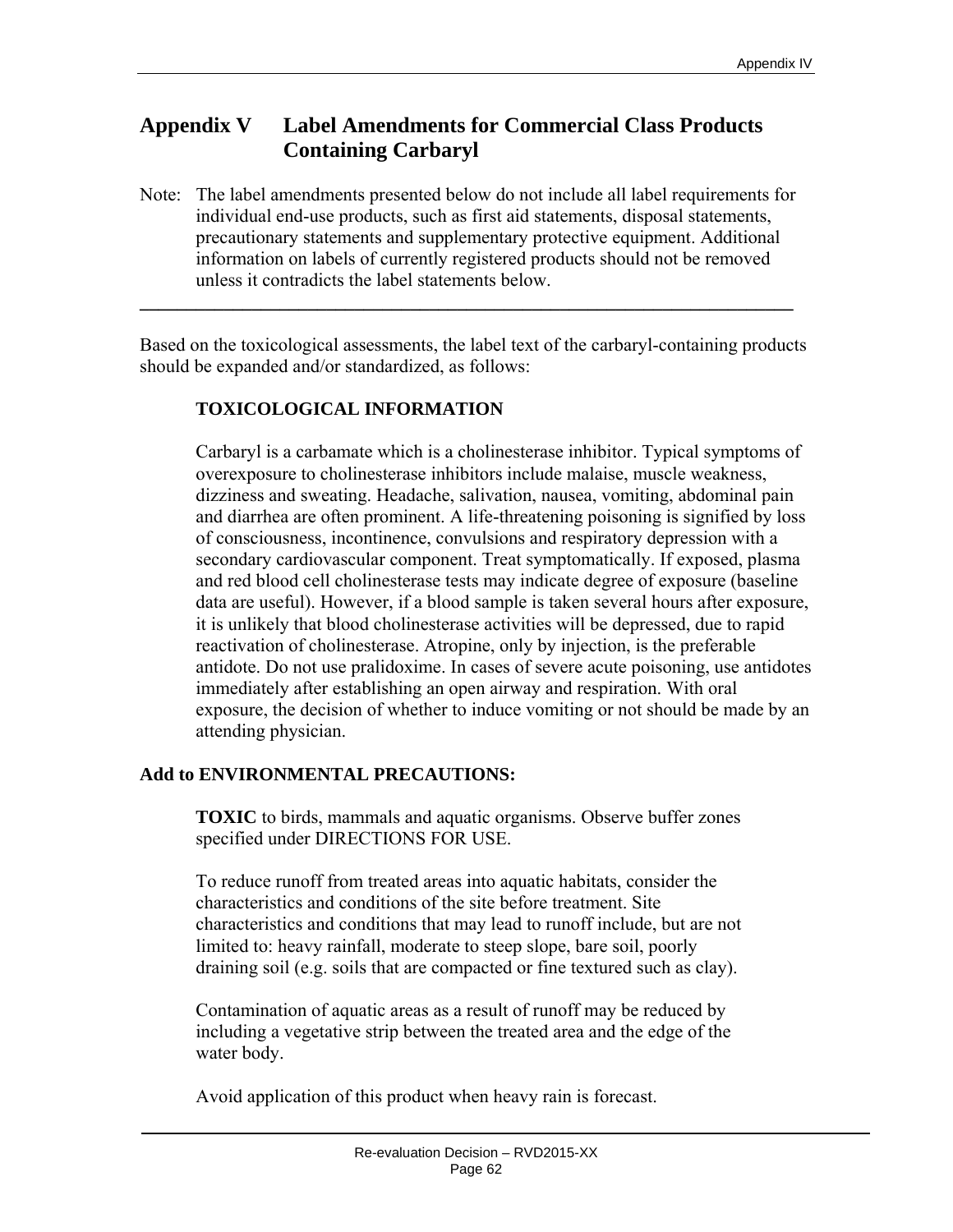# Appendix V Label Amendments for Commercial Class Products Containing Carbaryl

Note: The label amendments presented below do not include all label requirements for individual end-use products, such as first aid statements, disposal statements, precautionary statements and supplementary protective equipment. Additional information on labels of currently registered products should not be removed unless it contradicts the label statements below.

---

Based on the toxicological assessments, the label text of the carbaryl-containing products should be expanded and/or standardized, as follows:

**TOXICOLOGICAL INFORMATION**

Carbaryl is a carbamate which is a cholinesterase inhibitor. Typical symptoms of overexposure to cholinesterase inhibitors include malaise, muscle weakness, dizziness and sweating. Headache, salivation, nausea, vomiting, abdominal pain and diarrhea are often prominent. A life-threatening poisoning is signified by loss of consciousness, incontinence, convulsions and respiratory depression with a secondary cardiovascular component. Treat symptomatically. If exposed, plasma and red blood cell cholinesterase tests may indicate degree of exposure (baseline data are useful). However, if a blood sample is taken several hours after exposure, it is unlikely that blood cholinesterase activities will be depressed, due to rapid reactivation of cholinesterase. Atropine, only by injection, is the preferable antidote. Do not use pralidoxime. In cases of severe acute poisoning, use antidotes immediately after establishing an open airway and respiration. With oral exposure, the decision of whether to induce vomiting or not should be made by an attending physician.

**Add to ENVIRONMENTAL PRECAUTIONS:**

**TOXIC** to birds, mammals and aquatic organisms. Observe buffer zones specified under DIRECTIONS FOR USE.

To reduce runoff from treated areas into aquatic habitats, consider the characteristics and conditions of the site before treatment. Site characteristics and conditions that may lead to runoff include, but are not limited to: heavy rainfall, moderate to steep slope, bare soil, poorly draining soil (e.g. soils that are compacted or fine textured such as clay).

Contamination of aquatic areas as a result of runoff may be reduced by including a vegetative strip between the treated area and the edge of the water body.

Avoid application of this product when heavy rain is forecast.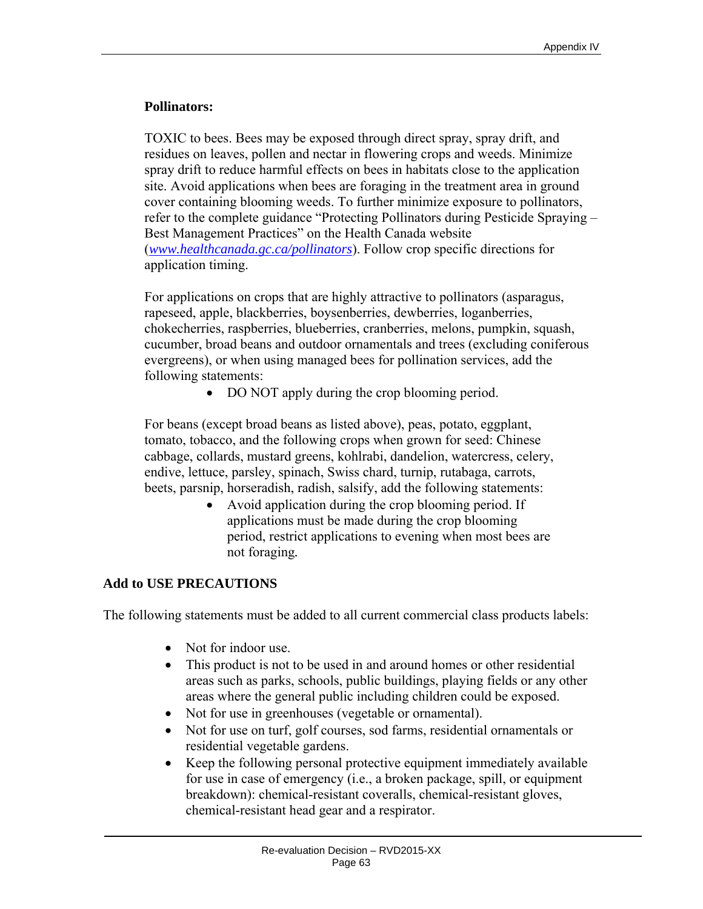**Pollinators:**

TOXIC to bees. Bees may be exposed through direct spray, spray drift, and residues on leaves, pollen and nectar in flowering crops and weeds. Minimize spray drift to reduce harmful effects on bees in habitats close to the application site. Avoid applications when bees are foraging in the treatment area in ground cover containing blooming weeds. To further minimize exposure to pollinators, refer to the complete guidance "Protecting Pollinators during Pesticide Spraying – Best Management Practices" on the Health Canada website (*www.healthcanada.gc.ca/pollinators*). Follow crop specific directions for application timing.

For applications on crops that are highly attractive to pollinators (asparagus, rapeseed, apple, blackberries, boysenberries, dewberries, loganberries, chokecherries, raspberries, blueberries, cranberries, melons, pumpkin, squash, cucumber, broad beans and outdoor ornamentals and trees (excluding coniferous evergreens), or when using managed bees for pollination services, add the following statements:

- DO NOT apply during the crop blooming period.

For beans (except broad beans as listed above), peas, potato, eggplant, tomato, tobacco, and the following crops when grown for seed: Chinese cabbage, collards, mustard greens, kohlrabi, dandelion, watercress, celery, endive, lettuce, parsley, spinach, Swiss chard, turnip, rutabaga, carrots, beets, parsnip, horseradish, radish, salsify, add the following statements:

- Avoid application during the crop blooming period. If applications must be made during the crop blooming period, restrict applications to evening when most bees are not foraging.

**Add to USE PRECAUTIONS**

The following statements must be added to all current commercial class products labels:

- Not for indoor use.
- This product is not to be used in and around homes or other residential areas such as parks, schools, public buildings, playing fields or any other areas where the general public including children could be exposed.
- Not for use in greenhouses (vegetable or ornamental).
- Not for use on turf, golf courses, sod farms, residential ornamentals or residential vegetable gardens.
- Keep the following personal protective equipment immediately available for use in case of emergency (i.e., a broken package, spill, or equipment breakdown): chemical-resistant coveralls, chemical-resistant gloves, chemical-resistant head gear and a respirator.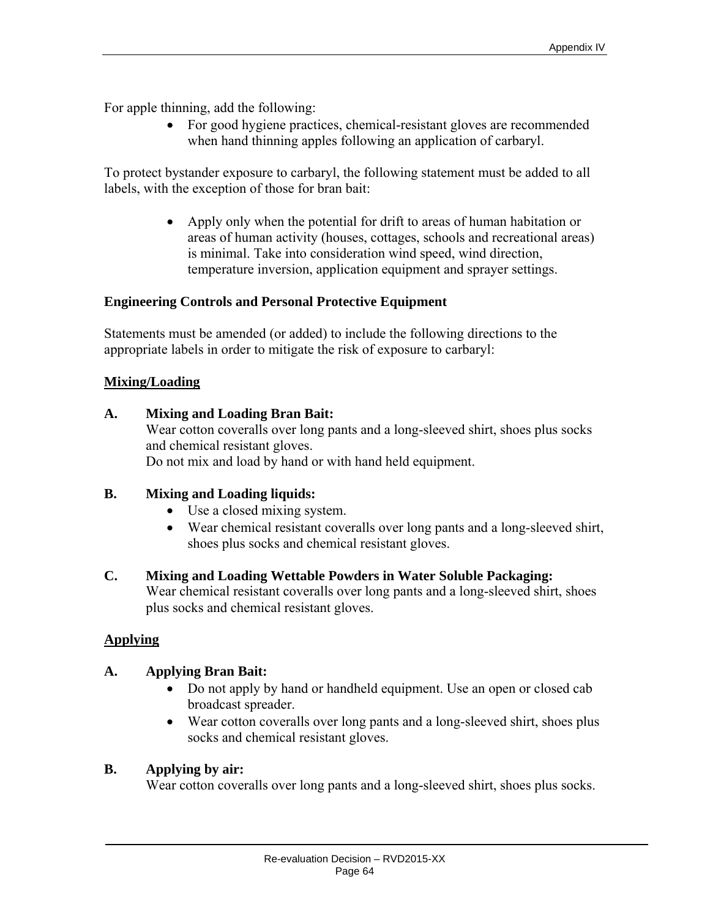For apple thinning, add the following:

- For good hygiene practices, chemical-resistant gloves are recommended when hand thinning apples following an application of carbaryl.

To protect bystander exposure to carbaryl, the following statement must be added to all labels, with the exception of those for bran bait:

- Apply only when the potential for drift to areas of human habitation or areas of human activity (houses, cottages, schools and recreational areas) is minimal. Take into consideration wind speed, wind direction, temperature inversion, application equipment and sprayer settings.

**Engineering Controls and Personal Protective Equipment**

Statements must be amended (or added) to include the following directions to the appropriate labels in order to mitigate the risk of exposure to carbaryl:

**Mixing/Loading**

**A. Mixing and Loading Bran Bait:**
Wear cotton coveralls over long pants and a long-sleeved shirt, shoes plus socks and chemical resistant gloves.
Do not mix and load by hand or with hand held equipment.

**B. Mixing and Loading liquids:**

- Use a closed mixing system.
- Wear chemical resistant coveralls over long pants and a long-sleeved shirt, shoes plus socks and chemical resistant gloves.

**C. Mixing and Loading Wettable Powders in Water Soluble Packaging:**
Wear chemical resistant coveralls over long pants and a long-sleeved shirt, shoes plus socks and chemical resistant gloves.

**Applying**

**A. Applying Bran Bait:**

- Do not apply by hand or handheld equipment. Use an open or closed cab broadcast spreader.
- Wear cotton coveralls over long pants and a long-sleeved shirt, shoes plus socks and chemical resistant gloves.

**B. Applying by air:**
Wear cotton coveralls over long pants and a long-sleeved shirt, shoes plus socks.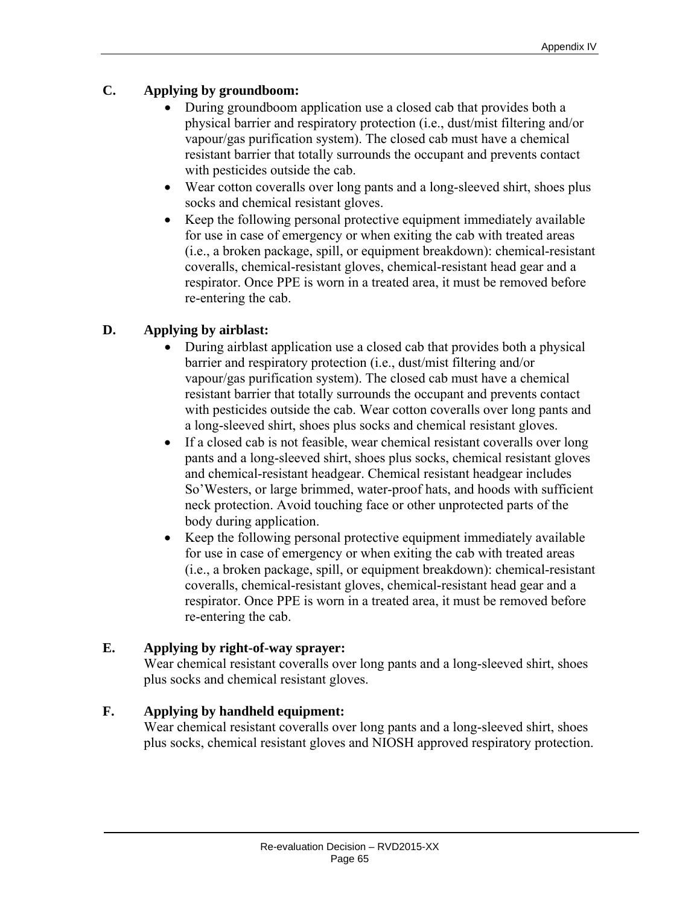**C. Applying by groundboom:**

- During groundboom application use a closed cab that provides both a physical barrier and respiratory protection (i.e., dust/mist filtering and/or vapour/gas purification system). The closed cab must have a chemical resistant barrier that totally surrounds the occupant and prevents contact with pesticides outside the cab.
- Wear cotton coveralls over long pants and a long-sleeved shirt, shoes plus socks and chemical resistant gloves.
- Keep the following personal protective equipment immediately available for use in case of emergency or when exiting the cab with treated areas (i.e., a broken package, spill, or equipment breakdown): chemical-resistant coveralls, chemical-resistant gloves, chemical-resistant head gear and a respirator. Once PPE is worn in a treated area, it must be removed before re-entering the cab.

**D. Applying by airblast:**

- During airblast application use a closed cab that provides both a physical barrier and respiratory protection (i.e., dust/mist filtering and/or vapour/gas purification system). The closed cab must have a chemical resistant barrier that totally surrounds the occupant and prevents contact with pesticides outside the cab. Wear cotton coveralls over long pants and a long-sleeved shirt, shoes plus socks and chemical resistant gloves.
- If a closed cab is not feasible, wear chemical resistant coveralls over long pants and a long-sleeved shirt, shoes plus socks, chemical resistant gloves and chemical-resistant headgear. Chemical resistant headgear includes So'Westers, or large brimmed, water-proof hats, and hoods with sufficient neck protection. Avoid touching face or other unprotected parts of the body during application.
- Keep the following personal protective equipment immediately available for use in case of emergency or when exiting the cab with treated areas (i.e., a broken package, spill, or equipment breakdown): chemical-resistant coveralls, chemical-resistant gloves, chemical-resistant head gear and a respirator. Once PPE is worn in a treated area, it must be removed before re-entering the cab.

**E. Applying by right-of-way sprayer:**

Wear chemical resistant coveralls over long pants and a long-sleeved shirt, shoes plus socks and chemical resistant gloves.

**F. Applying by handheld equipment:**

Wear chemical resistant coveralls over long pants and a long-sleeved shirt, shoes plus socks, chemical resistant gloves and NIOSH approved respiratory protection.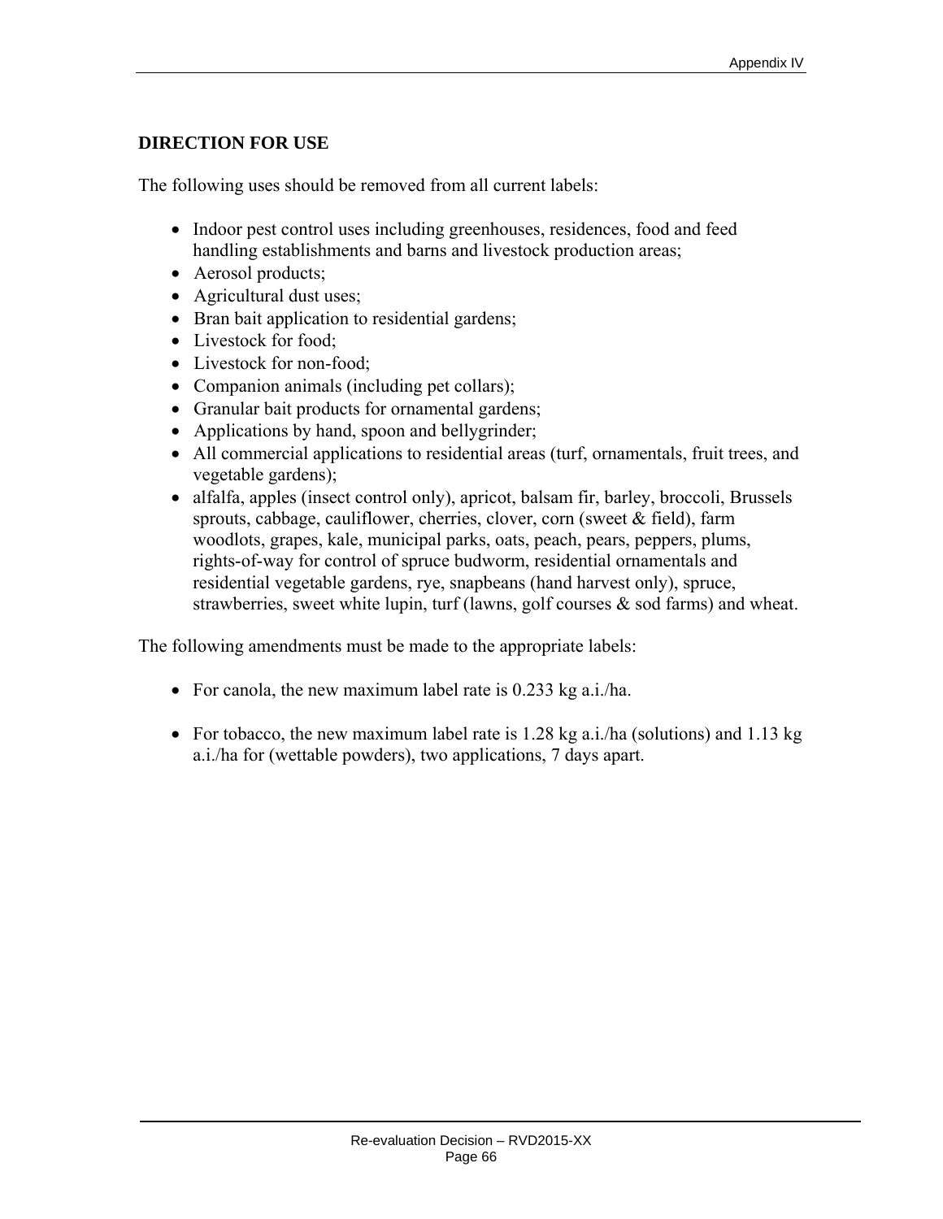## DIRECTION FOR USE

The following uses should be removed from all current labels:

- Indoor pest control uses including greenhouses, residences, food and feed handling establishments and barns and livestock production areas;
- Aerosol products;
- Agricultural dust uses;
- Bran bait application to residential gardens;
- Livestock for food;
- Livestock for non-food;
- Companion animals (including pet collars);
- Granular bait products for ornamental gardens;
- Applications by hand, spoon and bellygrinder;
- All commercial applications to residential areas (turf, ornamentals, fruit trees, and vegetable gardens);
- alfalfa, apples (insect control only), apricot, balsam fir, barley, broccoli, Brussels sprouts, cabbage, cauliflower, cherries, clover, corn (sweet & field), farm woodlots, grapes, kale, municipal parks, oats, peach, pears, peppers, plums, rights-of-way for control of spruce budworm, residential ornamentals and residential vegetable gardens, rye, snapbeans (hand harvest only), spruce, strawberries, sweet white lupin, turf (lawns, golf courses & sod farms) and wheat.

The following amendments must be made to the appropriate labels:

- For canola, the new maximum label rate is 0.233 kg a.i./ha.
- For tobacco, the new maximum label rate is 1.28 kg a.i./ha (solutions) and 1.13 kg a.i./ha for (wettable powders), two applications, 7 days apart.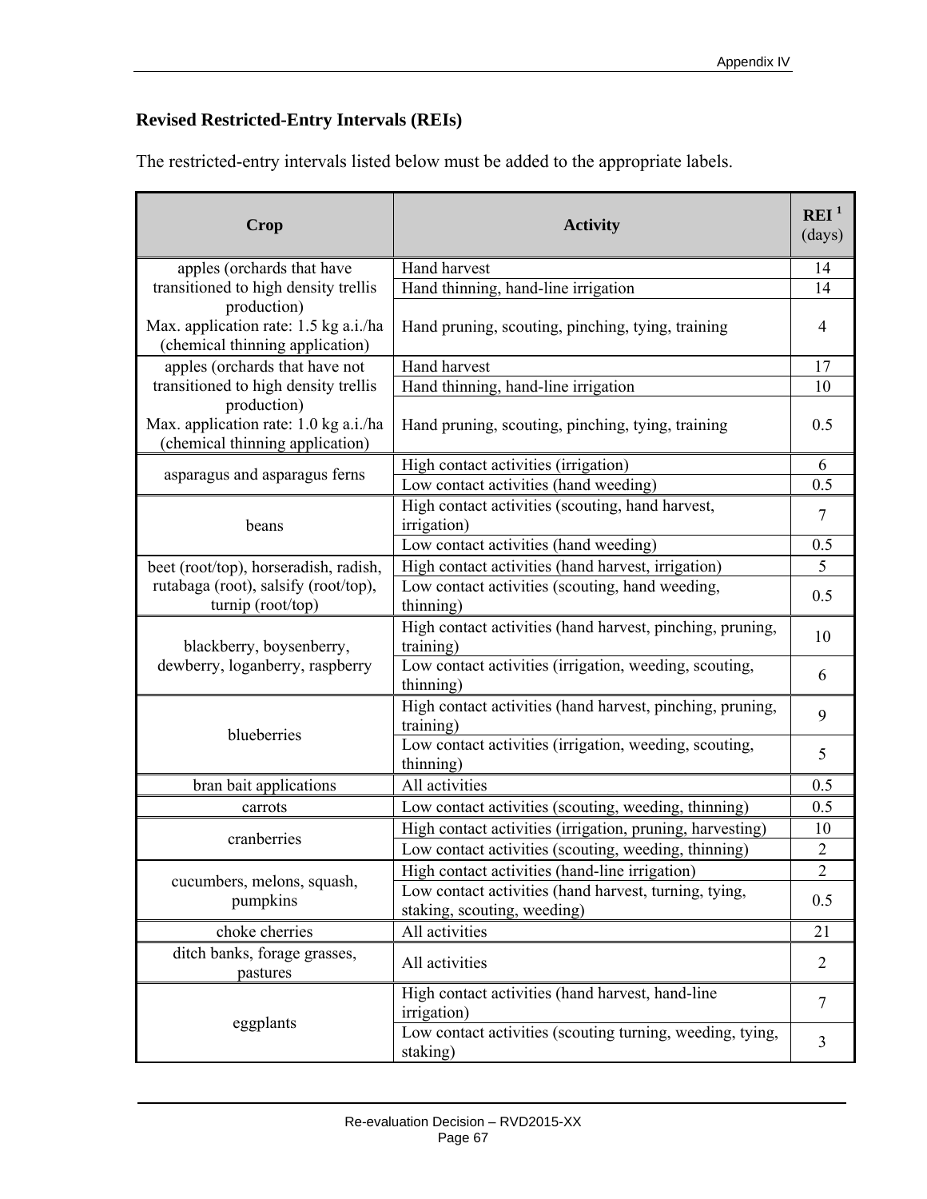**Revised Restricted-Entry Intervals (REIs)**

The restricted-entry intervals listed below must be added to the appropriate labels.

| Crop | Activity | REI [1] (days) |
|---|---|---|
| apples (orchards that have transitioned to high density trellis production) Max. application rate: 1.5 kg a.i./ha (chemical thinning application) | Hand harvest | 14 |
| | Hand thinning, hand-line irrigation | 14 |
| | Hand pruning, scouting, pinching, tying, training | 4 |
| apples (orchards that have not transitioned to high density trellis production) Max. application rate: 1.0 kg a.i./ha (chemical thinning application) | Hand harvest | 17 |
| | Hand thinning, hand-line irrigation | 10 |
| | Hand pruning, scouting, pinching, tying, training | 0.5 |
| asparagus and asparagus ferns | High contact activities (irrigation) | 6 |
| | Low contact activities (hand weeding) | 0.5 |
| beans | High contact activities (scouting, hand harvest, irrigation) | 7 |
| | Low contact activities (hand weeding) | 0.5 |
| beet (root/top), horseradish, radish, rutabaga (root), salsify (root/top), turnip (root/top) | High contact activities (hand harvest, irrigation) | 5 |
| | Low contact activities (scouting, hand weeding, thinning) | 0.5 |
| blackberry, boysenberry, dewberry, loganberry, raspberry | High contact activities (hand harvest, pinching, pruning, training) | 10 |
| | Low contact activities (irrigation, weeding, scouting, thinning) | 6 |
| blueberries | High contact activities (hand harvest, pinching, pruning, training) | 9 |
| | Low contact activities (irrigation, weeding, scouting, thinning) | 5 |
| bran bait applications | All activities | 0.5 |
| carrots | Low contact activities (scouting, weeding, thinning) | 0.5 |
| cranberries | High contact activities (irrigation, pruning, harvesting) | 10 |
| | Low contact activities (scouting, weeding, thinning) | 2 |
| cucumbers, melons, squash, pumpkins | High contact activities (hand-line irrigation) | 2 |
| | Low contact activities (hand harvest, turning, tying, staking, scouting, weeding) | 0.5 |
| choke cherries | All activities | 21 |
| ditch banks, forage grasses, pastures | All activities | 2 |
| eggplants | High contact activities (hand harvest, hand-line irrigation) | 7 |
| | Low contact activities (scouting turning, weeding, tying, staking) | 3 |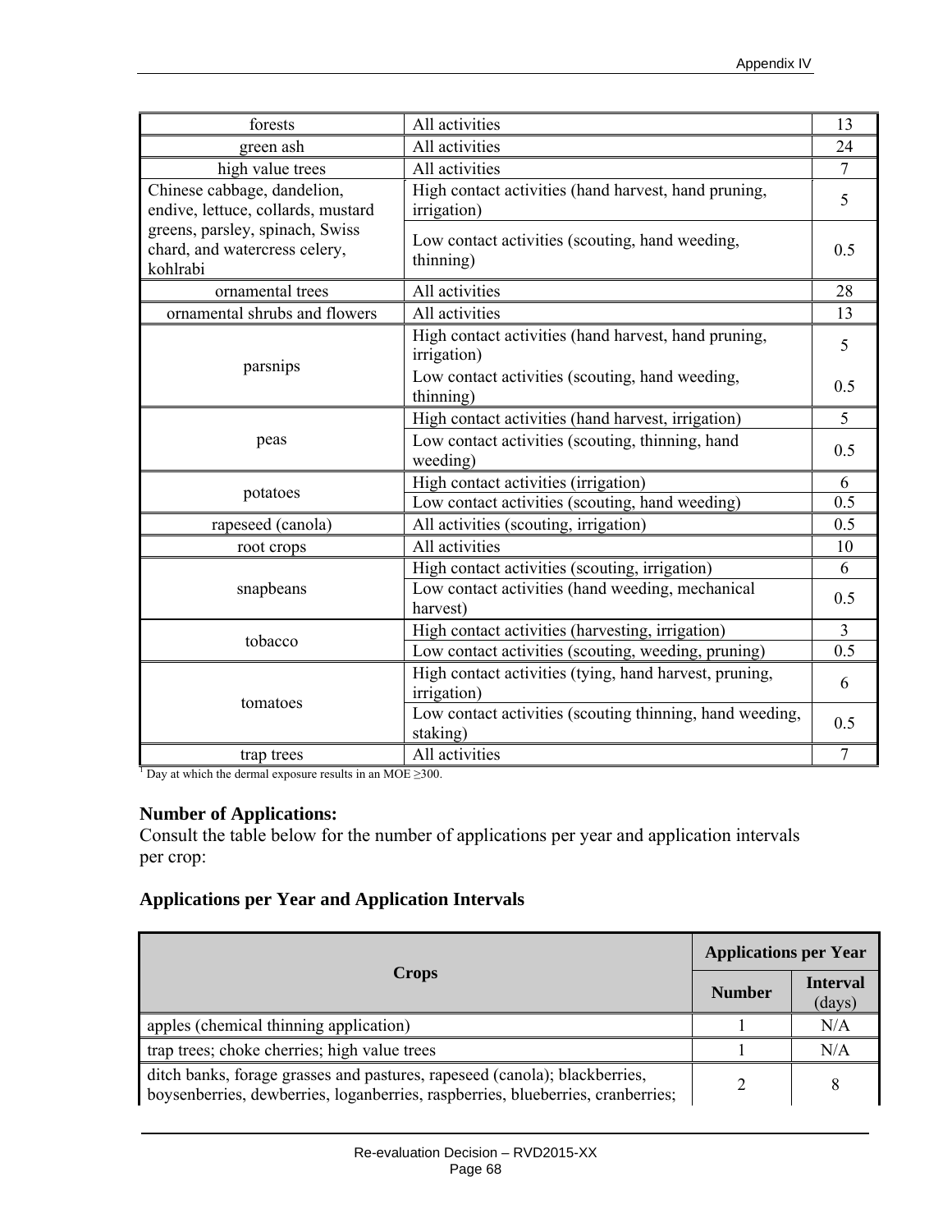| | | |
|---|---|---|
| forests | All activities | 13 |
| green ash | All activities | 24 |
| high value trees | All activities | 7 |
| Chinese cabbage, dandelion, endive, lettuce, collards, mustard greens, parsley, spinach, Swiss chard, and watercress celery, kohlrabi | High contact activities (hand harvest, hand pruning, irrigation) | 5 |
| | Low contact activities (scouting, hand weeding, thinning) | 0.5 |
| ornamental trees | All activities | 28 |
| ornamental shrubs and flowers | All activities | 13 |
| parsnips | High contact activities (hand harvest, hand pruning, irrigation) | 5 |
| | Low contact activities (scouting, hand weeding, thinning) | 0.5 |
| peas | High contact activities (hand harvest, irrigation) | 5 |
| | Low contact activities (scouting, thinning, hand weeding) | 0.5 |
| potatoes | High contact activities (irrigation) | 6 |
| | Low contact activities (scouting, hand weeding) | 0.5 |
| rapeseed (canola) | All activities (scouting, irrigation) | 0.5 |
| root crops | All activities | 10 |
| snapbeans | High contact activities (scouting, irrigation) | 6 |
| | Low contact activities (hand weeding, mechanical harvest) | 0.5 |
| tobacco | High contact activities (harvesting, irrigation) | 3 |
| | Low contact activities (scouting, weeding, pruning) | 0.5 |
| tomatoes | High contact activities (tying, hand harvest, pruning, irrigation) | 6 |
| | Low contact activities (scouting thinning, hand weeding, staking) | 0.5 |
| trap trees | All activities | 7 |

[1] Day at which the dermal exposure results in an MOE ≥300.

**Number of Applications:**
Consult the table below for the number of applications per year and application intervals per crop:

**Applications per Year and Application Intervals**

| Crops | Applications per Year | |
|---|---|---|
| | Number | Interval (days) |
| apples (chemical thinning application) | 1 | N/A |
| trap trees; choke cherries; high value trees | 1 | N/A |
| ditch banks, forage grasses and pastures, rapeseed (canola); blackberries, boysenberries, dewberries, loganberries, raspberries, blueberries, cranberries; | 2 | 8 |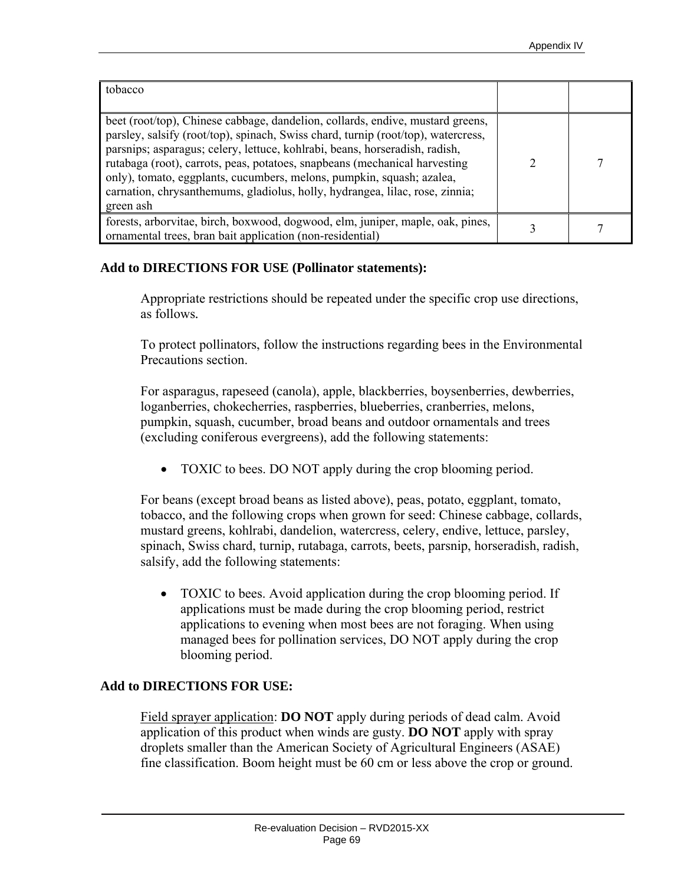| | | |
|---|---|---|
| tobacco | | |
| beet (root/top), Chinese cabbage, dandelion, collards, endive, mustard greens, parsley, salsify (root/top), spinach, Swiss chard, turnip (root/top), watercress, parsnips; asparagus; celery, lettuce, kohlrabi, beans, horseradish, radish, rutabaga (root), carrots, peas, potatoes, snapbeans (mechanical harvesting only), tomato, eggplants, cucumbers, melons, pumpkin, squash; azalea, carnation, chrysanthemums, gladiolus, holly, hydrangea, lilac, rose, zinnia; green ash | 2 | 7 |
| forests, arborvitae, birch, boxwood, dogwood, elm, juniper, maple, oak, pines, ornamental trees, bran bait application (non-residential) | 3 | 7 |

**Add to DIRECTIONS FOR USE (Pollinator statements):**

Appropriate restrictions should be repeated under the specific crop use directions, as follows.

To protect pollinators, follow the instructions regarding bees in the Environmental Precautions section.

For asparagus, rapeseed (canola), apple, blackberries, boysenberries, dewberries, loganberries, chokecherries, raspberries, blueberries, cranberries, melons, pumpkin, squash, cucumber, broad beans and outdoor ornamentals and trees (excluding coniferous evergreens), add the following statements:

- TOXIC to bees. DO NOT apply during the crop blooming period.

For beans (except broad beans as listed above), peas, potato, eggplant, tomato, tobacco, and the following crops when grown for seed: Chinese cabbage, collards, mustard greens, kohlrabi, dandelion, watercress, celery, endive, lettuce, parsley, spinach, Swiss chard, turnip, rutabaga, carrots, beets, parsnip, horseradish, radish, salsify, add the following statements:

- TOXIC to bees. Avoid application during the crop blooming period. If applications must be made during the crop blooming period, restrict applications to evening when most bees are not foraging. When using managed bees for pollination services, DO NOT apply during the crop blooming period.

**Add to DIRECTIONS FOR USE:**

Field sprayer application: **DO NOT** apply during periods of dead calm. Avoid application of this product when winds are gusty. **DO NOT** apply with spray droplets smaller than the American Society of Agricultural Engineers (ASAE) fine classification. Boom height must be 60 cm or less above the crop or ground.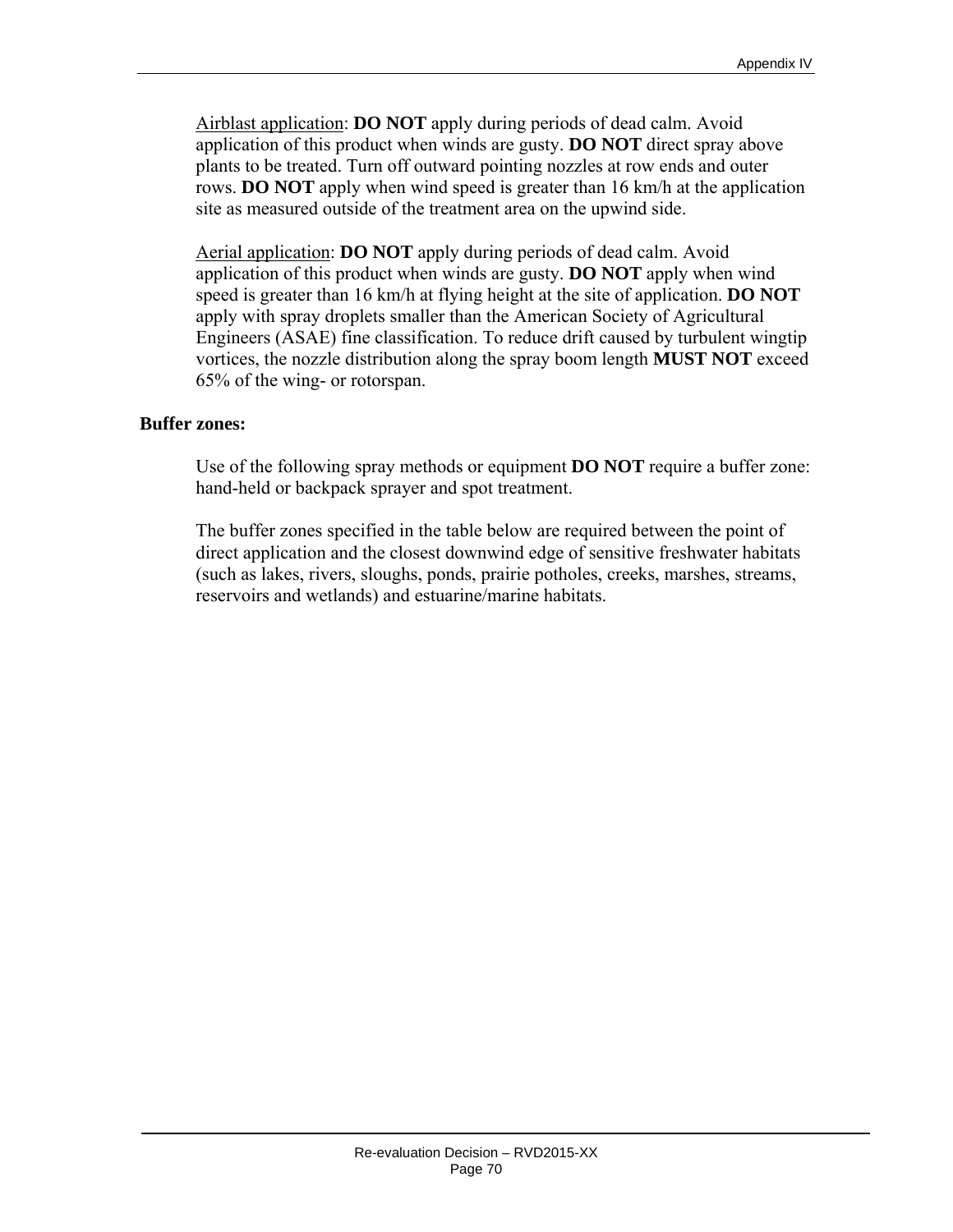<u>Airblast application</u>: **DO NOT** apply during periods of dead calm. Avoid application of this product when winds are gusty. **DO NOT** direct spray above plants to be treated. Turn off outward pointing nozzles at row ends and outer rows. **DO NOT** apply when wind speed is greater than 16 km/h at the application site as measured outside of the treatment area on the upwind side.

<u>Aerial application</u>: **DO NOT** apply during periods of dead calm. Avoid application of this product when winds are gusty. **DO NOT** apply when wind speed is greater than 16 km/h at flying height at the site of application. **DO NOT** apply with spray droplets smaller than the American Society of Agricultural Engineers (ASAE) fine classification. To reduce drift caused by turbulent wingtip vortices, the nozzle distribution along the spray boom length **MUST NOT** exceed 65% of the wing- or rotorspan.

**Buffer zones:**

Use of the following spray methods or equipment **DO NOT** require a buffer zone: hand-held or backpack sprayer and spot treatment.

The buffer zones specified in the table below are required between the point of direct application and the closest downwind edge of sensitive freshwater habitats (such as lakes, rivers, sloughs, ponds, prairie potholes, creeks, marshes, streams, reservoirs and wetlands) and estuarine/marine habitats.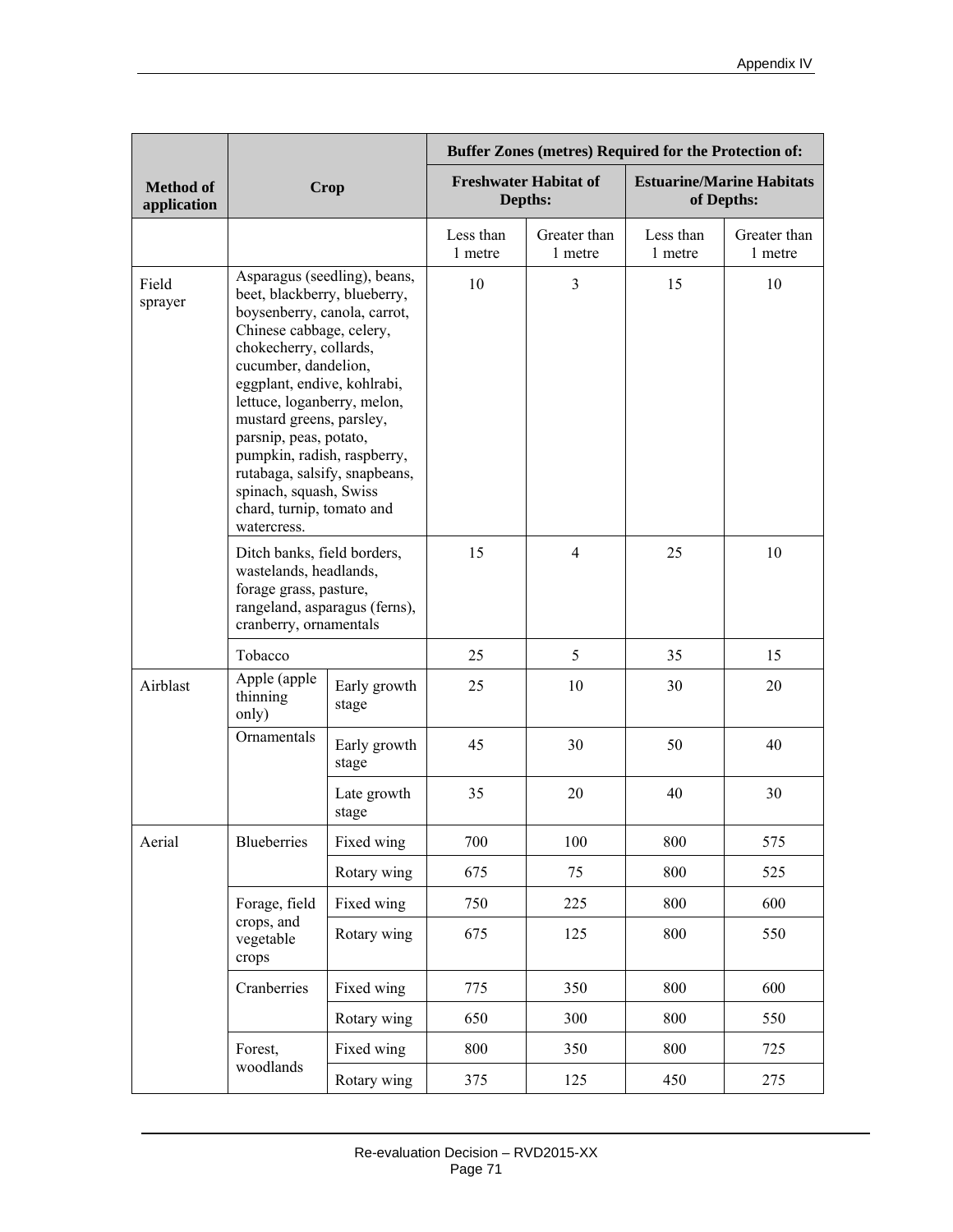| Method of application | Crop | | Buffer Zones (metres) Required for the Protection of: | | | |
|---|---|---|---|---|---|---|
| | | | Freshwater Habitat of Depths: | | Estuarine/Marine Habitats of Depths: | |
| | | | Less than 1 metre | Greater than 1 metre | Less than 1 metre | Greater than 1 metre |
| Field sprayer | Asparagus (seedling), beans, beet, blackberry, blueberry, boysenberry, canola, carrot, Chinese cabbage, celery, chokecherry, collards, cucumber, dandelion, eggplant, endive, kohlrabi, lettuce, loganberry, melon, mustard greens, parsley, parsnip, peas, potato, pumpkin, radish, raspberry, rutabaga, salsify, snapbeans, spinach, squash, Swiss chard, turnip, tomato and watercress. | | 10 | 3 | 15 | 10 |
| | Ditch banks, field borders, wastelands, headlands, forage grass, pasture, rangeland, asparagus (ferns), cranberry, ornamentals | | 15 | 4 | 25 | 10 |
| | Tobacco | | 25 | 5 | 35 | 15 |
| Airblast | Apple (apple thinning only) | Early growth stage | 25 | 10 | 30 | 20 |
| | Ornamentals | Early growth stage | 45 | 30 | 50 | 40 |
| | | Late growth stage | 35 | 20 | 40 | 30 |
| Aerial | Blueberries | Fixed wing | 700 | 100 | 800 | 575 |
| | | Rotary wing | 675 | 75 | 800 | 525 |
| | Forage, field crops, and vegetable crops | Fixed wing | 750 | 225 | 800 | 600 |
| | | Rotary wing | 675 | 125 | 800 | 550 |
| | Cranberries | Fixed wing | 775 | 350 | 800 | 600 |
| | | Rotary wing | 650 | 300 | 800 | 550 |
| | Forest, woodlands | Fixed wing | 800 | 350 | 800 | 725 |
| | | Rotary wing | 375 | 125 | 450 | 275 |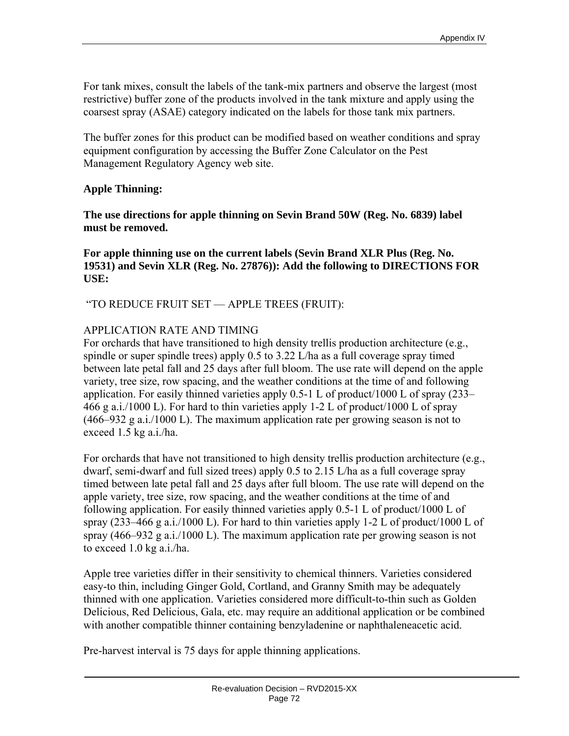For tank mixes, consult the labels of the tank-mix partners and observe the largest (most restrictive) buffer zone of the products involved in the tank mixture and apply using the coarsest spray (ASAE) category indicated on the labels for those tank mix partners.

The buffer zones for this product can be modified based on weather conditions and spray equipment configuration by accessing the Buffer Zone Calculator on the Pest Management Regulatory Agency web site.

**Apple Thinning:**

**The use directions for apple thinning on Sevin Brand 50W (Reg. No. 6839) label must be removed.**

**For apple thinning use on the current labels (Sevin Brand XLR Plus (Reg. No. 19531) and Sevin XLR (Reg. No. 27876)): Add the following to DIRECTIONS FOR USE:**

"TO REDUCE FRUIT SET — APPLE TREES (FRUIT):

APPLICATION RATE AND TIMING
For orchards that have transitioned to high density trellis production architecture (e.g., spindle or super spindle trees) apply 0.5 to 3.22 L/ha as a full coverage spray timed between late petal fall and 25 days after full bloom. The use rate will depend on the apple variety, tree size, row spacing, and the weather conditions at the time of and following application. For easily thinned varieties apply 0.5-1 L of product/1000 L of spray (233–466 g a.i./1000 L). For hard to thin varieties apply 1-2 L of product/1000 L of spray (466–932 g a.i./1000 L). The maximum application rate per growing season is not to exceed 1.5 kg a.i./ha.

For orchards that have not transitioned to high density trellis production architecture (e.g., dwarf, semi-dwarf and full sized trees) apply 0.5 to 2.15 L/ha as a full coverage spray timed between late petal fall and 25 days after full bloom. The use rate will depend on the apple variety, tree size, row spacing, and the weather conditions at the time of and following application. For easily thinned varieties apply 0.5-1 L of product/1000 L of spray (233–466 g a.i./1000 L). For hard to thin varieties apply 1-2 L of product/1000 L of spray (466–932 g a.i./1000 L). The maximum application rate per growing season is not to exceed 1.0 kg a.i./ha.

Apple tree varieties differ in their sensitivity to chemical thinners. Varieties considered easy-to thin, including Ginger Gold, Cortland, and Granny Smith may be adequately thinned with one application. Varieties considered more difficult-to-thin such as Golden Delicious, Red Delicious, Gala, etc. may require an additional application or be combined with another compatible thinner containing benzyladenine or naphthaleneacetic acid.

Pre-harvest interval is 75 days for apple thinning applications.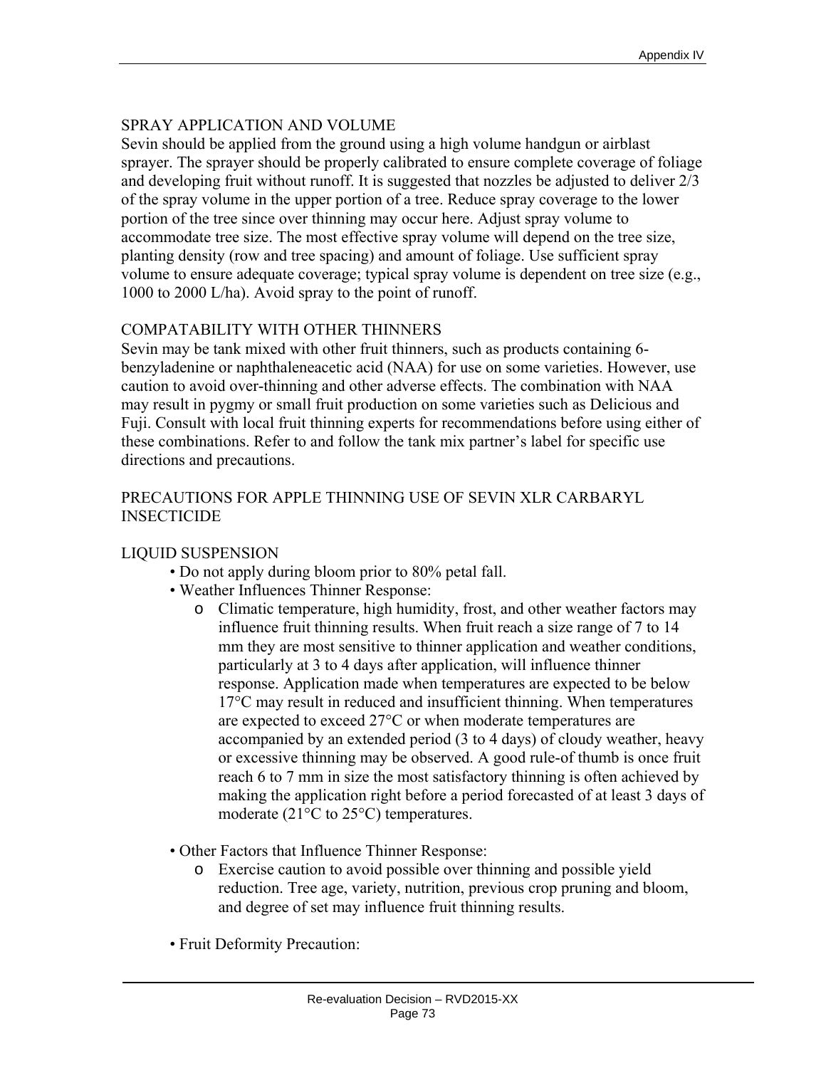SPRAY APPLICATION AND VOLUME

Sevin should be applied from the ground using a high volume handgun or airblast sprayer. The sprayer should be properly calibrated to ensure complete coverage of foliage and developing fruit without runoff. It is suggested that nozzles be adjusted to deliver 2/3 of the spray volume in the upper portion of a tree. Reduce spray coverage to the lower portion of the tree since over thinning may occur here. Adjust spray volume to accommodate tree size. The most effective spray volume will depend on the tree size, planting density (row and tree spacing) and amount of foliage. Use sufficient spray volume to ensure adequate coverage; typical spray volume is dependent on tree size (e.g., 1000 to 2000 L/ha). Avoid spray to the point of runoff.

COMPATABILITY WITH OTHER THINNERS

Sevin may be tank mixed with other fruit thinners, such as products containing 6-benzyladenine or naphthaleneacetic acid (NAA) for use on some varieties. However, use caution to avoid over-thinning and other adverse effects. The combination with NAA may result in pygmy or small fruit production on some varieties such as Delicious and Fuji. Consult with local fruit thinning experts for recommendations before using either of these combinations. Refer to and follow the tank mix partner's label for specific use directions and precautions.

PRECAUTIONS FOR APPLE THINNING USE OF SEVIN XLR CARBARYL INSECTICIDE

LIQUID SUSPENSION

- Do not apply during bloom prior to 80% petal fall.
- Weather Influences Thinner Response:
  - Climatic temperature, high humidity, frost, and other weather factors may influence fruit thinning results. When fruit reach a size range of 7 to 14 mm they are most sensitive to thinner application and weather conditions, particularly at 3 to 4 days after application, will influence thinner response. Application made when temperatures are expected to be below 17°C may result in reduced and insufficient thinning. When temperatures are expected to exceed 27°C or when moderate temperatures are accompanied by an extended period (3 to 4 days) of cloudy weather, heavy or excessive thinning may be observed. A good rule-of thumb is once fruit reach 6 to 7 mm in size the most satisfactory thinning is often achieved by making the application right before a period forecasted of at least 3 days of moderate (21°C to 25°C) temperatures.

- Other Factors that Influence Thinner Response:
  - Exercise caution to avoid possible over thinning and possible yield reduction. Tree age, variety, nutrition, previous crop pruning and bloom, and degree of set may influence fruit thinning results.

- Fruit Deformity Precaution: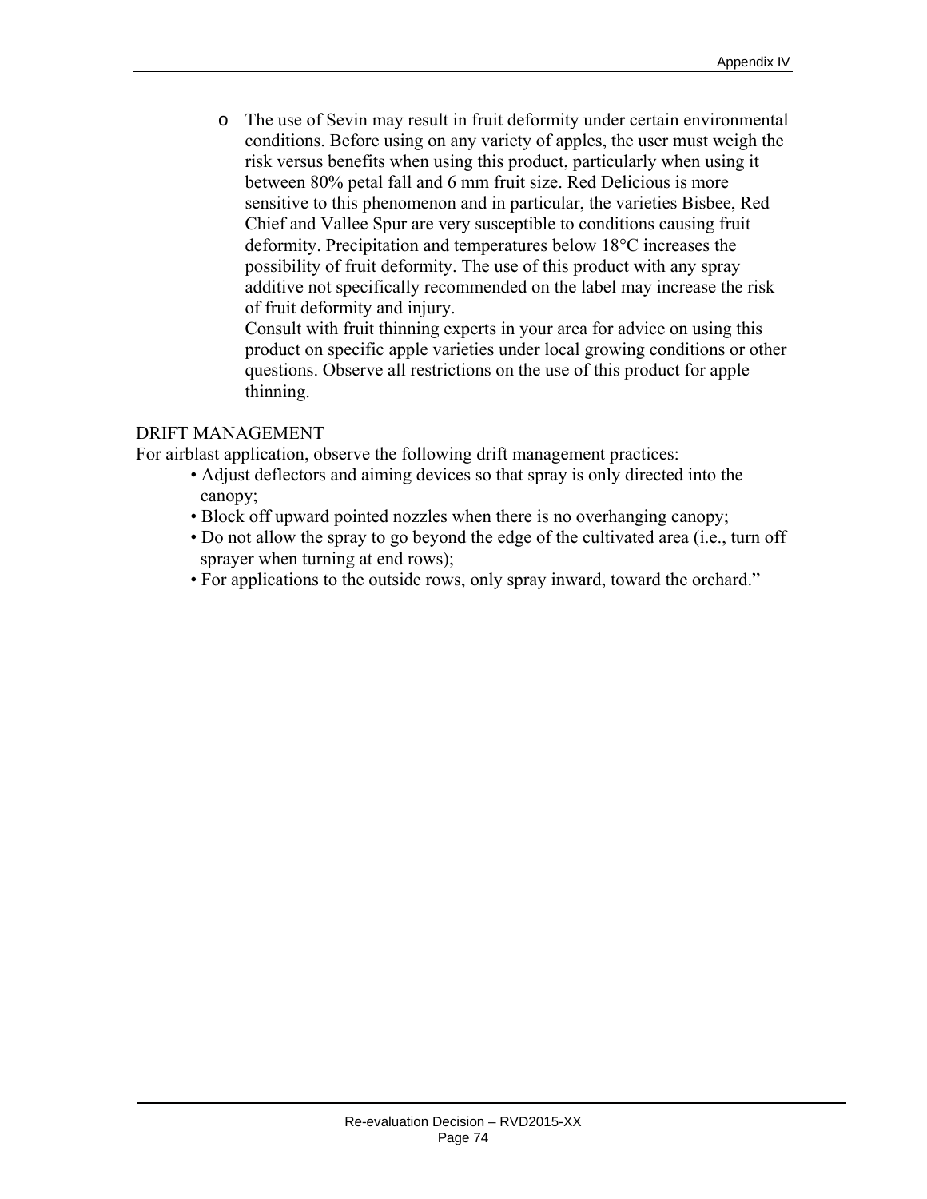- The use of Sevin may result in fruit deformity under certain environmental conditions. Before using on any variety of apples, the user must weigh the risk versus benefits when using this product, particularly when using it between 80% petal fall and 6 mm fruit size. Red Delicious is more sensitive to this phenomenon and in particular, the varieties Bisbee, Red Chief and Vallee Spur are very susceptible to conditions causing fruit deformity. Precipitation and temperatures below 18°C increases the possibility of fruit deformity. The use of this product with any spray additive not specifically recommended on the label may increase the risk of fruit deformity and injury.

  Consult with fruit thinning experts in your area for advice on using this product on specific apple varieties under local growing conditions or other questions. Observe all restrictions on the use of this product for apple thinning.

DRIFT MANAGEMENT

For airblast application, observe the following drift management practices:

- Adjust deflectors and aiming devices so that spray is only directed into the canopy;
- Block off upward pointed nozzles when there is no overhanging canopy;
- Do not allow the spray to go beyond the edge of the cultivated area (i.e., turn off sprayer when turning at end rows);
- For applications to the outside rows, only spray inward, toward the orchard."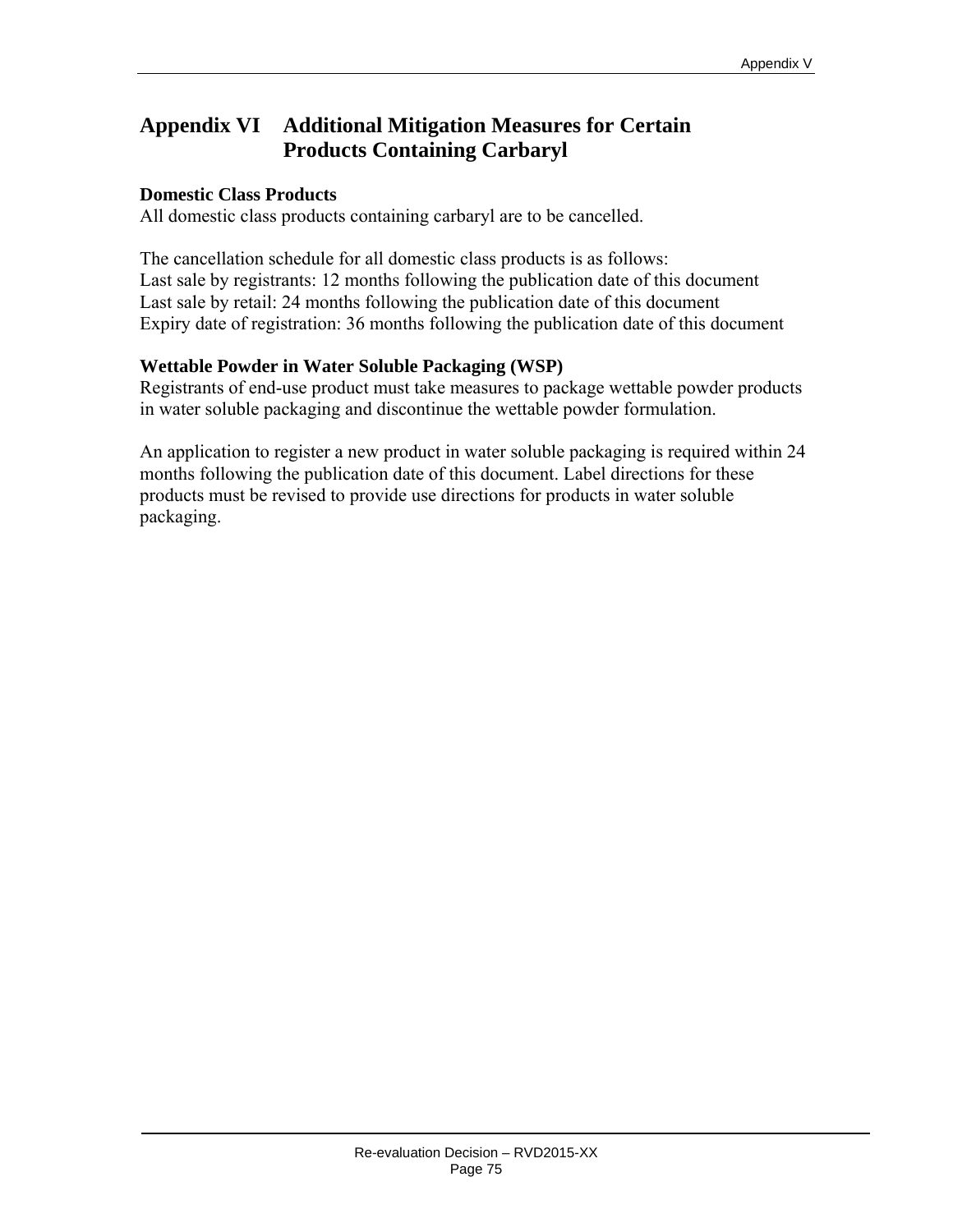# Appendix VI Additional Mitigation Measures for Certain Products Containing Carbaryl

**Domestic Class Products**

All domestic class products containing carbaryl are to be cancelled.

The cancellation schedule for all domestic class products is as follows:
Last sale by registrants: 12 months following the publication date of this document
Last sale by retail: 24 months following the publication date of this document
Expiry date of registration: 36 months following the publication date of this document

**Wettable Powder in Water Soluble Packaging (WSP)**

Registrants of end-use product must take measures to package wettable powder products in water soluble packaging and discontinue the wettable powder formulation.

An application to register a new product in water soluble packaging is required within 24 months following the publication date of this document. Label directions for these products must be revised to provide use directions for products in water soluble packaging.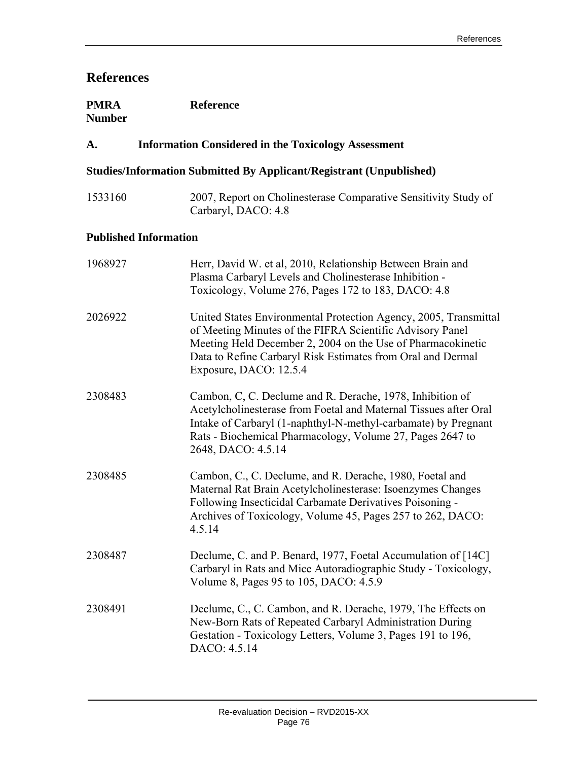# References

| PMRA Number | Reference |
|---|---|

## A. Information Considered in the Toxicology Assessment

### Studies/Information Submitted By Applicant/Registrant (Unpublished)

| | |
|---|---|
| 1533160 | 2007, Report on Cholinesterase Comparative Sensitivity Study of Carbaryl, DACO: 4.8 |

### Published Information

| | |
|---|---|
| 1968927 | Herr, David W. et al, 2010, Relationship Between Brain and Plasma Carbaryl Levels and Cholinesterase Inhibition - Toxicology, Volume 276, Pages 172 to 183, DACO: 4.8 |
| 2026922 | United States Environmental Protection Agency, 2005, Transmittal of Meeting Minutes of the FIFRA Scientific Advisory Panel Meeting Held December 2, 2004 on the Use of Pharmacokinetic Data to Refine Carbaryl Risk Estimates from Oral and Dermal Exposure, DACO: 12.5.4 |
| 2308483 | Cambon, C, C. Declume and R. Derache, 1978, Inhibition of Acetylcholinesterase from Foetal and Maternal Tissues after Oral Intake of Carbaryl (1-naphthyl-N-methyl-carbamate) by Pregnant Rats - Biochemical Pharmacology, Volume 27, Pages 2647 to 2648, DACO: 4.5.14 |
| 2308485 | Cambon, C., C. Declume, and R. Derache, 1980, Foetal and Maternal Rat Brain Acetylcholinesterase: Isoenzymes Changes Following Insecticidal Carbamate Derivatives Poisoning - Archives of Toxicology, Volume 45, Pages 257 to 262, DACO: 4.5.14 |
| 2308487 | Declume, C. and P. Benard, 1977, Foetal Accumulation of [14C] Carbaryl in Rats and Mice Autoradiographic Study - Toxicology, Volume 8, Pages 95 to 105, DACO: 4.5.9 |
| 2308491 | Declume, C., C. Cambon, and R. Derache, 1979, The Effects on New-Born Rats of Repeated Carbaryl Administration During Gestation - Toxicology Letters, Volume 3, Pages 191 to 196, DACO: 4.5.14 |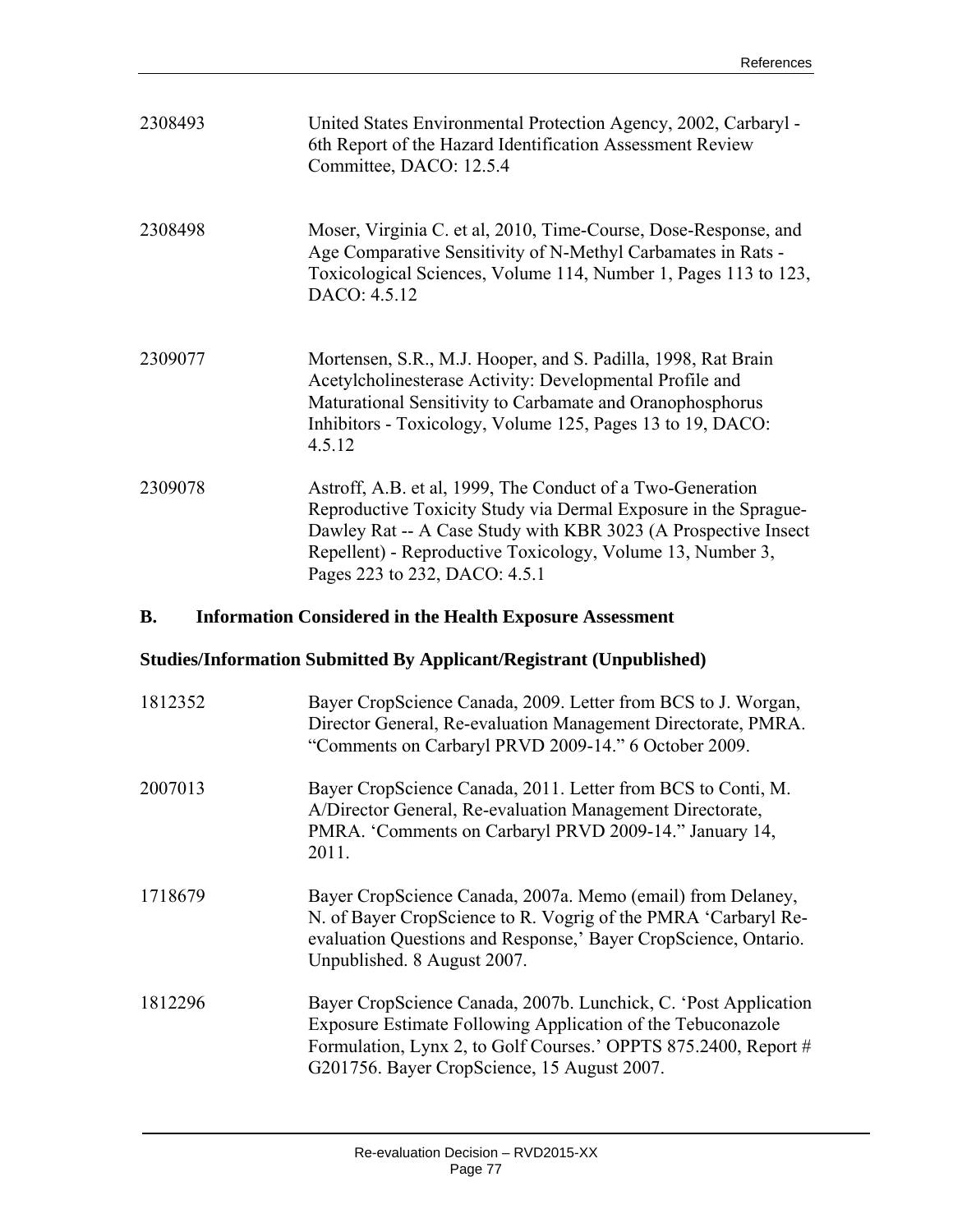| | |
|---|---|
| 2308493 | United States Environmental Protection Agency, 2002, Carbaryl - 6th Report of the Hazard Identification Assessment Review Committee, DACO: 12.5.4 |
| 2308498 | Moser, Virginia C. et al, 2010, Time-Course, Dose-Response, and Age Comparative Sensitivity of N-Methyl Carbamates in Rats - Toxicological Sciences, Volume 114, Number 1, Pages 113 to 123, DACO: 4.5.12 |
| 2309077 | Mortensen, S.R., M.J. Hooper, and S. Padilla, 1998, Rat Brain Acetylcholinesterase Activity: Developmental Profile and Maturational Sensitivity to Carbamate and Oranophosphorus Inhibitors - Toxicology, Volume 125, Pages 13 to 19, DACO: 4.5.12 |
| 2309078 | Astroff, A.B. et al, 1999, The Conduct of a Two-Generation Reproductive Toxicity Study via Dermal Exposure in the Sprague-Dawley Rat -- A Case Study with KBR 3023 (A Prospective Insect Repellent) - Reproductive Toxicology, Volume 13, Number 3, Pages 223 to 232, DACO: 4.5.1 |

## B. Information Considered in the Health Exposure Assessment

### Studies/Information Submitted By Applicant/Registrant (Unpublished)

| | |
|---|---|
| 1812352 | Bayer CropScience Canada, 2009. Letter from BCS to J. Worgan, Director General, Re-evaluation Management Directorate, PMRA. "Comments on Carbaryl PRVD 2009-14." 6 October 2009. |
| 2007013 | Bayer CropScience Canada, 2011. Letter from BCS to Conti, M. A/Director General, Re-evaluation Management Directorate, PMRA. 'Comments on Carbaryl PRVD 2009-14." January 14, 2011. |
| 1718679 | Bayer CropScience Canada, 2007a. Memo (email) from Delaney, N. of Bayer CropScience to R. Vogrig of the PMRA 'Carbaryl Re-evaluation Questions and Response,' Bayer CropScience, Ontario. Unpublished. 8 August 2007. |
| 1812296 | Bayer CropScience Canada, 2007b. Lunchick, C. 'Post Application Exposure Estimate Following Application of the Tebuconazole Formulation, Lynx 2, to Golf Courses.' OPPTS 875.2400, Report # G201756. Bayer CropScience, 15 August 2007. |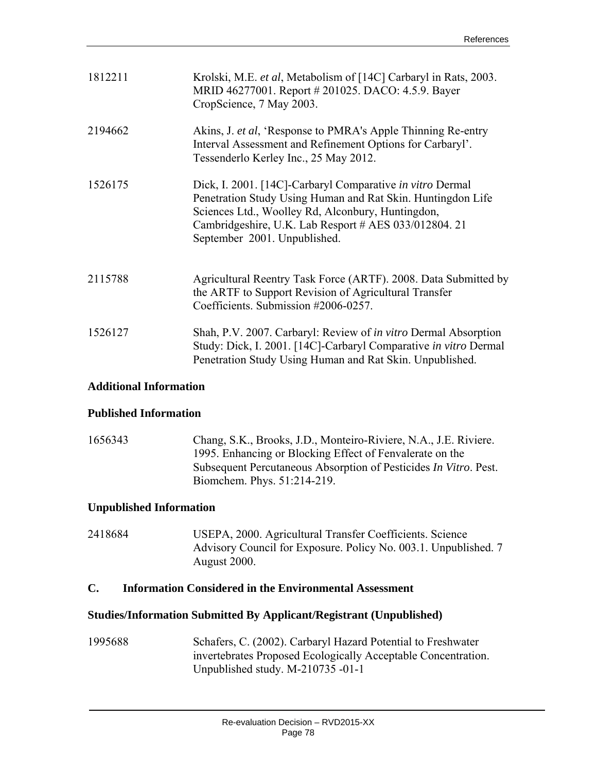| | |
|---|---|
| 1812211 | Krolski, M.E. *et al*, Metabolism of [14C] Carbaryl in Rats, 2003. MRID 46277001. Report # 201025. DACO: 4.5.9. Bayer CropScience, 7 May 2003. |
| 2194662 | Akins, J. *et al*, 'Response to PMRA's Apple Thinning Re-entry Interval Assessment and Refinement Options for Carbaryl'. Tessenderlo Kerley Inc., 25 May 2012. |
| 1526175 | Dick, I. 2001. [14C]-Carbaryl Comparative *in vitro* Dermal Penetration Study Using Human and Rat Skin. Huntingdon Life Sciences Ltd., Woolley Rd, Alconbury, Huntingdon, Cambridgeshire, U.K. Lab Resport # AES 033/012804. 21 September 2001. Unpublished. |
| 2115788 | Agricultural Reentry Task Force (ARTF). 2008. Data Submitted by the ARTF to Support Revision of Agricultural Transfer Coefficients. Submission #2006-0257. |
| 1526127 | Shah, P.V. 2007. Carbaryl: Review of *in vitro* Dermal Absorption Study: Dick, I. 2001. [14C]-Carbaryl Comparative *in vitro* Dermal Penetration Study Using Human and Rat Skin. Unpublished. |

**Additional Information**

**Published Information**

| | |
|---|---|
| 1656343 | Chang, S.K., Brooks, J.D., Monteiro-Riviere, N.A., J.E. Riviere. 1995. Enhancing or Blocking Effect of Fenvalerate on the Subsequent Percutaneous Absorption of Pesticides *In Vitro*. Pest. Biomchem. Phys. 51:214-219. |

**Unpublished Information**

| | |
|---|---|
| 2418684 | USEPA, 2000. Agricultural Transfer Coefficients. Science Advisory Council for Exposure. Policy No. 003.1. Unpublished. 7 August 2000. |

## C. Information Considered in the Environmental Assessment

**Studies/Information Submitted By Applicant/Registrant (Unpublished)**

| | |
|---|---|
| 1995688 | Schafers, C. (2002). Carbaryl Hazard Potential to Freshwater invertebrates Proposed Ecologically Acceptable Concentration. Unpublished study. M-210735 -01-1 |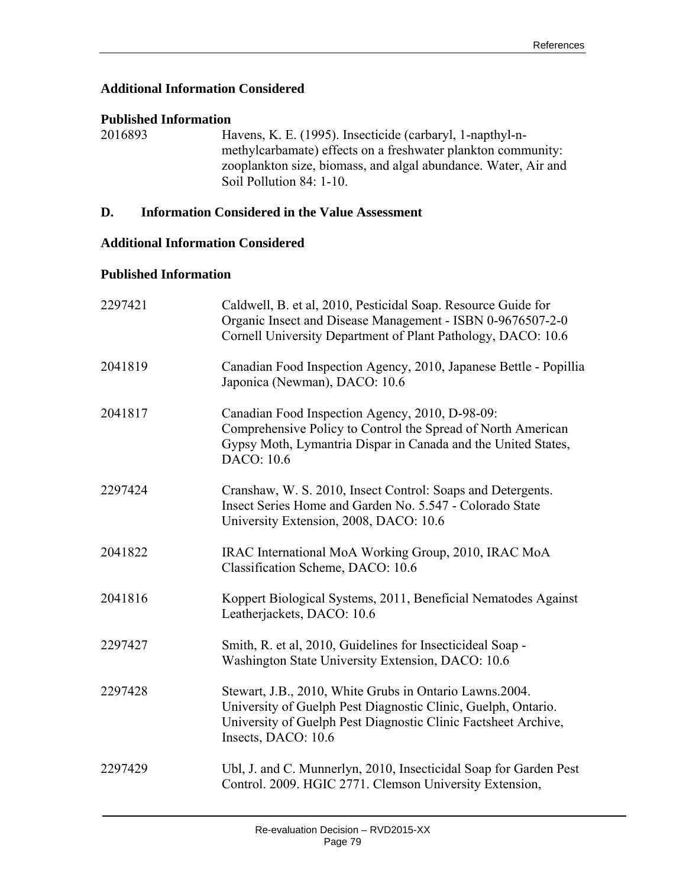### Additional Information Considered

#### Published Information

| | |
|---|---|
| 2016893 | Havens, K. E. (1995). Insecticide (carbaryl, 1-napthyl-n-methylcarbamate) effects on a freshwater plankton community: zooplankton size, biomass, and algal abundance. Water, Air and Soil Pollution 84: 1-10. |

## D. Information Considered in the Value Assessment

### Additional Information Considered

#### Published Information

| | |
|---|---|
| 2297421 | Caldwell, B. et al, 2010, Pesticidal Soap. Resource Guide for Organic Insect and Disease Management - ISBN 0-9676507-2-0 Cornell University Department of Plant Pathology, DACO: 10.6 |
| 2041819 | Canadian Food Inspection Agency, 2010, Japanese Bettle - Popillia Japonica (Newman), DACO: 10.6 |
| 2041817 | Canadian Food Inspection Agency, 2010, D-98-09: Comprehensive Policy to Control the Spread of North American Gypsy Moth, Lymantria Dispar in Canada and the United States, DACO: 10.6 |
| 2297424 | Cranshaw, W. S. 2010, Insect Control: Soaps and Detergents. Insect Series Home and Garden No. 5.547 - Colorado State University Extension, 2008, DACO: 10.6 |
| 2041822 | IRAC International MoA Working Group, 2010, IRAC MoA Classification Scheme, DACO: 10.6 |
| 2041816 | Koppert Biological Systems, 2011, Beneficial Nematodes Against Leatherjackets, DACO: 10.6 |
| 2297427 | Smith, R. et al, 2010, Guidelines for Insecticideal Soap - Washington State University Extension, DACO: 10.6 |
| 2297428 | Stewart, J.B., 2010, White Grubs in Ontario Lawns.2004. University of Guelph Pest Diagnostic Clinic, Guelph, Ontario. University of Guelph Pest Diagnostic Clinic Factsheet Archive, Insects, DACO: 10.6 |
| 2297429 | Ubl, J. and C. Munnerlyn, 2010, Insecticidal Soap for Garden Pest Control. 2009. HGIC 2771. Clemson University Extension, |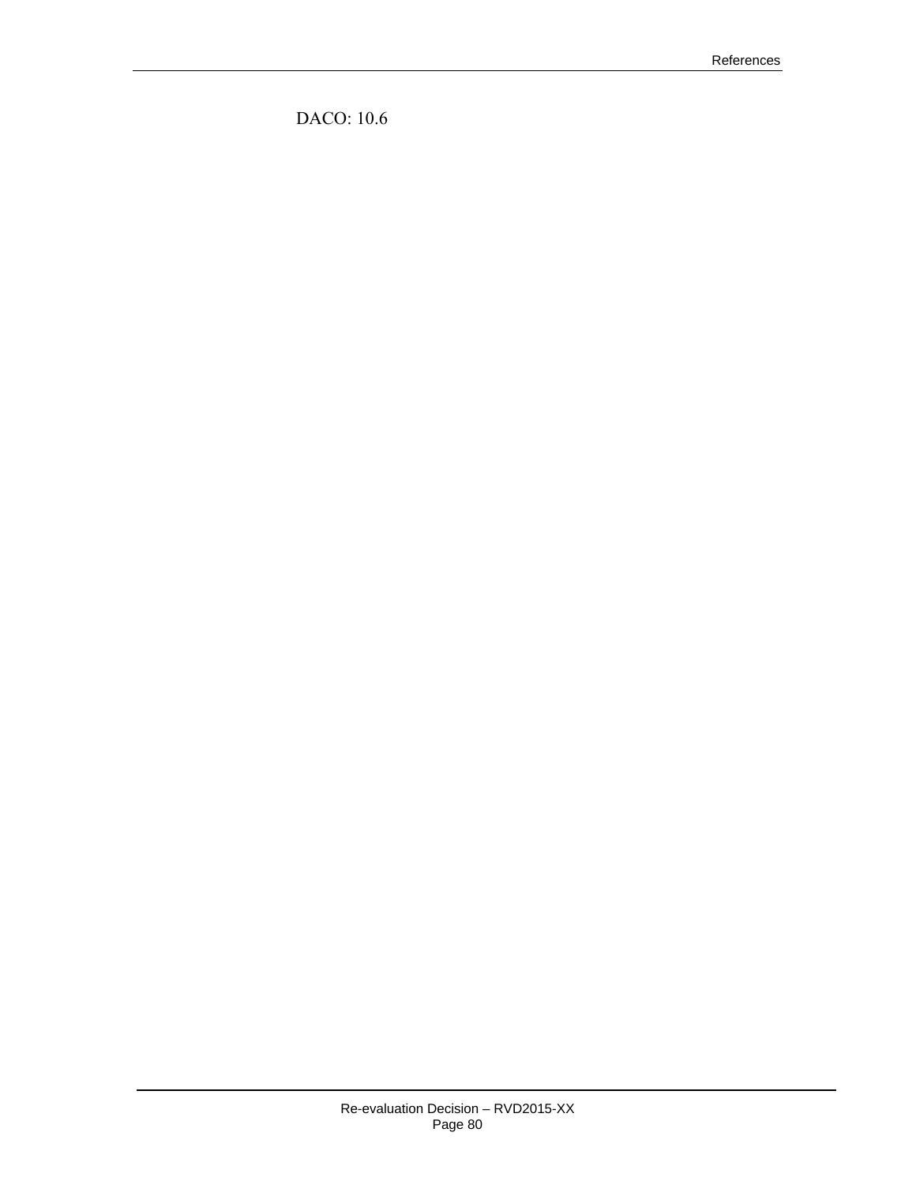DACO: 10.6